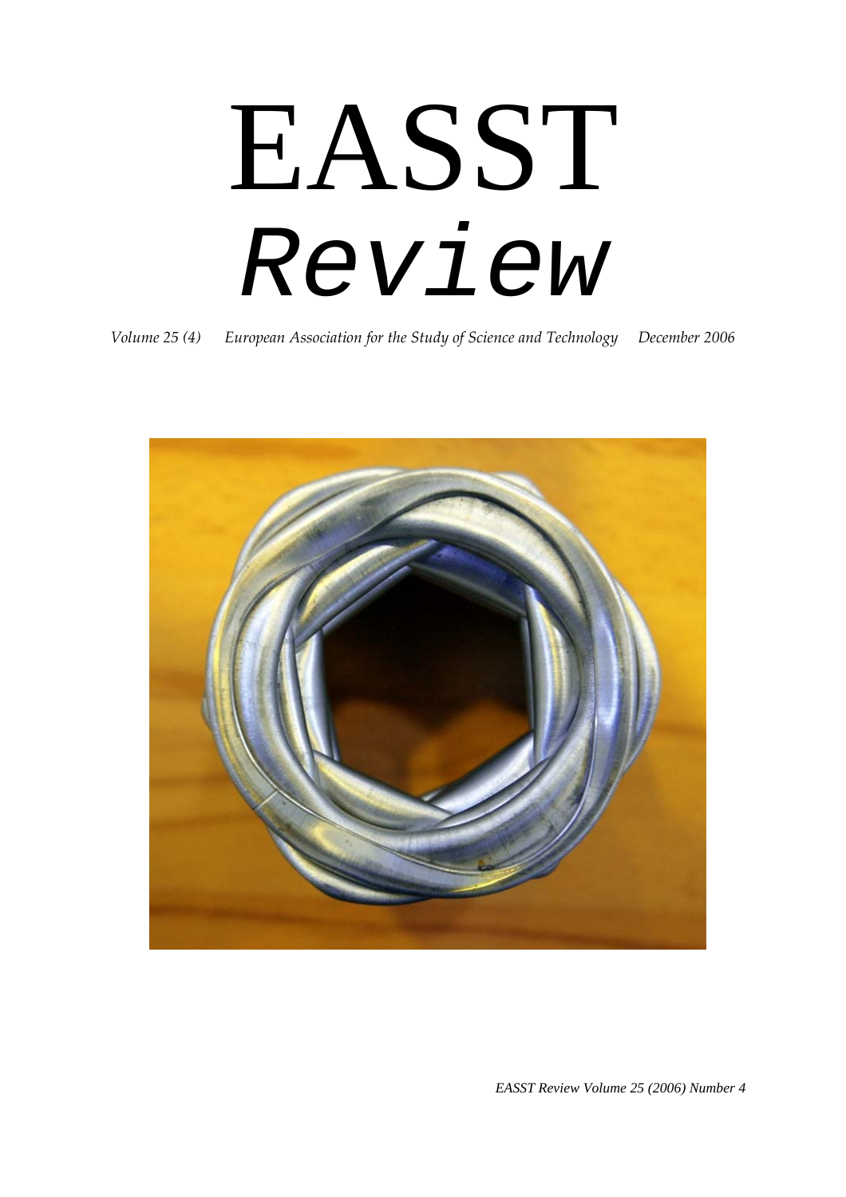# EASST

# *Review*

*Volume 25 (4)    European Association for the Study of Science and Technology    December 2006*

*EASST Review Volume 25 (2006) Number 4*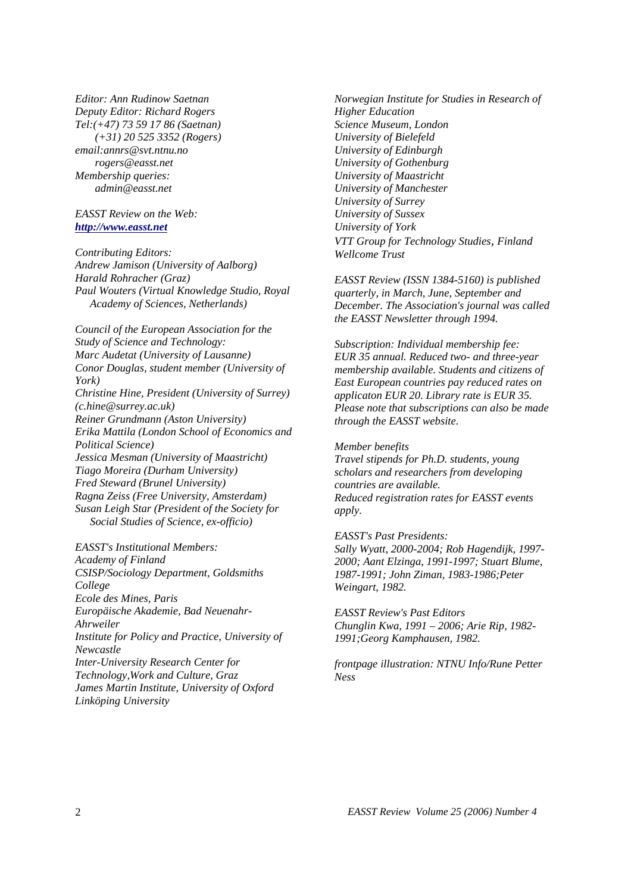*Editor: Ann Rudinow Saetnan*
*Deputy Editor: Richard Rogers*
*Tel:(+47) 73 59 17 86 (Saetnan)*
*(+31) 20 525 3352 (Rogers)*
*email:annrs@svt.ntnu.no*
*rogers@easst.net*
*Membership queries:*
*admin@easst.net*

*EASST Review on the Web:*
***http://www.easst.net***

*Contributing Editors:*
*Andrew Jamison (University of Aalborg)*
*Harald Rohracher (Graz)*
*Paul Wouters (Virtual Knowledge Studio, Royal Academy of Sciences, Netherlands)*

*Council of the European Association for the Study of Science and Technology:*
*Marc Audetat (University of Lausanne)*
*Conor Douglas, student member (University of York)*
*Christine Hine, President (University of Surrey) (c.hine@surrey.ac.uk)*
*Reiner Grundmann (Aston University)*
*Erika Mattila (London School of Economics and Political Science)*
*Jessica Mesman (University of Maastricht)*
*Tiago Moreira (Durham University)*
*Fred Steward (Brunel University)*
*Ragna Zeiss (Free University, Amsterdam)*
*Susan Leigh Star (President of the Society for Social Studies of Science, ex-officio)*

*EASST's Institutional Members:*
*Academy of Finland*
*CSISP/Sociology Department, Goldsmiths College*
*Ecole des Mines, Paris*
*Europäische Akademie, Bad Neuenahr-Ahrweiler*
*Institute for Policy and Practice, University of Newcastle*
*Inter-University Research Center for Technology,Work and Culture, Graz*
*James Martin Institute, University of Oxford*
*Linköping University*
*Norwegian Institute for Studies in Research of Higher Education*
*Science Museum, London*
*University of Bielefeld*
*University of Edinburgh*
*University of Gothenburg*
*University of Maastricht*
*University of Manchester*
*University of Surrey*
*University of Sussex*
*University of York*
*VTT Group for Technology Studies, Finland*
*Wellcome Trust*

*EASST Review (ISSN 1384-5160) is published quarterly, in March, June, September and December. The Association's journal was called the EASST Newsletter through 1994.*

*Subscription: Individual membership fee: EUR 35 annual. Reduced two- and three-year membership available. Students and citizens of East European countries pay reduced rates on applicaton EUR 20. Library rate is EUR 35. Please note that subscriptions can also be made through the EASST website.*

*Member benefits*
*Travel stipends for Ph.D. students, young scholars and researchers from developing countries are available.*
*Reduced registration rates for EASST events apply.*

*EASST's Past Presidents:*
*Sally Wyatt, 2000-2004; Rob Hagendijk, 1997-2000; Aant Elzinga, 1991-1997; Stuart Blume, 1987-1991; John Ziman, 1983-1986;Peter Weingart, 1982.*

*EASST Review's Past Editors*
*Chunglin Kwa, 1991 – 2006; Arie Rip, 1982-1991;Georg Kamphausen, 1982.*

*frontpage illustration: NTNU Info/Rune Petter Ness*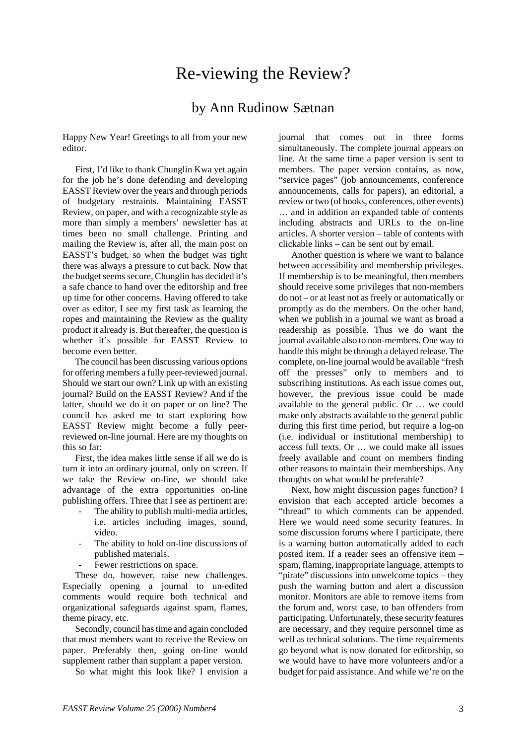# Re-viewing the Review?

## by Ann Rudinow Sætnan

Happy New Year! Greetings to all from your new editor.

First, I'd like to thank Chunglin Kwa yet again for the job he's done defending and developing EASST Review over the years and through periods of budgetary restraints. Maintaining EASST Review, on paper, and with a recognizable style as more than simply a members' newsletter has at times been no small challenge. Printing and mailing the Review is, after all, the main post on EASST's budget, so when the budget was tight there was always a pressure to cut back. Now that the budget seems secure, Chunglin has decided it's a safe chance to hand over the editorship and free up time for other concerns. Having offered to take over as editor, I see my first task as learning the ropes and maintaining the Review as the quality product it already is. But thereafter, the question is whether it's possible for EASST Review to become even better.

The council has been discussing various options for offering members a fully peer-reviewed journal. Should we start our own? Link up with an existing journal? Build on the EASST Review? And if the latter, should we do it on paper or on line? The council has asked me to start exploring how EASST Review might become a fully peer-reviewed on-line journal. Here are my thoughts on this so far:

First, the idea makes little sense if all we do is turn it into an ordinary journal, only on screen. If we take the Review on-line, we should take advantage of the extra opportunities on-line publishing offers. Three that I see as pertinent are:

- The ability to publish multi-media articles, i.e. articles including images, sound, video.
- The ability to hold on-line discussions of published materials.
- Fewer restrictions on space.

These do, however, raise new challenges. Especially opening a journal to un-edited comments would require both technical and organizational safeguards against spam, flames, theme piracy, etc.

Secondly, council has time and again concluded that most members want to receive the Review on paper. Preferably then, going on-line would supplement rather than supplant a paper version.

So what might this look like? I envision a journal that comes out in three forms simultaneously. The complete journal appears on line. At the same time a paper version is sent to members. The paper version contains, as now, "service pages" (job announcements, conference announcements, calls for papers), an editorial, a review or two (of books, conferences, other events) … and in addition an expanded table of contents including abstracts and URLs to the on-line articles. A shorter version – table of contents with clickable links – can be sent out by email.

Another question is where we want to balance between accessibility and membership privileges. If membership is to be meaningful, then members should receive some privileges that non-members do not – or at least not as freely or automatically or promptly as do the members. On the other hand, when we publish in a journal we want as broad a readership as possible. Thus we do want the journal available also to non-members. One way to handle this might be through a delayed release. The complete, on-line journal would be available "fresh off the presses" only to members and to subscribing institutions. As each issue comes out, however, the previous issue could be made available to the general public. Or … we could make only abstracts available to the general public during this first time period, but require a log-on (i.e. individual or institutional membership) to access full texts. Or … we could make all issues freely available and count on members finding other reasons to maintain their memberships. Any thoughts on what would be preferable?

Next, how might discussion pages function? I envision that each accepted article becomes a "thread" to which comments can be appended. Here we would need some security features. In some discussion forums where I participate, there is a warning button automatically added to each posted item. If a reader sees an offensive item – spam, flaming, inappropriate language, attempts to "pirate" discussions into unwelcome topics – they push the warning button and alert a discussion monitor. Monitors are able to remove items from the forum and, worst case, to ban offenders from participating. Unfortunately, these security features are necessary, and they require personnel time as well as technical solutions. The time requirements go beyond what is now donated for editorship, so we would have to have more volunteers and/or a budget for paid assistance. And while we're on the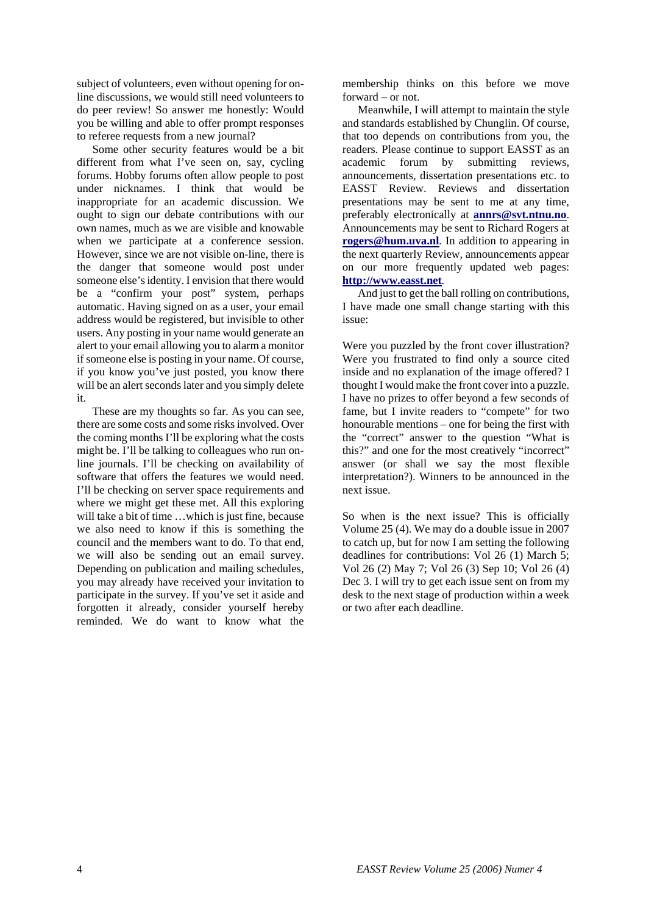subject of volunteers, even without opening for on-line discussions, we would still need volunteers to do peer review! So answer me honestly: Would you be willing and able to offer prompt responses to referee requests from a new journal?

Some other security features would be a bit different from what I've seen on, say, cycling forums. Hobby forums often allow people to post under nicknames. I think that would be inappropriate for an academic discussion. We ought to sign our debate contributions with our own names, much as we are visible and knowable when we participate at a conference session. However, since we are not visible on-line, there is the danger that someone would post under someone else's identity. I envision that there would be a "confirm your post" system, perhaps automatic. Having signed on as a user, your email address would be registered, but invisible to other users. Any posting in your name would generate an alert to your email allowing you to alarm a monitor if someone else is posting in your name. Of course, if you know you've just posted, you know there will be an alert seconds later and you simply delete it.

These are my thoughts so far. As you can see, there are some costs and some risks involved. Over the coming months I'll be exploring what the costs might be. I'll be talking to colleagues who run on-line journals. I'll be checking on availability of software that offers the features we would need. I'll be checking on server space requirements and where we might get these met. All this exploring will take a bit of time …which is just fine, because we also need to know if this is something the council and the members want to do. To that end, we will also be sending out an email survey. Depending on publication and mailing schedules, you may already have received your invitation to participate in the survey. If you've set it aside and forgotten it already, consider yourself hereby reminded. We do want to know what the membership thinks on this before we move forward – or not.

Meanwhile, I will attempt to maintain the style and standards established by Chunglin. Of course, that too depends on contributions from you, the readers. Please continue to support EASST as an academic forum by submitting reviews, announcements, dissertation presentations etc. to EASST Review. Reviews and dissertation presentations may be sent to me at any time, preferably electronically at **annrs@svt.ntnu.no**. Announcements may be sent to Richard Rogers at **rogers@hum.uva.nl**. In addition to appearing in the next quarterly Review, announcements appear on our more frequently updated web pages: **http://www.easst.net**.

And just to get the ball rolling on contributions, I have made one small change starting with this issue:

Were you puzzled by the front cover illustration? Were you frustrated to find only a source cited inside and no explanation of the image offered? I thought I would make the front cover into a puzzle. I have no prizes to offer beyond a few seconds of fame, but I invite readers to "compete" for two honourable mentions – one for being the first with the "correct" answer to the question "What is this?" and one for the most creatively "incorrect" answer (or shall we say the most flexible interpretation?). Winners to be announced in the next issue.

So when is the next issue? This is officially Volume 25 (4). We may do a double issue in 2007 to catch up, but for now I am setting the following deadlines for contributions: Vol 26 (1) March 5; Vol 26 (2) May 7; Vol 26 (3) Sep 10; Vol 26 (4) Dec 3. I will try to get each issue sent on from my desk to the next stage of production within a week or two after each deadline.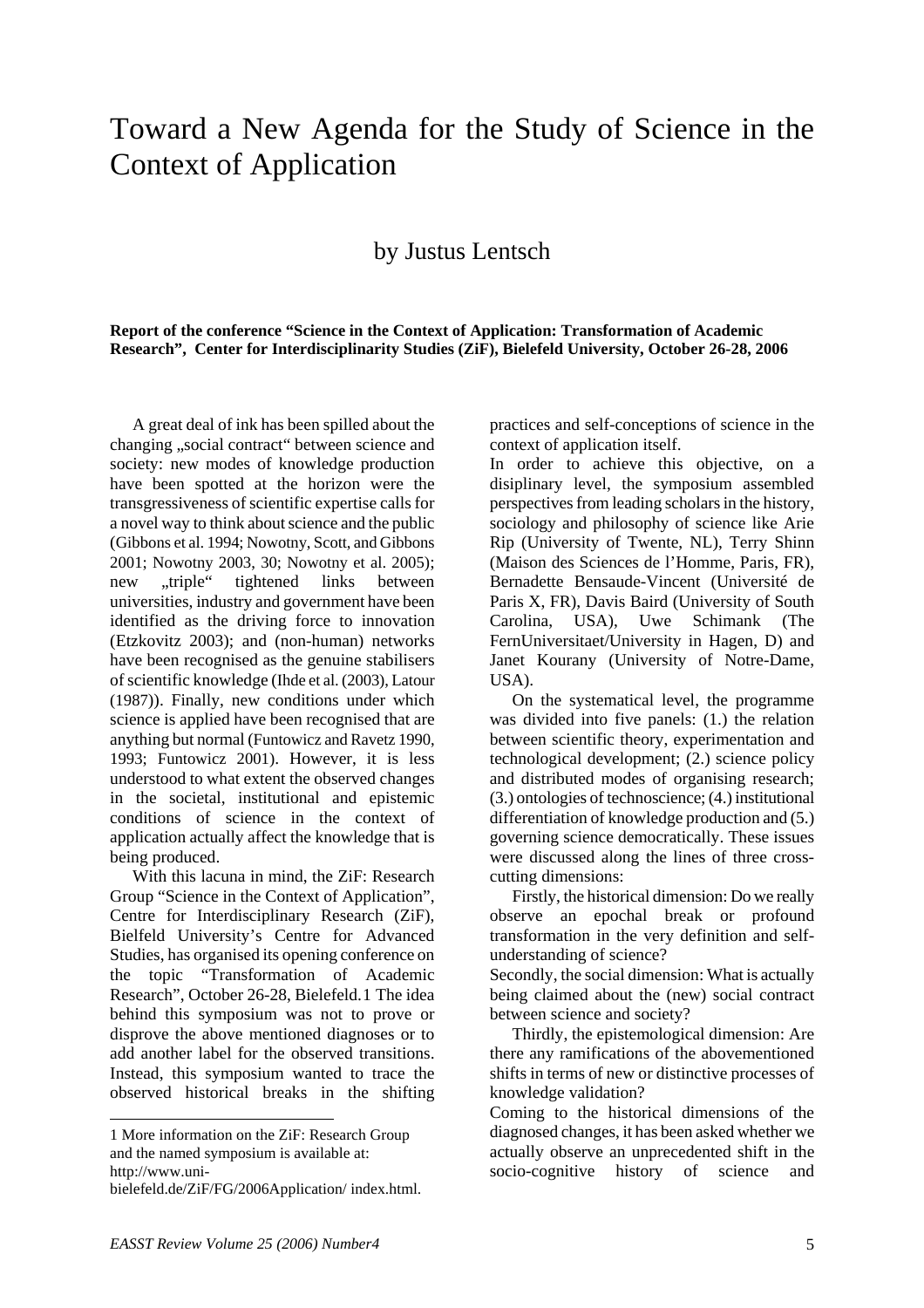# Toward a New Agenda for the Study of Science in the Context of Application

## by Justus Lentsch

**Report of the conference "Science in the Context of Application: Transformation of Academic Research", Center for Interdisciplinarity Studies (ZiF), Bielefeld University, October 26-28, 2006**

A great deal of ink has been spilled about the changing „social contract" between science and society: new modes of knowledge production have been spotted at the horizon were the transgressiveness of scientific expertise calls for a novel way to think about science and the public (Gibbons et al. 1994; Nowotny, Scott, and Gibbons 2001; Nowotny 2003, 30; Nowotny et al. 2005); new „triple" tightened links between universities, industry and government have been identified as the driving force to innovation (Etzkovitz 2003); and (non-human) networks have been recognised as the genuine stabilisers of scientific knowledge (Ihde et al. (2003), Latour (1987)). Finally, new conditions under which science is applied have been recognised that are anything but normal (Funtowicz and Ravetz 1990, 1993; Funtowicz 2001). However, it is less understood to what extent the observed changes in the societal, institutional and epistemic conditions of science in the context of application actually affect the knowledge that is being produced.

With this lacuna in mind, the ZiF: Research Group "Science in the Context of Application", Centre for Interdisciplinary Research (ZiF), Bielefeld University's Centre for Advanced Studies, has organised its opening conference on the topic "Transformation of Academic Research", October 26-28, Bielefeld.[1] The idea behind this symposium was not to prove or disprove the above mentioned diagnoses or to add another label for the observed transitions. Instead, this symposium wanted to trace the observed historical breaks in the shifting practices and self-conceptions of science in the context of application itself.

In order to achieve this objective, on a disiplinary level, the symposium assembled perspectives from leading scholars in the history, sociology and philosophy of science like Arie Rip (University of Twente, NL), Terry Shinn (Maison des Sciences de l'Homme, Paris, FR), Bernadette Bensaude-Vincent (Université de Paris X, FR), Davis Baird (University of South Carolina, USA), Uwe Schimank (The FernUniversitaet/University in Hagen, D) and Janet Kourany (University of Notre-Dame, USA).

On the systematical level, the programme was divided into five panels: (1.) the relation between scientific theory, experimentation and technological development; (2.) science policy and distributed modes of organising research; (3.) ontologies of technoscience; (4.) institutional differentiation of knowledge production and (5.) governing science democratically. These issues were discussed along the lines of three cross-cutting dimensions:

Firstly, the historical dimension: Do we really observe an epochal break or profound transformation in the very definition and self-understanding of science?

Secondly, the social dimension: What is actually being claimed about the (new) social contract between science and society?

Thirdly, the epistemological dimension: Are there any ramifications of the abovementioned shifts in terms of new or distinctive processes of knowledge validation?

Coming to the historical dimensions of the diagnosed changes, it has been asked whether we actually observe an unprecedented shift in the socio-cognitive history of science and

---

[1] More information on the ZiF: Research Group and the named symposium is available at: http://www.uni-bielefeld.de/ZiF/FG/2006Application/ index.html.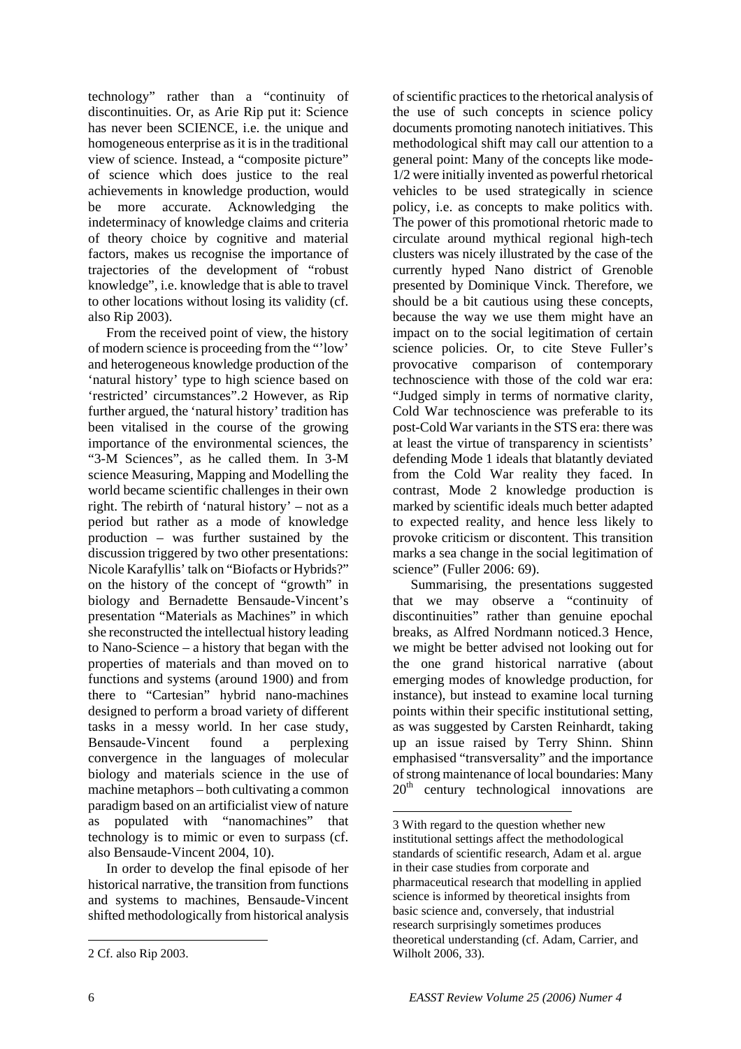technology" rather than a "continuity of discontinuities. Or, as Arie Rip put it: Science has never been SCIENCE, i.e. the unique and homogeneous enterprise as it is in the traditional view of science. Instead, a "composite picture" of science which does justice to the real achievements in knowledge production, would be more accurate. Acknowledging the indeterminacy of knowledge claims and criteria of theory choice by cognitive and material factors, makes us recognise the importance of trajectories of the development of "robust knowledge", i.e. knowledge that is able to travel to other locations without losing its validity (cf. also Rip 2003).

From the received point of view, the history of modern science is proceeding from the "'low' and heterogeneous knowledge production of the 'natural history' type to high science based on 'restricted' circumstances".2 However, as Rip further argued, the 'natural history' tradition has been vitalised in the course of the growing importance of the environmental sciences, the "3-M Sciences", as he called them. In 3-M science Measuring, Mapping and Modelling the world became scientific challenges in their own right. The rebirth of 'natural history' – not as a period but rather as a mode of knowledge production – was further sustained by the discussion triggered by two other presentations: Nicole Karafyllis' talk on "Biofacts or Hybrids?" on the history of the concept of "growth" in biology and Bernadette Bensaude-Vincent's presentation "Materials as Machines" in which she reconstructed the intellectual history leading to Nano-Science – a history that began with the properties of materials and than moved on to functions and systems (around 1900) and from there to "Cartesian" hybrid nano-machines designed to perform a broad variety of different tasks in a messy world. In her case study, Bensaude-Vincent found a perplexing convergence in the languages of molecular biology and materials science in the use of machine metaphors – both cultivating a common paradigm based on an artificialist view of nature as populated with "nanomachines" that technology is to mimic or even to surpass (cf. also Bensaude-Vincent 2004, 10).

In order to develop the final episode of her historical narrative, the transition from functions and systems to machines, Bensaude-Vincent shifted methodologically from historical analysis of scientific practices to the rhetorical analysis of the use of such concepts in science policy documents promoting nanotech initiatives. This methodological shift may call our attention to a general point: Many of the concepts like mode-1/2 were initially invented as powerful rhetorical vehicles to be used strategically in science policy, i.e. as concepts to make politics with. The power of this promotional rhetoric made to circulate around mythical regional high-tech clusters was nicely illustrated by the case of the currently hyped Nano district of Grenoble presented by Dominique Vinck. Therefore, we should be a bit cautious using these concepts, because the way we use them might have an impact on to the social legitimation of certain science policies. Or, to cite Steve Fuller's provocative comparison of contemporary technoscience with those of the cold war era: "Judged simply in terms of normative clarity, Cold War technoscience was preferable to its post-Cold War variants in the STS era: there was at least the virtue of transparency in scientists' defending Mode 1 ideals that blatantly deviated from the Cold War reality they faced. In contrast, Mode 2 knowledge production is marked by scientific ideals much better adapted to expected reality, and hence less likely to provoke criticism or discontent. This transition marks a sea change in the social legitimation of science" (Fuller 2006: 69).

Summarising, the presentations suggested that we may observe a "continuity of discontinuities" rather than genuine epochal breaks, as Alfred Nordmann noticed.3 Hence, we might be better advised not looking out for the one grand historical narrative (about emerging modes of knowledge production, for instance), but instead to examine local turning points within their specific institutional setting, as was suggested by Carsten Reinhardt, taking up an issue raised by Terry Shinn. Shinn emphasised "transversality" and the importance of strong maintenance of local boundaries: Many 20th century technological innovations are

---

2 Cf. also Rip 2003.

3 With regard to the question whether new institutional settings affect the methodological standards of scientific research, Adam et al. argue in their case studies from corporate and pharmaceutical research that modelling in applied science is informed by theoretical insights from basic science and, conversely, that industrial research surprisingly sometimes produces theoretical understanding (cf. Adam, Carrier, and Wilholt 2006, 33).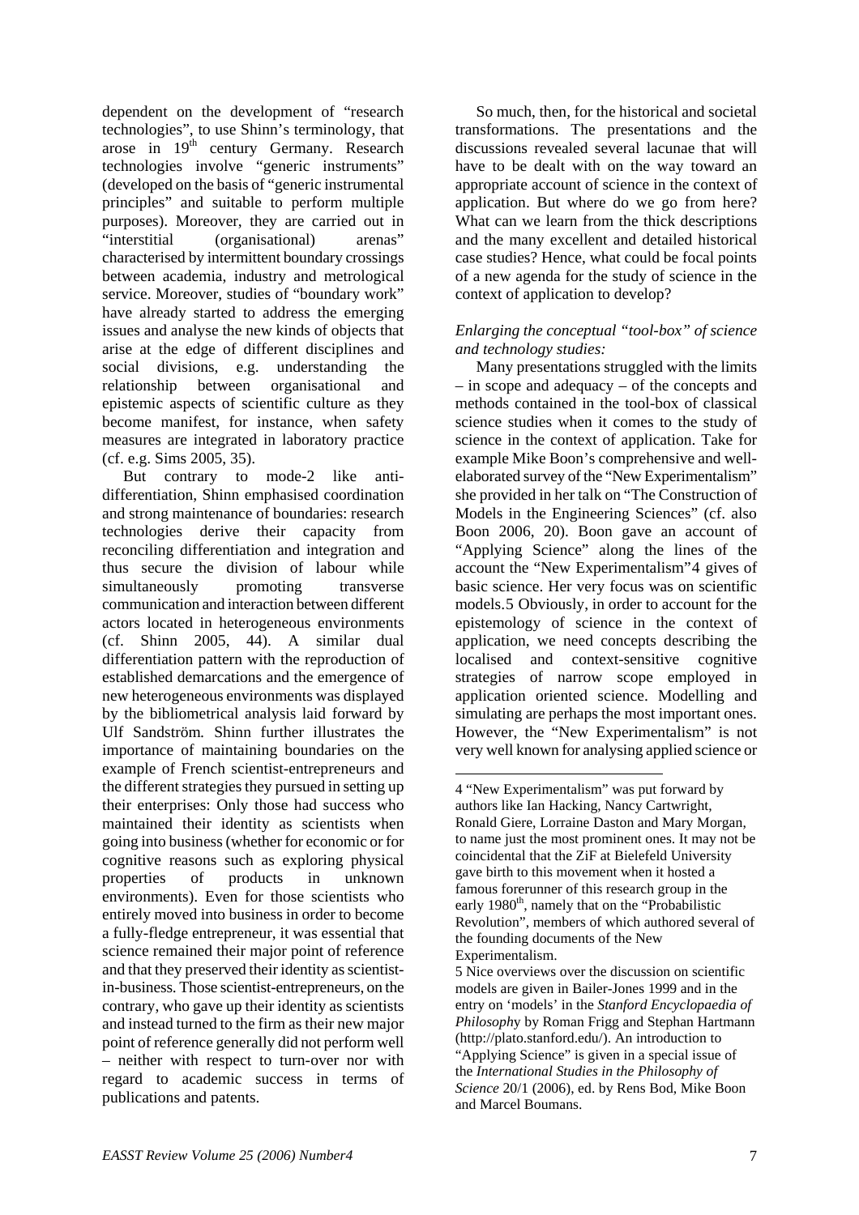dependent on the development of "research technologies", to use Shinn's terminology, that arose in 19th century Germany. Research technologies involve "generic instruments" (developed on the basis of "generic instrumental principles" and suitable to perform multiple purposes). Moreover, they are carried out in "interstitial (organisational) arenas" characterised by intermittent boundary crossings between academia, industry and metrological service. Moreover, studies of "boundary work" have already started to address the emerging issues and analyse the new kinds of objects that arise at the edge of different disciplines and social divisions, e.g. understanding the relationship between organisational and epistemic aspects of scientific culture as they become manifest, for instance, when safety measures are integrated in laboratory practice (cf. e.g. Sims 2005, 35).

But contrary to mode-2 like anti-differentiation, Shinn emphasised coordination and strong maintenance of boundaries: research technologies derive their capacity from reconciling differentiation and integration and thus secure the division of labour while simultaneously promoting transverse communication and interaction between different actors located in heterogeneous environments (cf. Shinn 2005, 44). A similar dual differentiation pattern with the reproduction of established demarcations and the emergence of new heterogeneous environments was displayed by the bibliometrical analysis laid forward by Ulf Sandström. Shinn further illustrates the importance of maintaining boundaries on the example of French scientist-entrepreneurs and the different strategies they pursued in setting up their enterprises: Only those had success who maintained their identity as scientists when going into business (whether for economic or for cognitive reasons such as exploring physical properties of products in unknown environments). Even for those scientists who entirely moved into business in order to become a fully-fledge entrepreneur, it was essential that science remained their major point of reference and that they preserved their identity as scientist-in-business. Those scientist-entrepreneurs, on the contrary, who gave up their identity as scientists and instead turned to the firm as their new major point of reference generally did not perform well – neither with respect to turn-over nor with regard to academic success in terms of publications and patents.

So much, then, for the historical and societal transformations. The presentations and the discussions revealed several lacunae that will have to be dealt with on the way toward an appropriate account of science in the context of application. But where do we go from here? What can we learn from the thick descriptions and the many excellent and detailed historical case studies? Hence, what could be focal points of a new agenda for the study of science in the context of application to develop?

*Enlarging the conceptual "tool-box" of science and technology studies:*

Many presentations struggled with the limits – in scope and adequacy – of the concepts and methods contained in the tool-box of classical science studies when it comes to the study of science in the context of application. Take for example Mike Boon's comprehensive and well-elaborated survey of the "New Experimentalism" she provided in her talk on "The Construction of Models in the Engineering Sciences" (cf. also Boon 2006, 20). Boon gave an account of "Applying Science" along the lines of the account the "New Experimentalism"[4] gives of basic science. Her very focus was on scientific models.[5] Obviously, in order to account for the epistemology of science in the context of application, we need concepts describing the localised and context-sensitive cognitive strategies of narrow scope employed in application oriented science. Modelling and simulating are perhaps the most important ones. However, the "New Experimentalism" is not very well known for analysing applied science or

---

4 "New Experimentalism" was put forward by authors like Ian Hacking, Nancy Cartwright, Ronald Giere, Lorraine Daston and Mary Morgan, to name just the most prominent ones. It may not be coincidental that the ZiF at Bielefeld University gave birth to this movement when it hosted a famous forerunner of this research group in the early 1980th, namely that on the "Probabilistic Revolution", members of which authored several of the founding documents of the New Experimentalism.

5 Nice overviews over the discussion on scientific models are given in Bailer-Jones 1999 and in the entry on 'models' in the *Stanford Encyclopaedia of Philosophy* by Roman Frigg and Stephan Hartmann (http://plato.stanford.edu/). An introduction to "Applying Science" is given in a special issue of the *International Studies in the Philosophy of Science* 20/1 (2006), ed. by Rens Bod, Mike Boon and Marcel Boumans.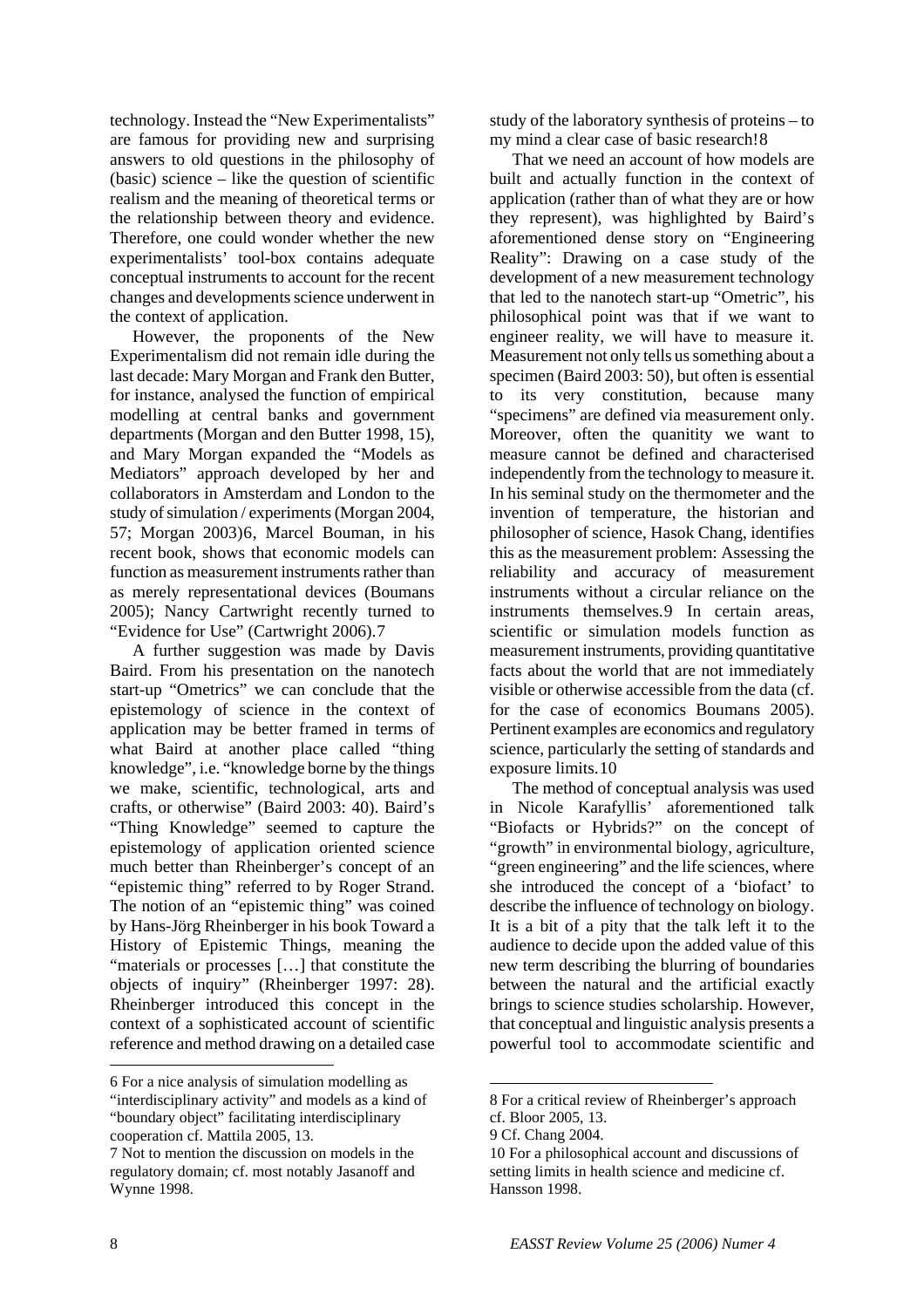technology. Instead the "New Experimentalists" are famous for providing new and surprising answers to old questions in the philosophy of (basic) science – like the question of scientific realism and the meaning of theoretical terms or the relationship between theory and evidence. Therefore, one could wonder whether the new experimentalists' tool-box contains adequate conceptual instruments to account for the recent changes and developments science underwent in the context of application.

However, the proponents of the New Experimentalism did not remain idle during the last decade: Mary Morgan and Frank den Butter, for instance, analysed the function of empirical modelling at central banks and government departments (Morgan and den Butter 1998, 15), and Mary Morgan expanded the "Models as Mediators" approach developed by her and collaborators in Amsterdam and London to the study of simulation / experiments (Morgan 2004, 57; Morgan 2003)[6], Marcel Bouman, in his recent book, shows that economic models can function as measurement instruments rather than as merely representational devices (Boumans 2005); Nancy Cartwright recently turned to "Evidence for Use" (Cartwright 2006).[7]

A further suggestion was made by Davis Baird. From his presentation on the nanotech start-up "Ometrics" we can conclude that the epistemology of science in the context of application may be better framed in terms of what Baird at another place called "thing knowledge", i.e. "knowledge borne by the things we make, scientific, technological, arts and crafts, or otherwise" (Baird 2003: 40). Baird's "Thing Knowledge" seemed to capture the epistemology of application oriented science much better than Rheinberger's concept of an "epistemic thing" referred to by Roger Strand. The notion of an "epistemic thing" was coined by Hans-Jörg Rheinberger in his book Toward a History of Epistemic Things, meaning the "materials or processes […] that constitute the objects of inquiry" (Rheinberger 1997: 28). Rheinberger introduced this concept in the context of a sophisticated account of scientific reference and method drawing on a detailed case study of the laboratory synthesis of proteins – to my mind a clear case of basic research![8]

That we need an account of how models are built and actually function in the context of application (rather than of what they are or how they represent), was highlighted by Baird's aforementioned dense story on "Engineering Reality": Drawing on a case study of the development of a new measurement technology that led to the nanotech start-up "Ometric", his philosophical point was that if we want to engineer reality, we will have to measure it. Measurement not only tells us something about a specimen (Baird 2003: 50), but often is essential to its very constitution, because many "specimens" are defined via measurement only. Moreover, often the quanitity we want to measure cannot be defined and characterised independently from the technology to measure it. In his seminal study on the thermometer and the invention of temperature, the historian and philosopher of science, Hasok Chang, identifies this as the measurement problem: Assessing the reliability and accuracy of measurement instruments without a circular reliance on the instruments themselves.[9] In certain areas, scientific or simulation models function as measurement instruments, providing quantitative facts about the world that are not immediately visible or otherwise accessible from the data (cf. for the case of economics Boumans 2005). Pertinent examples are economics and regulatory science, particularly the setting of standards and exposure limits.[10]

The method of conceptual analysis was used in Nicole Karafyllis' aforementioned talk "Biofacts or Hybrids?" on the concept of "growth" in environmental biology, agriculture, "green engineering" and the life sciences, where she introduced the concept of a 'biofact' to describe the influence of technology on biology. It is a bit of a pity that the talk left it to the audience to decide upon the added value of this new term describing the blurring of boundaries between the natural and the artificial exactly brings to science studies scholarship. However, that conceptual and linguistic analysis presents a powerful tool to accommodate scientific and

---

6 For a nice analysis of simulation modelling as "interdisciplinary activity" and models as a kind of "boundary object" facilitating interdisciplinary cooperation cf. Mattila 2005, 13.

7 Not to mention the discussion on models in the regulatory domain; cf. most notably Jasanoff and Wynne 1998.

8 For a critical review of Rheinberger's approach cf. Bloor 2005, 13.

9 Cf. Chang 2004.

10 For a philosophical account and discussions of setting limits in health science and medicine cf. Hansson 1998.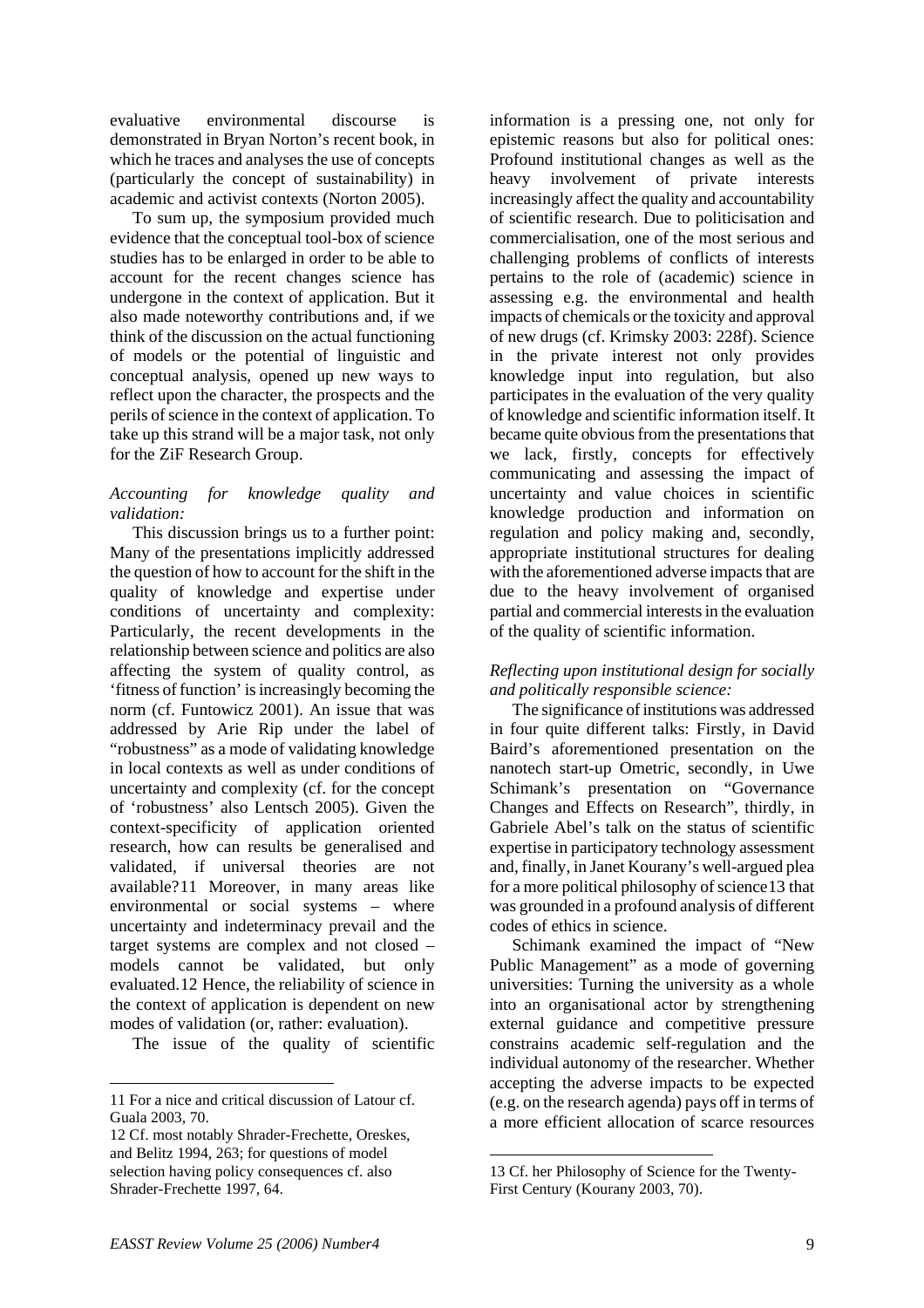evaluative environmental discourse is demonstrated in Bryan Norton's recent book, in which he traces and analyses the use of concepts (particularly the concept of sustainability) in academic and activist contexts (Norton 2005).

To sum up, the symposium provided much evidence that the conceptual tool-box of science studies has to be enlarged in order to be able to account for the recent changes science has undergone in the context of application. But it also made noteworthy contributions and, if we think of the discussion on the actual functioning of models or the potential of linguistic and conceptual analysis, opened up new ways to reflect upon the character, the prospects and the perils of science in the context of application. To take up this strand will be a major task, not only for the ZiF Research Group.

*Accounting for knowledge quality and validation:*

This discussion brings us to a further point: Many of the presentations implicitly addressed the question of how to account for the shift in the quality of knowledge and expertise under conditions of uncertainty and complexity: Particularly, the recent developments in the relationship between science and politics are also affecting the system of quality control, as 'fitness of function' is increasingly becoming the norm (cf. Funtowicz 2001). An issue that was addressed by Arie Rip under the label of "robustness" as a mode of validating knowledge in local contexts as well as under conditions of uncertainty and complexity (cf. for the concept of 'robustness' also Lentsch 2005). Given the context-specificity of application oriented research, how can results be generalised and validated, if universal theories are not available?[11] Moreover, in many areas like environmental or social systems – where uncertainty and indeterminacy prevail and the target systems are complex and not closed – models cannot be validated, but only evaluated.[12] Hence, the reliability of science in the context of application is dependent on new modes of validation (or, rather: evaluation).

The issue of the quality of scientific information is a pressing one, not only for epistemic reasons but also for political ones: Profound institutional changes as well as the heavy involvement of private interests increasingly affect the quality and accountability of scientific research. Due to politicisation and commercialisation, one of the most serious and challenging problems of conflicts of interests pertains to the role of (academic) science in assessing e.g. the environmental and health impacts of chemicals or the toxicity and approval of new drugs (cf. Krimsky 2003: 228f). Science in the private interest not only provides knowledge input into regulation, but also participates in the evaluation of the very quality of knowledge and scientific information itself. It became quite obvious from the presentations that we lack, firstly, concepts for effectively communicating and assessing the impact of uncertainty and value choices in scientific knowledge production and information on regulation and policy making and, secondly, appropriate institutional structures for dealing with the aforementioned adverse impacts that are due to the heavy involvement of organised partial and commercial interests in the evaluation of the quality of scientific information.

*Reflecting upon institutional design for socially and politically responsible science:*

The significance of institutions was addressed in four quite different talks: Firstly, in David Baird's aforementioned presentation on the nanotech start-up Ometric, secondly, in Uwe Schimank's presentation on "Governance Changes and Effects on Research", thirdly, in Gabriele Abel's talk on the status of scientific expertise in participatory technology assessment and, finally, in Janet Kourany's well-argued plea for a more political philosophy of science[13] that was grounded in a profound analysis of different codes of ethics in science.

Schimank examined the impact of "New Public Management" as a mode of governing universities: Turning the university as a whole into an organisational actor by strengthening external guidance and competitive pressure constrains academic self-regulation and the individual autonomy of the researcher. Whether accepting the adverse impacts to be expected (e.g. on the research agenda) pays off in terms of a more efficient allocation of scarce resources

---

11 For a nice and critical discussion of Latour cf. Guala 2003, 70.

12 Cf. most notably Shrader-Frechette, Oreskes, and Belitz 1994, 263; for questions of model selection having policy consequences cf. also Shrader-Frechette 1997, 64.

13 Cf. her Philosophy of Science for the Twenty-First Century (Kourany 2003, 70).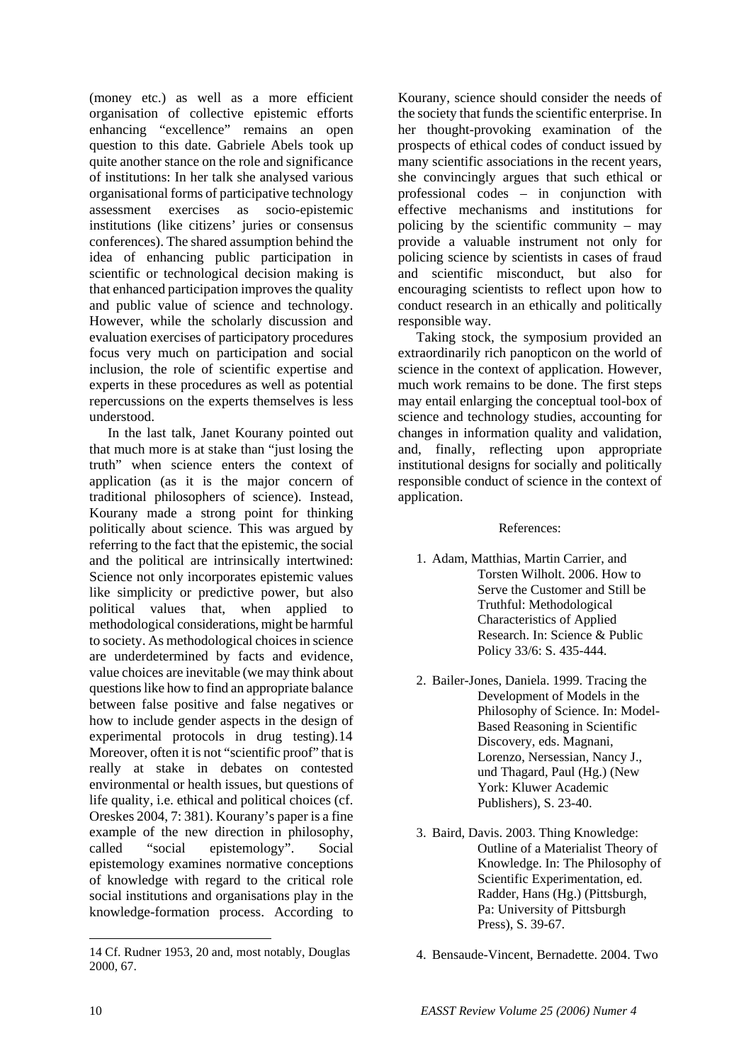(money etc.) as well as a more efficient organisation of collective epistemic efforts enhancing "excellence" remains an open question to this date. Gabriele Abels took up quite another stance on the role and significance of institutions: In her talk she analysed various organisational forms of participative technology assessment exercises as socio-epistemic institutions (like citizens' juries or consensus conferences). The shared assumption behind the idea of enhancing public participation in scientific or technological decision making is that enhanced participation improves the quality and public value of science and technology. However, while the scholarly discussion and evaluation exercises of participatory procedures focus very much on participation and social inclusion, the role of scientific expertise and experts in these procedures as well as potential repercussions on the experts themselves is less understood.

In the last talk, Janet Kourany pointed out that much more is at stake than "just losing the truth" when science enters the context of application (as it is the major concern of traditional philosophers of science). Instead, Kourany made a strong point for thinking politically about science. This was argued by referring to the fact that the epistemic, the social and the political are intrinsically intertwined: Science not only incorporates epistemic values like simplicity or predictive power, but also political values that, when applied to methodological considerations, might be harmful to society. As methodological choices in science are underdetermined by facts and evidence, value choices are inevitable (we may think about questions like how to find an appropriate balance between false positive and false negatives or how to include gender aspects in the design of experimental protocols in drug testing).14 Moreover, often it is not "scientific proof" that is really at stake in debates on contested environmental or health issues, but questions of life quality, i.e. ethical and political choices (cf. Oreskes 2004, 7: 381). Kourany's paper is a fine example of the new direction in philosophy, called "social epistemology". Social epistemology examines normative conceptions of knowledge with regard to the critical role social institutions and organisations play in the knowledge-formation process. According to Kourany, science should consider the needs of the society that funds the scientific enterprise. In her thought-provoking examination of the prospects of ethical codes of conduct issued by many scientific associations in the recent years, she convincingly argues that such ethical or professional codes – in conjunction with effective mechanisms and institutions for policing by the scientific community – may provide a valuable instrument not only for policing science by scientists in cases of fraud and scientific misconduct, but also for encouraging scientists to reflect upon how to conduct research in an ethically and politically responsible way.

Taking stock, the symposium provided an extraordinarily rich panopticon on the world of science in the context of application. However, much work remains to be done. The first steps may entail enlarging the conceptual tool-box of science and technology studies, accounting for changes in information quality and validation, and, finally, reflecting upon appropriate institutional designs for socially and politically responsible conduct of science in the context of application.

References:

1. Adam, Matthias, Martin Carrier, and Torsten Wilholt. 2006. How to Serve the Customer and Still be Truthful: Methodological Characteristics of Applied Research. In: Science & Public Policy 33/6: S. 435-444.

2. Bailer-Jones, Daniela. 1999. Tracing the Development of Models in the Philosophy of Science. In: Model-Based Reasoning in Scientific Discovery, eds. Magnani, Lorenzo, Nersessian, Nancy J., und Thagard, Paul (Hg.) (New York: Kluwer Academic Publishers), S. 23-40.

3. Baird, Davis. 2003. Thing Knowledge: Outline of a Materialist Theory of Knowledge. In: The Philosophy of Scientific Experimentation, ed. Radder, Hans (Hg.) (Pittsburgh, Pa: University of Pittsburgh Press), S. 39-67.

4. Bensaude-Vincent, Bernadette. 2004. Two

---

14 Cf. Rudner 1953, 20 and, most notably, Douglas 2000, 67.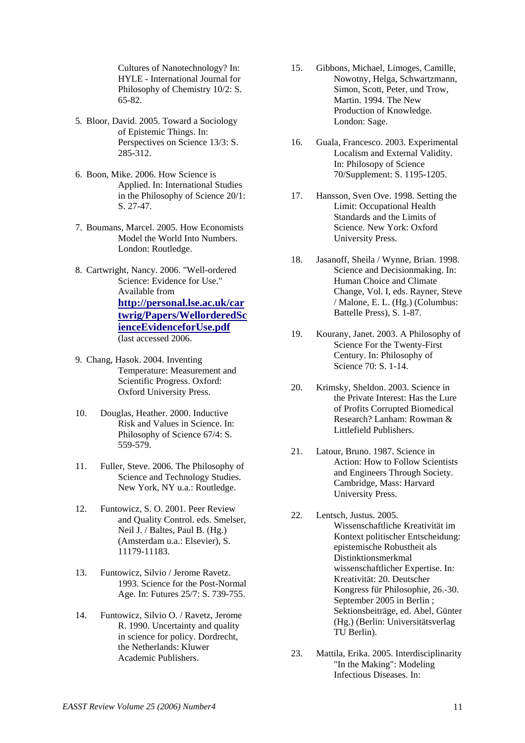Cultures of Nanotechnology? In: HYLE - International Journal for Philosophy of Chemistry 10/2: S. 65-82.

5. Bloor, David. 2005. Toward a Sociology of Epistemic Things. In: Perspectives on Science 13/3: S. 285-312.

6. Boon, Mike. 2006. How Science is Applied. In: International Studies in the Philosophy of Science 20/1: S. 27-47.

7. Boumans, Marcel. 2005. How Economists Model the World Into Numbers. London: Routledge.

8. Cartwright, Nancy. 2006. "Well-ordered Science: Evidence for Use." Available from **http://personal.lse.ac.uk/cartwrig/Papers/WellorderedScienceEvidenceforUse.pdf** (last accessed 2006.

9. Chang, Hasok. 2004. Inventing Temperature: Measurement and Scientific Progress. Oxford: Oxford University Press.

10. Douglas, Heather. 2000. Inductive Risk and Values in Science. In: Philosophy of Science 67/4: S. 559-579.

11. Fuller, Steve. 2006. The Philosophy of Science and Technology Studies. New York, NY u.a.: Routledge.

12. Funtowicz, S. O. 2001. Peer Review and Quality Control. eds. Smelser, Neil J. / Baltes, Paul B. (Hg.) (Amsterdam u.a.: Elsevier), S. 11179-11183.

13. Funtowicz, Silvio / Jerome Ravetz. 1993. Science for the Post-Normal Age. In: Futures 25/7: S. 739-755.

14. Funtowicz, Silvio O. / Ravetz, Jerome R. 1990. Uncertainty and quality in science for policy. Dordrecht, the Netherlands: Kluwer Academic Publishers.

15. Gibbons, Michael, Limoges, Camille, Nowotny, Helga, Schwartzmann, Simon, Scott, Peter, und Trow, Martin. 1994. The New Production of Knowledge. London: Sage.

16. Guala, Francesco. 2003. Experimental Localism and External Validity. In: Philosophy of Science 70/Supplement: S. 1195-1205.

17. Hansson, Sven Ove. 1998. Setting the Limit: Occupational Health Standards and the Limits of Science. New York: Oxford University Press.

18. Jasanoff, Sheila / Wynne, Brian. 1998. Science and Decisionmaking. In: Human Choice and Climate Change, Vol. I, eds. Rayner, Steve / Malone, E. L. (Hg.) (Columbus: Battelle Press), S. 1-87.

19. Kourany, Janet. 2003. A Philosophy of Science For the Twenty-First Century. In: Philosophy of Science 70: S. 1-14.

20. Krimsky, Sheldon. 2003. Science in the Private Interest: Has the Lure of Profits Corrupted Biomedical Research? Lanham: Rowman & Littlefield Publishers.

21. Latour, Bruno. 1987. Science in Action: How to Follow Scientists and Engineers Through Society. Cambridge, Mass: Harvard University Press.

22. Lentsch, Justus. 2005. Wissenschaftliche Kreativität im Kontext politischer Entscheidung: epistemische Robustheit als Distinktionsmerkmal wissenschaftlicher Expertise. In: Kreativität: 20. Deutscher Kongress für Philosophie, 26.-30. September 2005 in Berlin ; Sektionsbeiträge, ed. Abel, Günter (Hg.) (Berlin: Universitätsverlag TU Berlin).

23. Mattila, Erika. 2005. Interdisciplinarity "In the Making": Modeling Infectious Diseases. In: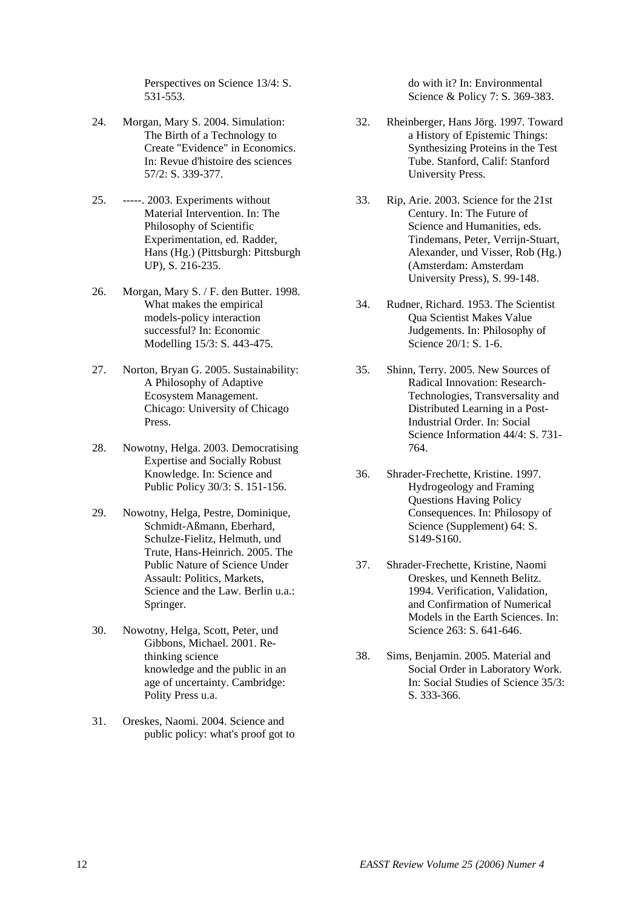Perspectives on Science 13/4: S. 531-553.

24. Morgan, Mary S. 2004. Simulation: The Birth of a Technology to Create "Evidence" in Economics. In: Revue d'histoire des sciences 57/2: S. 339-377.

25. -----. 2003. Experiments without Material Intervention. In: The Philosophy of Scientific Experimentation, ed. Radder, Hans (Hg.) (Pittsburgh: Pittsburgh UP), S. 216-235.

26. Morgan, Mary S. / F. den Butter. 1998. What makes the empirical models-policy interaction successful? In: Economic Modelling 15/3: S. 443-475.

27. Norton, Bryan G. 2005. Sustainability: A Philosophy of Adaptive Ecosystem Management. Chicago: University of Chicago Press.

28. Nowotny, Helga. 2003. Democratising Expertise and Socially Robust Knowledge. In: Science and Public Policy 30/3: S. 151-156.

29. Nowotny, Helga, Pestre, Dominique, Schmidt-Aßmann, Eberhard, Schulze-Fielitz, Helmuth, und Trute, Hans-Heinrich. 2005. The Public Nature of Science Under Assault: Politics, Markets, Science and the Law. Berlin u.a.: Springer.

30. Nowotny, Helga, Scott, Peter, und Gibbons, Michael. 2001. Re-thinking science knowledge and the public in an age of uncertainty. Cambridge: Polity Press u.a.

31. Oreskes, Naomi. 2004. Science and public policy: what's proof got to do with it? In: Environmental Science & Policy 7: S. 369-383.

32. Rheinberger, Hans Jörg. 1997. Toward a History of Epistemic Things: Synthesizing Proteins in the Test Tube. Stanford, Calif: Stanford University Press.

33. Rip, Arie. 2003. Science for the 21st Century. In: The Future of Science and Humanities, eds. Tindemans, Peter, Verrijn-Stuart, Alexander, und Visser, Rob (Hg.) (Amsterdam: Amsterdam University Press), S. 99-148.

34. Rudner, Richard. 1953. The Scientist Qua Scientist Makes Value Judgements. In: Philosophy of Science 20/1: S. 1-6.

35. Shinn, Terry. 2005. New Sources of Radical Innovation: Research-Technologies, Transversality and Distributed Learning in a Post-Industrial Order. In: Social Science Information 44/4: S. 731-764.

36. Shrader-Frechette, Kristine. 1997. Hydrogeology and Framing Questions Having Policy Consequences. In: Philosopy of Science (Supplement) 64: S. S149-S160.

37. Shrader-Frechette, Kristine, Naomi Oreskes, und Kenneth Belitz. 1994. Verification, Validation, and Confirmation of Numerical Models in the Earth Sciences. In: Science 263: S. 641-646.

38. Sims, Benjamin. 2005. Material and Social Order in Laboratory Work. In: Social Studies of Science 35/3: S. 333-366.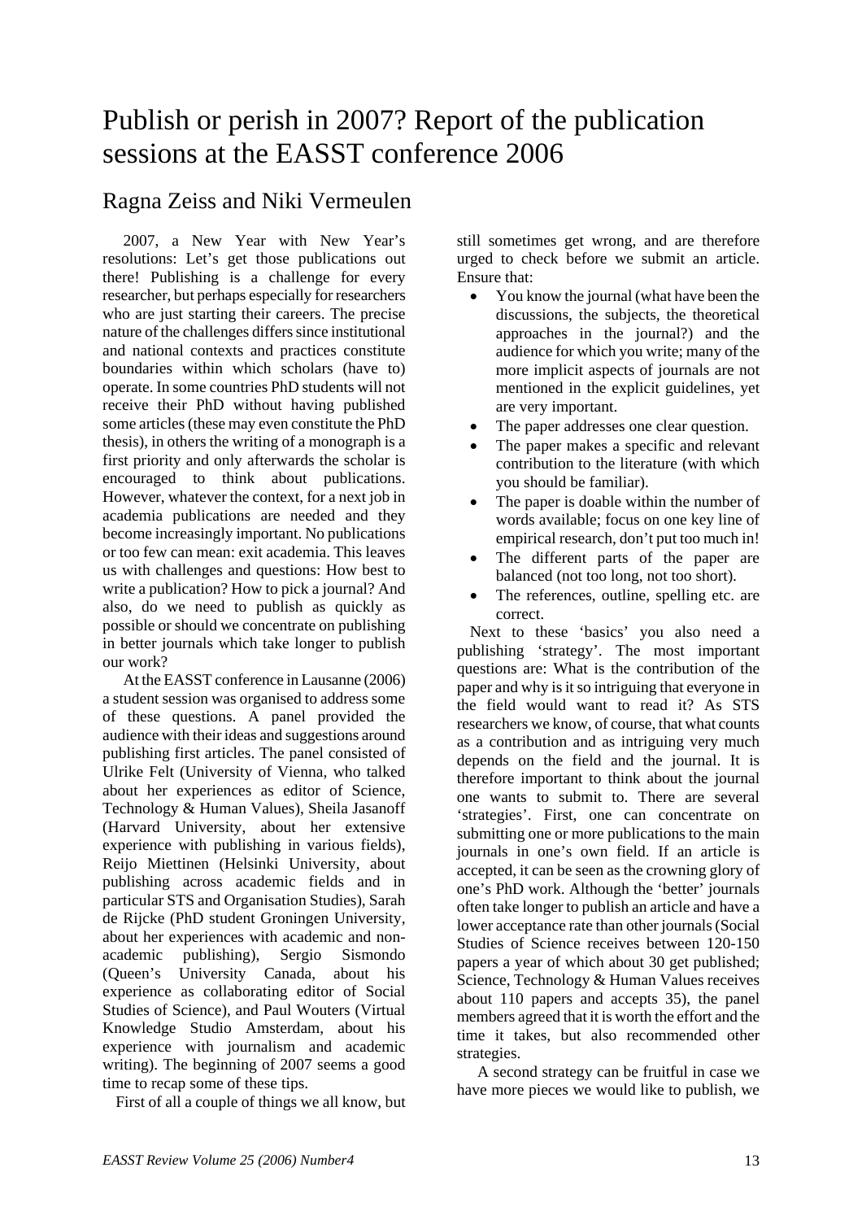# Publish or perish in 2007? Report of the publication sessions at the EASST conference 2006

## Ragna Zeiss and Niki Vermeulen

2007, a New Year with New Year's resolutions: Let's get those publications out there! Publishing is a challenge for every researcher, but perhaps especially for researchers who are just starting their careers. The precise nature of the challenges differs since institutional and national contexts and practices constitute boundaries within which scholars (have to) operate. In some countries PhD students will not receive their PhD without having published some articles (these may even constitute the PhD thesis), in others the writing of a monograph is a first priority and only afterwards the scholar is encouraged to think about publications. However, whatever the context, for a next job in academia publications are needed and they become increasingly important. No publications or too few can mean: exit academia. This leaves us with challenges and questions: How best to write a publication? How to pick a journal? And also, do we need to publish as quickly as possible or should we concentrate on publishing in better journals which take longer to publish our work?

At the EASST conference in Lausanne (2006) a student session was organised to address some of these questions. A panel provided the audience with their ideas and suggestions around publishing first articles. The panel consisted of Ulrike Felt (University of Vienna, who talked about her experiences as editor of Science, Technology & Human Values), Sheila Jasanoff (Harvard University, about her extensive experience with publishing in various fields), Reijo Miettinen (Helsinki University, about publishing across academic fields and in particular STS and Organisation Studies), Sarah de Rijcke (PhD student Groningen University, about her experiences with academic and non-academic publishing), Sergio Sismondo (Queen's University Canada, about his experience as collaborating editor of Social Studies of Science), and Paul Wouters (Virtual Knowledge Studio Amsterdam, about his experience with journalism and academic writing). The beginning of 2007 seems a good time to recap some of these tips.

First of all a couple of things we all know, but still sometimes get wrong, and are therefore urged to check before we submit an article. Ensure that:

- You know the journal (what have been the discussions, the subjects, the theoretical approaches in the journal?) and the audience for which you write; many of the more implicit aspects of journals are not mentioned in the explicit guidelines, yet are very important.
- The paper addresses one clear question.
- The paper makes a specific and relevant contribution to the literature (with which you should be familiar).
- The paper is doable within the number of words available; focus on one key line of empirical research, don't put too much in!
- The different parts of the paper are balanced (not too long, not too short).
- The references, outline, spelling etc. are correct.

Next to these 'basics' you also need a publishing 'strategy'. The most important questions are: What is the contribution of the paper and why is it so intriguing that everyone in the field would want to read it? As STS researchers we know, of course, that what counts as a contribution and as intriguing very much depends on the field and the journal. It is therefore important to think about the journal one wants to submit to. There are several 'strategies'. First, one can concentrate on submitting one or more publications to the main journals in one's own field. If an article is accepted, it can be seen as the crowning glory of one's PhD work. Although the 'better' journals often take longer to publish an article and have a lower acceptance rate than other journals (Social Studies of Science receives between 120-150 papers a year of which about 30 get published; Science, Technology & Human Values receives about 110 papers and accepts 35), the panel members agreed that it is worth the effort and the time it takes, but also recommended other strategies.

A second strategy can be fruitful in case we have more pieces we would like to publish, we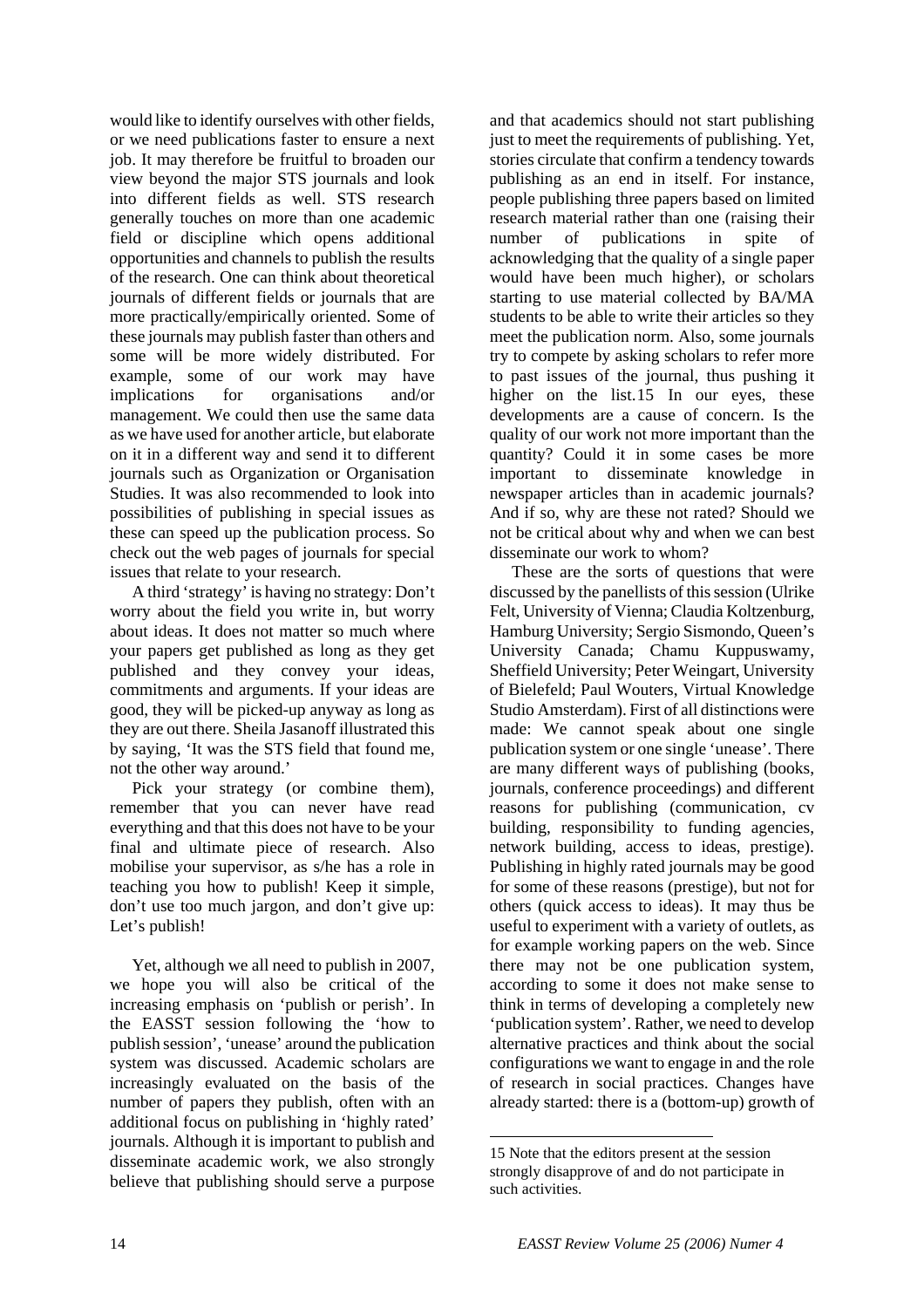would like to identify ourselves with other fields, or we need publications faster to ensure a next job. It may therefore be fruitful to broaden our view beyond the major STS journals and look into different fields as well. STS research generally touches on more than one academic field or discipline which opens additional opportunities and channels to publish the results of the research. One can think about theoretical journals of different fields or journals that are more practically/empirically oriented. Some of these journals may publish faster than others and some will be more widely distributed. For example, some of our work may have implications for organisations and/or management. We could then use the same data as we have used for another article, but elaborate on it in a different way and send it to different journals such as Organization or Organisation Studies. It was also recommended to look into possibilities of publishing in special issues as these can speed up the publication process. So check out the web pages of journals for special issues that relate to your research.

A third 'strategy' is having no strategy: Don't worry about the field you write in, but worry about ideas. It does not matter so much where your papers get published as long as they get published and they convey your ideas, commitments and arguments. If your ideas are good, they will be picked-up anyway as long as they are out there. Sheila Jasanoff illustrated this by saying, 'It was the STS field that found me, not the other way around.'

Pick your strategy (or combine them), remember that you can never have read everything and that this does not have to be your final and ultimate piece of research. Also mobilise your supervisor, as s/he has a role in teaching you how to publish! Keep it simple, don't use too much jargon, and don't give up: Let's publish!

Yet, although we all need to publish in 2007, we hope you will also be critical of the increasing emphasis on 'publish or perish'. In the EASST session following the 'how to publish session', 'unease' around the publication system was discussed. Academic scholars are increasingly evaluated on the basis of the number of papers they publish, often with an additional focus on publishing in 'highly rated' journals. Although it is important to publish and disseminate academic work, we also strongly believe that publishing should serve a purpose and that academics should not start publishing just to meet the requirements of publishing. Yet, stories circulate that confirm a tendency towards publishing as an end in itself. For instance, people publishing three papers based on limited research material rather than one (raising their number of publications in spite of acknowledging that the quality of a single paper would have been much higher), or scholars starting to use material collected by BA/MA students to be able to write their articles so they meet the publication norm. Also, some journals try to compete by asking scholars to refer more to past issues of the journal, thus pushing it higher on the list.[15] In our eyes, these developments are a cause of concern. Is the quality of our work not more important than the quantity? Could it in some cases be more important to disseminate knowledge in newspaper articles than in academic journals? And if so, why are these not rated? Should we not be critical about why and when we can best disseminate our work to whom?

These are the sorts of questions that were discussed by the panellists of this session (Ulrike Felt, University of Vienna; Claudia Koltzenburg, Hamburg University; Sergio Sismondo, Queen's University Canada; Chamu Kuppuswamy, Sheffield University; Peter Weingart, University of Bielefeld; Paul Wouters, Virtual Knowledge Studio Amsterdam). First of all distinctions were made: We cannot speak about one single publication system or one single 'unease'. There are many different ways of publishing (books, journals, conference proceedings) and different reasons for publishing (communication, cv building, responsibility to funding agencies, network building, access to ideas, prestige). Publishing in highly rated journals may be good for some of these reasons (prestige), but not for others (quick access to ideas). It may thus be useful to experiment with a variety of outlets, as for example working papers on the web. Since there may not be one publication system, according to some it does not make sense to think in terms of developing a completely new 'publication system'. Rather, we need to develop alternative practices and think about the social configurations we want to engage in and the role of research in social practices. Changes have already started: there is a (bottom-up) growth of

---

15 Note that the editors present at the session strongly disapprove of and do not participate in such activities.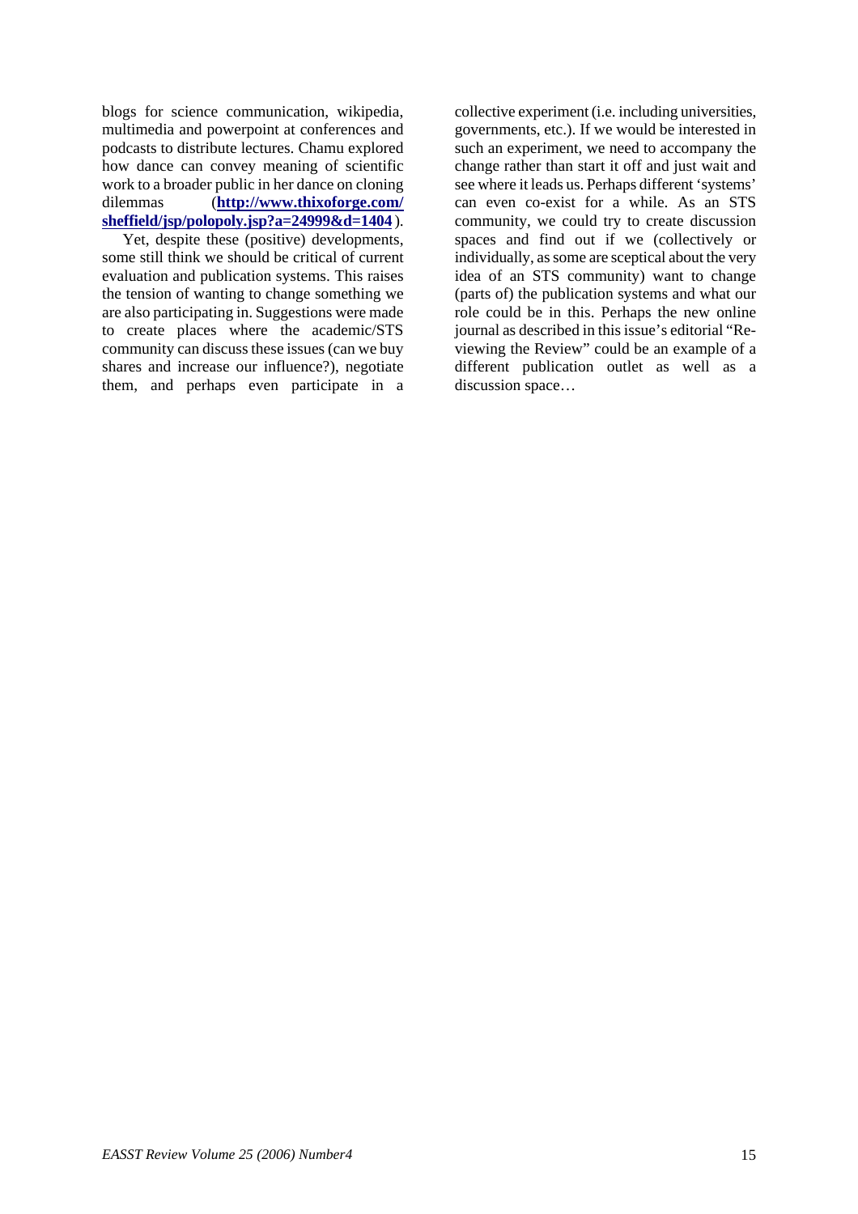blogs for science communication, wikipedia, multimedia and powerpoint at conferences and podcasts to distribute lectures. Chamu explored how dance can convey meaning of scientific work to a broader public in her dance on cloning dilemmas (**http://www.thixoforge.com/sheffield/jsp/polopoly.jsp?a=24999&d=1404** ).

Yet, despite these (positive) developments, some still think we should be critical of current evaluation and publication systems. This raises the tension of wanting to change something we are also participating in. Suggestions were made to create places where the academic/STS community can discuss these issues (can we buy shares and increase our influence?), negotiate them, and perhaps even participate in a collective experiment (i.e. including universities, governments, etc.). If we would be interested in such an experiment, we need to accompany the change rather than start it off and just wait and see where it leads us. Perhaps different 'systems' can even co-exist for a while. As an STS community, we could try to create discussion spaces and find out if we (collectively or individually, as some are sceptical about the very idea of an STS community) want to change (parts of) the publication systems and what our role could be in this. Perhaps the new online journal as described in this issue's editorial "Re-viewing the Review" could be an example of a different publication outlet as well as a discussion space…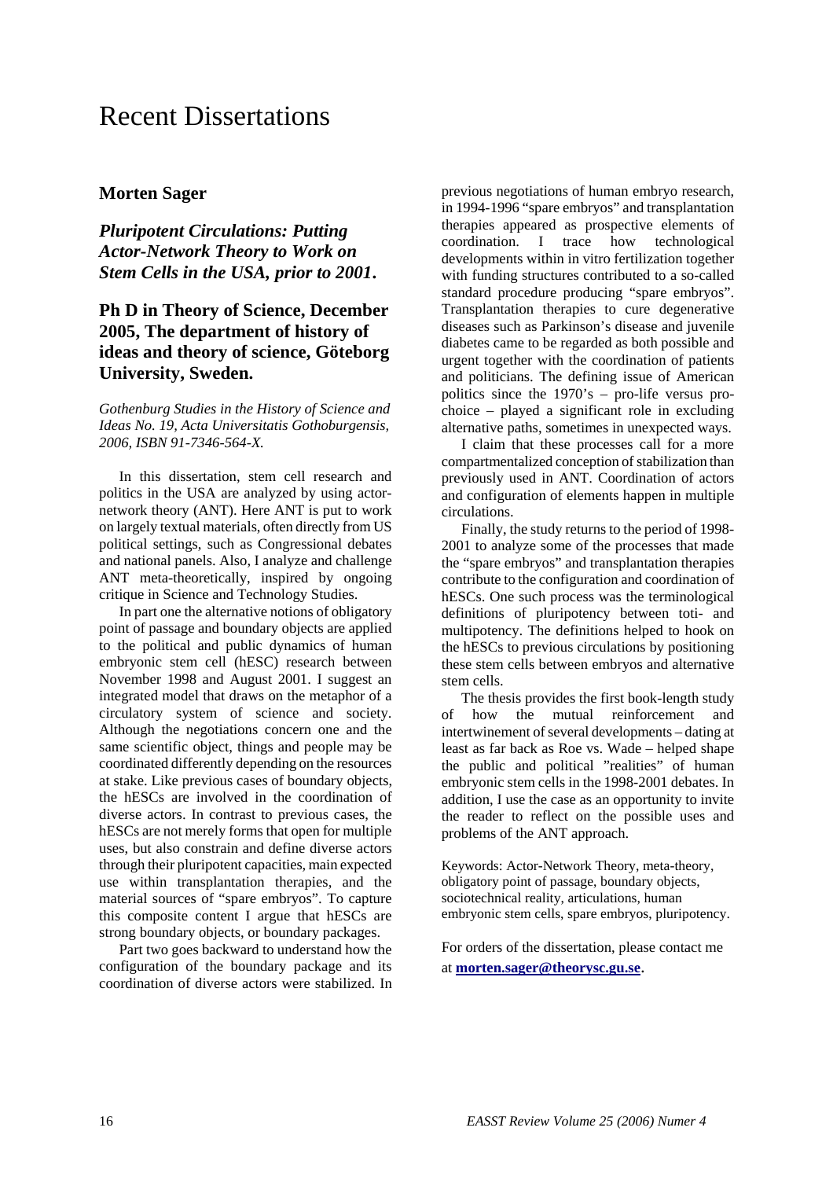# Recent Dissertations

## Morten Sager

### *Pluripotent Circulations: Putting Actor-Network Theory to Work on Stem Cells in the USA, prior to 2001.*

### Ph D in Theory of Science, December 2005, The department of history of ideas and theory of science, Göteborg University, Sweden.

*Gothenburg Studies in the History of Science and Ideas No. 19, Acta Universitatis Gothoburgensis, 2006, ISBN 91-7346-564-X.*

In this dissertation, stem cell research and politics in the USA are analyzed by using actor-network theory (ANT). Here ANT is put to work on largely textual materials, often directly from US political settings, such as Congressional debates and national panels. Also, I analyze and challenge ANT meta-theoretically, inspired by ongoing critique in Science and Technology Studies.

In part one the alternative notions of obligatory point of passage and boundary objects are applied to the political and public dynamics of human embryonic stem cell (hESC) research between November 1998 and August 2001. I suggest an integrated model that draws on the metaphor of a circulatory system of science and society. Although the negotiations concern one and the same scientific object, things and people may be coordinated differently depending on the resources at stake. Like previous cases of boundary objects, the hESCs are involved in the coordination of diverse actors. In contrast to previous cases, the hESCs are not merely forms that open for multiple uses, but also constrain and define diverse actors through their pluripotent capacities, main expected use within transplantation therapies, and the material sources of "spare embryos". To capture this composite content I argue that hESCs are strong boundary objects, or boundary packages.

Part two goes backward to understand how the configuration of the boundary package and its coordination of diverse actors were stabilized. In previous negotiations of human embryo research, in 1994-1996 "spare embryos" and transplantation therapies appeared as prospective elements of coordination. I trace how technological developments within in vitro fertilization together with funding structures contributed to a so-called standard procedure producing "spare embryos". Transplantation therapies to cure degenerative diseases such as Parkinson's disease and juvenile diabetes came to be regarded as both possible and urgent together with the coordination of patients and politicians. The defining issue of American politics since the 1970's – pro-life versus pro-choice – played a significant role in excluding alternative paths, sometimes in unexpected ways.

I claim that these processes call for a more compartmentalized conception of stabilization than previously used in ANT. Coordination of actors and configuration of elements happen in multiple circulations.

Finally, the study returns to the period of 1998-2001 to analyze some of the processes that made the "spare embryos" and transplantation therapies contribute to the configuration and coordination of hESCs. One such process was the terminological definitions of pluripotency between toti- and multipotency. The definitions helped to hook on the hESCs to previous circulations by positioning these stem cells between embryos and alternative stem cells.

The thesis provides the first book-length study of how the mutual reinforcement and intertwinement of several developments – dating at least as far back as Roe vs. Wade – helped shape the public and political "realities" of human embryonic stem cells in the 1998-2001 debates. In addition, I use the case as an opportunity to invite the reader to reflect on the possible uses and problems of the ANT approach.

Keywords: Actor-Network Theory, meta-theory, obligatory point of passage, boundary objects, sociotechnical reality, articulations, human embryonic stem cells, spare embryos, pluripotency.

For orders of the dissertation, please contact me at **morten.sager@theorysc.gu.se**.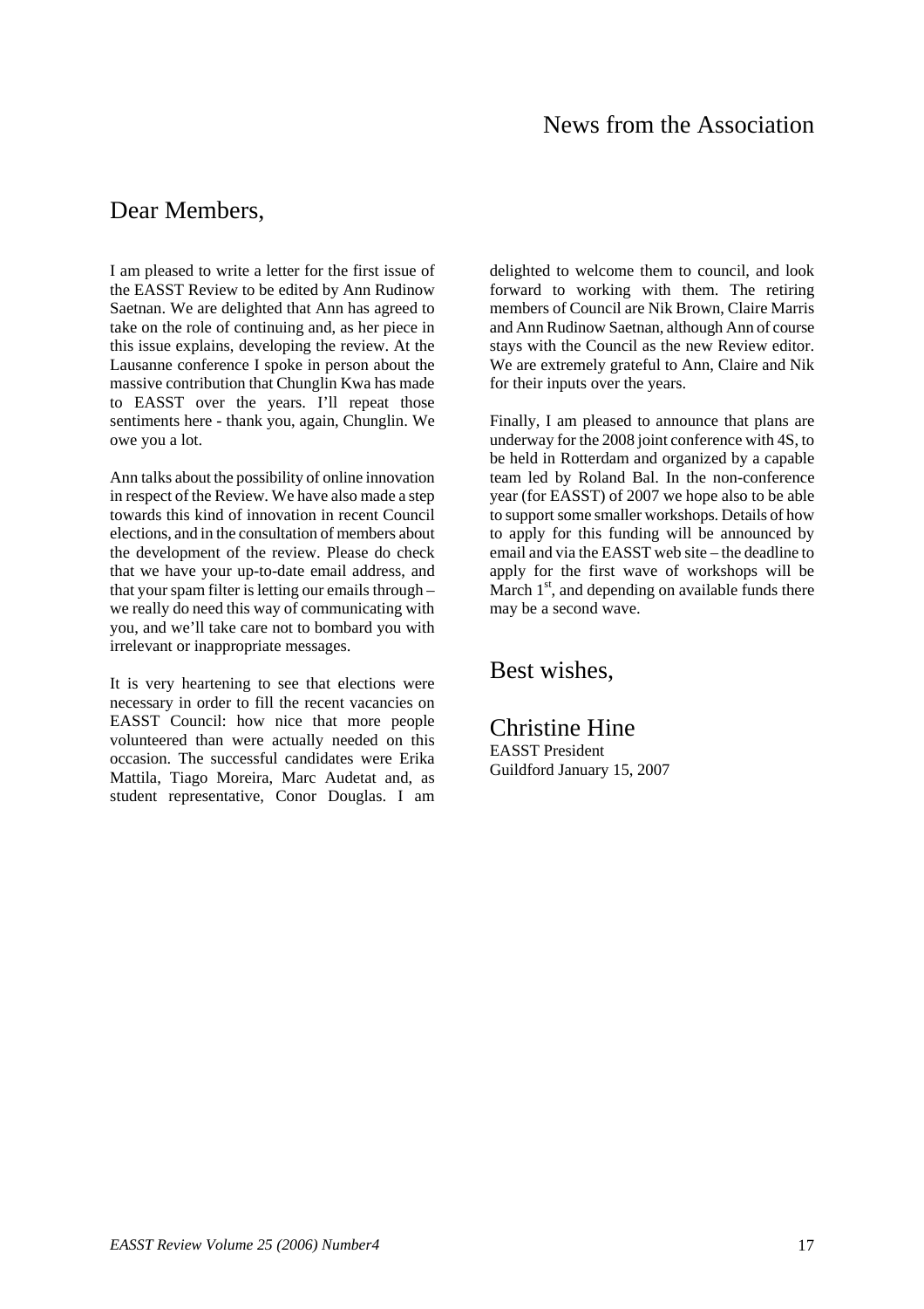# News from the Association

## Dear Members,

I am pleased to write a letter for the first issue of the EASST Review to be edited by Ann Rudinow Saetnan. We are delighted that Ann has agreed to take on the role of continuing and, as her piece in this issue explains, developing the review. At the Lausanne conference I spoke in person about the massive contribution that Chunglin Kwa has made to EASST over the years. I'll repeat those sentiments here - thank you, again, Chunglin. We owe you a lot.

Ann talks about the possibility of online innovation in respect of the Review. We have also made a step towards this kind of innovation in recent Council elections, and in the consultation of members about the development of the review. Please do check that we have your up-to-date email address, and that your spam filter is letting our emails through – we really do need this way of communicating with you, and we'll take care not to bombard you with irrelevant or inappropriate messages.

It is very heartening to see that elections were necessary in order to fill the recent vacancies on EASST Council: how nice that more people volunteered than were actually needed on this occasion. The successful candidates were Erika Mattila, Tiago Moreira, Marc Audetat and, as student representative, Conor Douglas. I am delighted to welcome them to council, and look forward to working with them. The retiring members of Council are Nik Brown, Claire Marris and Ann Rudinow Saetnan, although Ann of course stays with the Council as the new Review editor. We are extremely grateful to Ann, Claire and Nik for their inputs over the years.

Finally, I am pleased to announce that plans are underway for the 2008 joint conference with 4S, to be held in Rotterdam and organized by a capable team led by Roland Bal. In the non-conference year (for EASST) of 2007 we hope also to be able to support some smaller workshops. Details of how to apply for this funding will be announced by email and via the EASST web site – the deadline to apply for the first wave of workshops will be March 1st, and depending on available funds there may be a second wave.

## Best wishes,

## Christine Hine

EASST President
Guildford January 15, 2007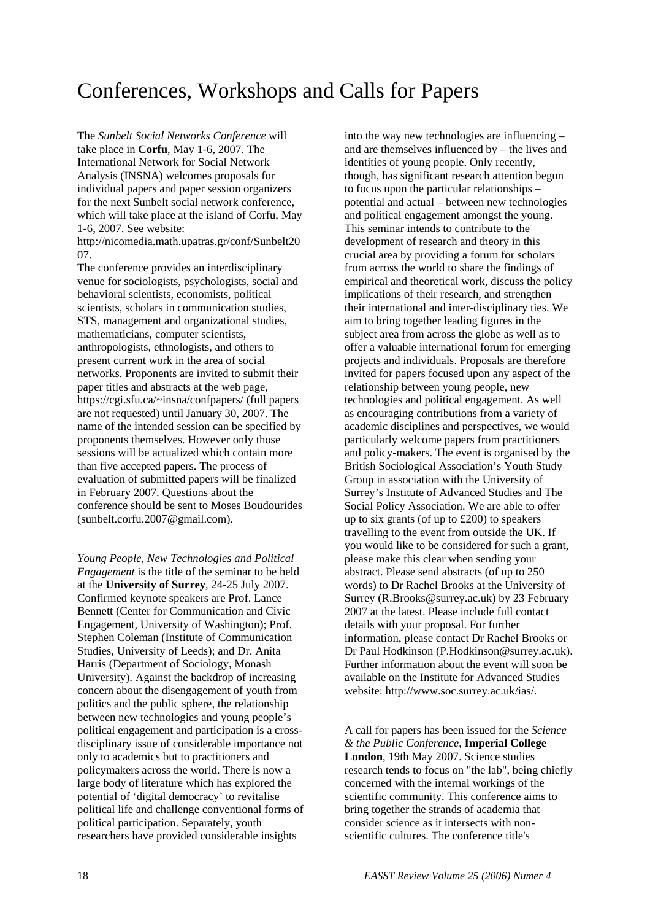# Conferences, Workshops and Calls for Papers

The *Sunbelt Social Networks Conference* will take place in **Corfu**, May 1-6, 2007. The International Network for Social Network Analysis (INSNA) welcomes proposals for individual papers and paper session organizers for the next Sunbelt social network conference, which will take place at the island of Corfu, May 1-6, 2007. See website: http://nicomedia.math.upatras.gr/conf/Sunbelt2007.

The conference provides an interdisciplinary venue for sociologists, psychologists, social and behavioral scientists, economists, political scientists, scholars in communication studies, STS, management and organizational studies, mathematicians, computer scientists, anthropologists, ethnologists, and others to present current work in the area of social networks. Proponents are invited to submit their paper titles and abstracts at the web page, https://cgi.sfu.ca/~insna/confpapers/ (full papers are not requested) until January 30, 2007. The name of the intended session can be specified by proponents themselves. However only those sessions will be actualized which contain more than five accepted papers. The process of evaluation of submitted papers will be finalized in February 2007. Questions about the conference should be sent to Moses Boudourides (sunbelt.corfu.2007@gmail.com).

*Young People, New Technologies and Political Engagement* is the title of the seminar to be held at the **University of Surrey**, 24-25 July 2007. Confirmed keynote speakers are Prof. Lance Bennett (Center for Communication and Civic Engagement, University of Washington); Prof. Stephen Coleman (Institute of Communication Studies, University of Leeds); and Dr. Anita Harris (Department of Sociology, Monash University). Against the backdrop of increasing concern about the disengagement of youth from politics and the public sphere, the relationship between new technologies and young people's political engagement and participation is a cross-disciplinary issue of considerable importance not only to academics but to practitioners and policymakers across the world. There is now a large body of literature which has explored the potential of 'digital democracy' to revitalise political life and challenge conventional forms of political participation. Separately, youth researchers have provided considerable insights into the way new technologies are influencing – and are themselves influenced by – the lives and identities of young people. Only recently, though, has significant research attention begun to focus upon the particular relationships – potential and actual – between new technologies and political engagement amongst the young. This seminar intends to contribute to the development of research and theory in this crucial area by providing a forum for scholars from across the world to share the findings of empirical and theoretical work, discuss the policy implications of their research, and strengthen their international and inter-disciplinary ties. We aim to bring together leading figures in the subject area from across the globe as well as to offer a valuable international forum for emerging projects and individuals. Proposals are therefore invited for papers focused upon any aspect of the relationship between young people, new technologies and political engagement. As well as encouraging contributions from a variety of academic disciplines and perspectives, we would particularly welcome papers from practitioners and policy-makers. The event is organised by the British Sociological Association's Youth Study Group in association with the University of Surrey's Institute of Advanced Studies and The Social Policy Association. We are able to offer up to six grants (of up to £200) to speakers travelling to the event from outside the UK. If you would like to be considered for such a grant, please make this clear when sending your abstract. Please send abstracts (of up to 250 words) to Dr Rachel Brooks at the University of Surrey (R.Brooks@surrey.ac.uk) by 23 February 2007 at the latest. Please include full contact details with your proposal. For further information, please contact Dr Rachel Brooks or Dr Paul Hodkinson (P.Hodkinson@surrey.ac.uk). Further information about the event will soon be available on the Institute for Advanced Studies website: http://www.soc.surrey.ac.uk/ias/.

A call for papers has been issued for the *Science & the Public Conference*, **Imperial College London**, 19th May 2007. Science studies research tends to focus on "the lab", being chiefly concerned with the internal workings of the scientific community. This conference aims to bring together the strands of academia that consider science as it intersects with non-scientific cultures. The conference title's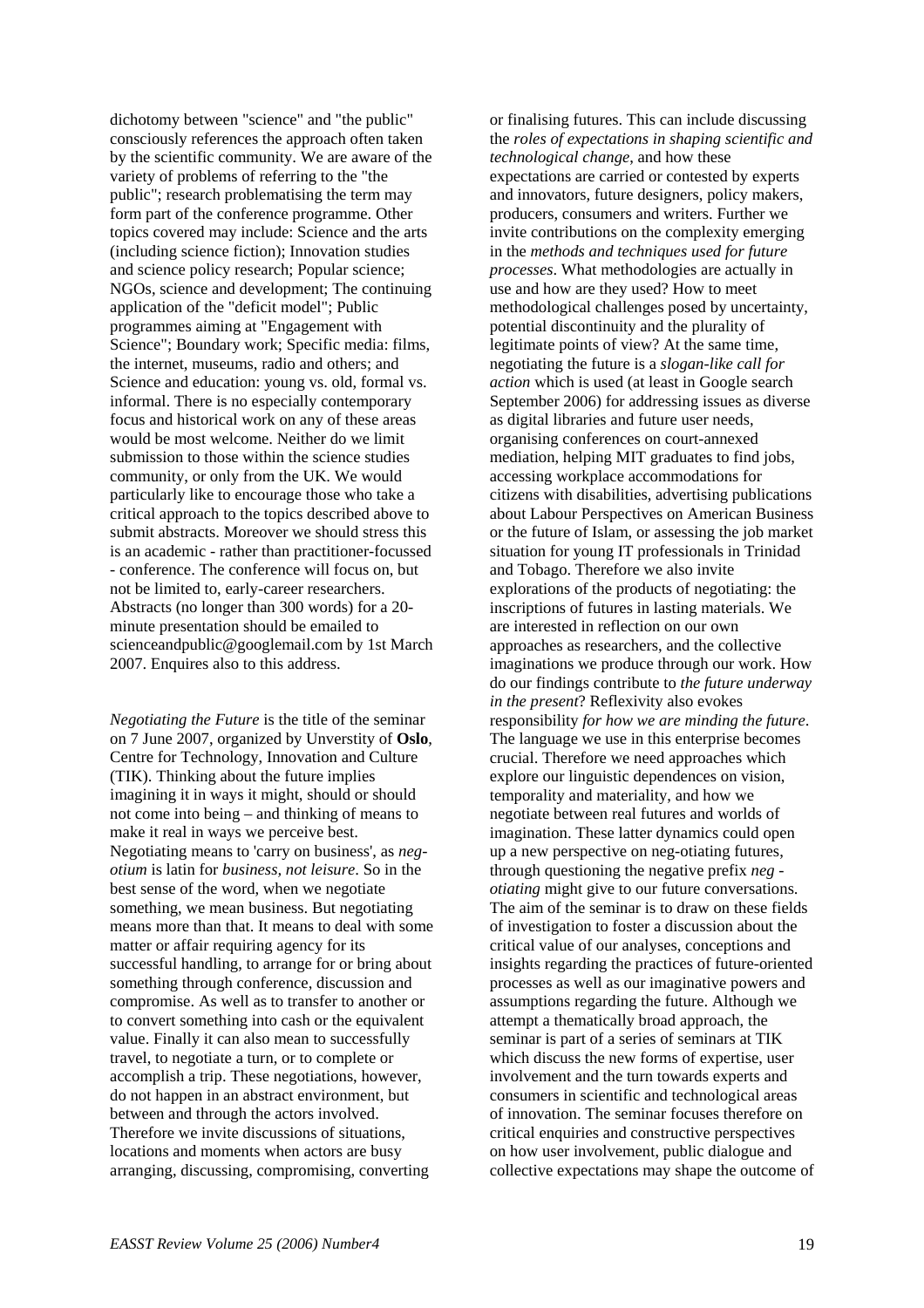dichotomy between "science" and "the public" consciously references the approach often taken by the scientific community. We are aware of the variety of problems of referring to the "the public"; research problematising the term may form part of the conference programme. Other topics covered may include: Science and the arts (including science fiction); Innovation studies and science policy research; Popular science; NGOs, science and development; The continuing application of the "deficit model"; Public programmes aiming at "Engagement with Science"; Boundary work; Specific media: films, the internet, museums, radio and others; and Science and education: young vs. old, formal vs. informal. There is no especially contemporary focus and historical work on any of these areas would be most welcome. Neither do we limit submission to those within the science studies community, or only from the UK. We would particularly like to encourage those who take a critical approach to the topics described above to submit abstracts. Moreover we should stress this is an academic - rather than practitioner-focussed - conference. The conference will focus on, but not be limited to, early-career researchers. Abstracts (no longer than 300 words) for a 20-minute presentation should be emailed to scienceandpublic@googlemail.com by 1st March 2007. Enquires also to this address.

*Negotiating the Future* is the title of the seminar on 7 June 2007, organized by Unverstity of **Oslo**, Centre for Technology, Innovation and Culture (TIK). Thinking about the future implies imagining it in ways it might, should or should not come into being – and thinking of means to make it real in ways we perceive best. Negotiating means to 'carry on business', as *neg-otium* is latin for *business, not leisure*. So in the best sense of the word, when we negotiate something, we mean business. But negotiating means more than that. It means to deal with some matter or affair requiring agency for its successful handling, to arrange for or bring about something through conference, discussion and compromise. As well as to transfer to another or to convert something into cash or the equivalent value. Finally it can also mean to successfully travel, to negotiate a turn, or to complete or accomplish a trip. These negotiations, however, do not happen in an abstract environment, but between and through the actors involved. Therefore we invite discussions of situations, locations and moments when actors are busy arranging, discussing, compromising, converting or finalising futures. This can include discussing the *roles of expectations in shaping scientific and technological change*, and how these expectations are carried or contested by experts and innovators, future designers, policy makers, producers, consumers and writers. Further we invite contributions on the complexity emerging in the *methods and techniques used for future processes*. What methodologies are actually in use and how are they used? How to meet methodological challenges posed by uncertainty, potential discontinuity and the plurality of legitimate points of view? At the same time, negotiating the future is a *slogan-like call for action* which is used (at least in Google search September 2006) for addressing issues as diverse as digital libraries and future user needs, organising conferences on court-annexed mediation, helping MIT graduates to find jobs, accessing workplace accommodations for citizens with disabilities, advertising publications about Labour Perspectives on American Business or the future of Islam, or assessing the job market situation for young IT professionals in Trinidad and Tobago. Therefore we also invite explorations of the products of negotiating: the inscriptions of futures in lasting materials. We are interested in reflection on our own approaches as researchers, and the collective imaginations we produce through our work. How do our findings contribute to *the future underway in the present*? Reflexivity also evokes responsibility *for how we are minding the future*. The language we use in this enterprise becomes crucial. Therefore we need approaches which explore our linguistic dependences on vision, temporality and materiality, and how we negotiate between real futures and worlds of imagination. These latter dynamics could open up a new perspective on neg-otiating futures, through questioning the negative prefix *neg - otiating* might give to our future conversations. The aim of the seminar is to draw on these fields of investigation to foster a discussion about the critical value of our analyses, conceptions and insights regarding the practices of future-oriented processes as well as our imaginative powers and assumptions regarding the future. Although we attempt a thematically broad approach, the seminar is part of a series of seminars at TIK which discuss the new forms of expertise, user involvement and the turn towards experts and consumers in scientific and technological areas of innovation. The seminar focuses therefore on critical enquiries and constructive perspectives on how user involvement, public dialogue and collective expectations may shape the outcome of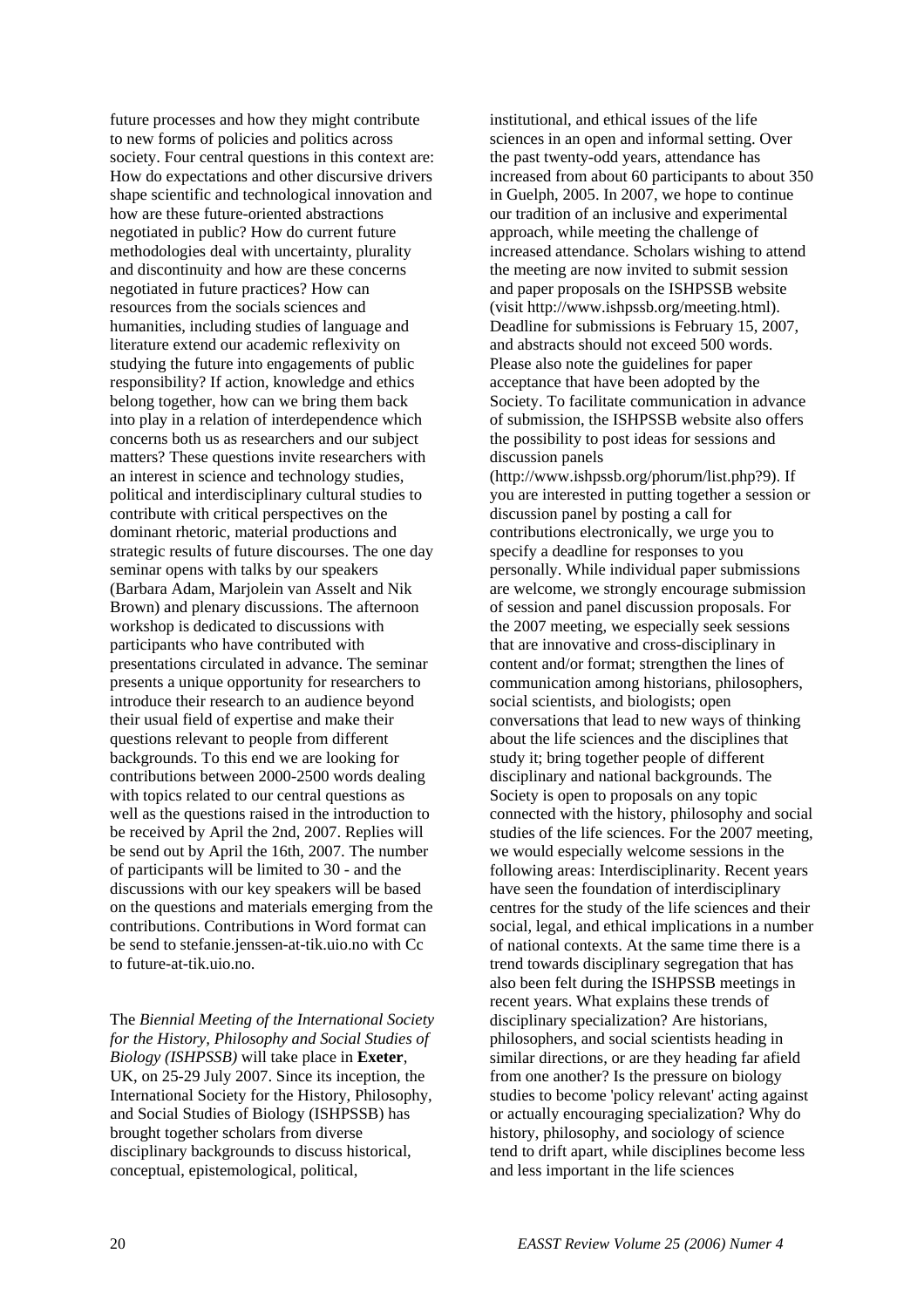future processes and how they might contribute to new forms of policies and politics across society. Four central questions in this context are: How do expectations and other discursive drivers shape scientific and technological innovation and how are these future-oriented abstractions negotiated in public? How do current future methodologies deal with uncertainty, plurality and discontinuity and how are these concerns negotiated in future practices? How can resources from the socials sciences and humanities, including studies of language and literature extend our academic reflexivity on studying the future into engagements of public responsibility? If action, knowledge and ethics belong together, how can we bring them back into play in a relation of interdependence which concerns both us as researchers and our subject matters? These questions invite researchers with an interest in science and technology studies, political and interdisciplinary cultural studies to contribute with critical perspectives on the dominant rhetoric, material productions and strategic results of future discourses. The one day seminar opens with talks by our speakers (Barbara Adam, Marjolein van Asselt and Nik Brown) and plenary discussions. The afternoon workshop is dedicated to discussions with participants who have contributed with presentations circulated in advance. The seminar presents a unique opportunity for researchers to introduce their research to an audience beyond their usual field of expertise and make their questions relevant to people from different backgrounds. To this end we are looking for contributions between 2000-2500 words dealing with topics related to our central questions as well as the questions raised in the introduction to be received by April the 2nd, 2007. Replies will be send out by April the 16th, 2007. The number of participants will be limited to 30 - and the discussions with our key speakers will be based on the questions and materials emerging from the contributions. Contributions in Word format can be send to stefanie.jenssen-at-tik.uio.no with Cc to future-at-tik.uio.no.

The *Biennial Meeting of the International Society for the History, Philosophy and Social Studies of Biology (ISHPSSB)* will take place in **Exeter**, UK, on 25-29 July 2007. Since its inception, the International Society for the History, Philosophy, and Social Studies of Biology (ISHPSSB) has brought together scholars from diverse disciplinary backgrounds to discuss historical, conceptual, epistemological, political, institutional, and ethical issues of the life sciences in an open and informal setting. Over the past twenty-odd years, attendance has increased from about 60 participants to about 350 in Guelph, 2005. In 2007, we hope to continue our tradition of an inclusive and experimental approach, while meeting the challenge of increased attendance. Scholars wishing to attend the meeting are now invited to submit session and paper proposals on the ISHPSSB website (visit http://www.ishpssb.org/meeting.html). Deadline for submissions is February 15, 2007, and abstracts should not exceed 500 words. Please also note the guidelines for paper acceptance that have been adopted by the Society. To facilitate communication in advance of submission, the ISHPSSB website also offers the possibility to post ideas for sessions and discussion panels (http://www.ishpssb.org/phorum/list.php?9). If you are interested in putting together a session or discussion panel by posting a call for contributions electronically, we urge you to specify a deadline for responses to you personally. While individual paper submissions are welcome, we strongly encourage submission of session and panel discussion proposals. For the 2007 meeting, we especially seek sessions that are innovative and cross-disciplinary in content and/or format; strengthen the lines of communication among historians, philosophers, social scientists, and biologists; open conversations that lead to new ways of thinking about the life sciences and the disciplines that study it; bring together people of different disciplinary and national backgrounds. The Society is open to proposals on any topic connected with the history, philosophy and social studies of the life sciences. For the 2007 meeting, we would especially welcome sessions in the following areas: Interdisciplinarity. Recent years have seen the foundation of interdisciplinary centres for the study of the life sciences and their social, legal, and ethical implications in a number of national contexts. At the same time there is a trend towards disciplinary segregation that has also been felt during the ISHPSSB meetings in recent years. What explains these trends of disciplinary specialization? Are historians, philosophers, and social scientists heading in similar directions, or are they heading far afield from one another? Is the pressure on biology studies to become 'policy relevant' acting against or actually encouraging specialization? Why do history, philosophy, and sociology of science tend to drift apart, while disciplines become less and less important in the life sciences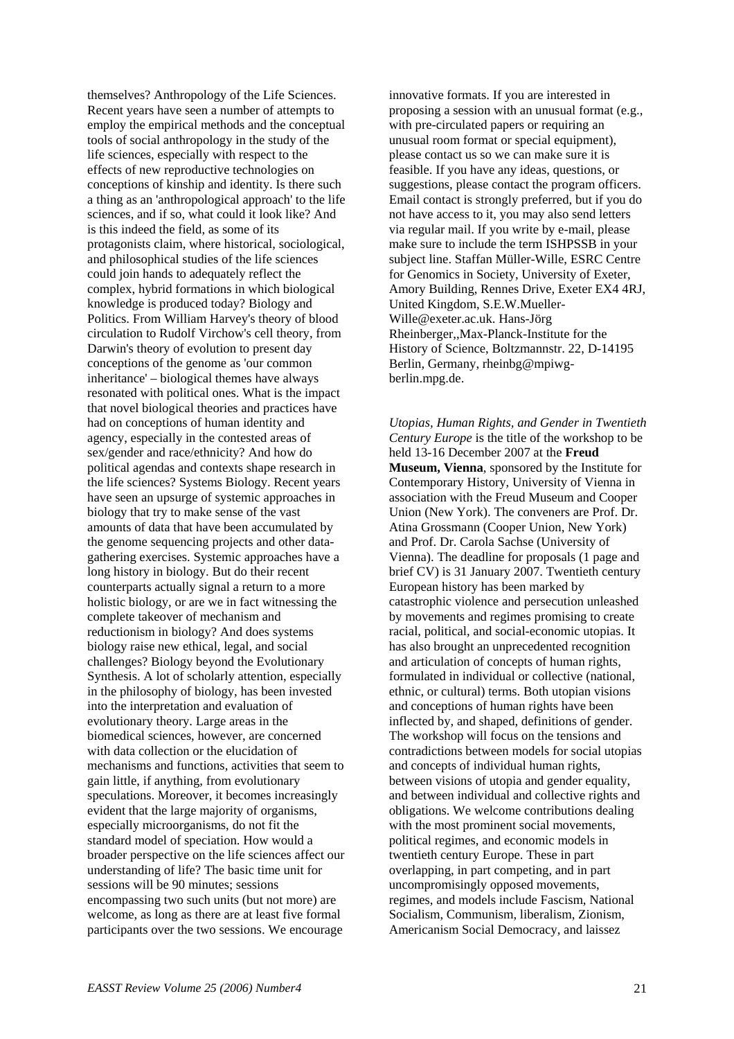themselves? Anthropology of the Life Sciences. Recent years have seen a number of attempts to employ the empirical methods and the conceptual tools of social anthropology in the study of the life sciences, especially with respect to the effects of new reproductive technologies on conceptions of kinship and identity. Is there such a thing as an 'anthropological approach' to the life sciences, and if so, what could it look like? And is this indeed the field, as some of its protagonists claim, where historical, sociological, and philosophical studies of the life sciences could join hands to adequately reflect the complex, hybrid formations in which biological knowledge is produced today? Biology and Politics. From William Harvey's theory of blood circulation to Rudolf Virchow's cell theory, from Darwin's theory of evolution to present day conceptions of the genome as 'our common inheritance' – biological themes have always resonated with political ones. What is the impact that novel biological theories and practices have had on conceptions of human identity and agency, especially in the contested areas of sex/gender and race/ethnicity? And how do political agendas and contexts shape research in the life sciences? Systems Biology. Recent years have seen an upsurge of systemic approaches in biology that try to make sense of the vast amounts of data that have been accumulated by the genome sequencing projects and other data-gathering exercises. Systemic approaches have a long history in biology. But do their recent counterparts actually signal a return to a more holistic biology, or are we in fact witnessing the complete takeover of mechanism and reductionism in biology? And does systems biology raise new ethical, legal, and social challenges? Biology beyond the Evolutionary Synthesis. A lot of scholarly attention, especially in the philosophy of biology, has been invested into the interpretation and evaluation of evolutionary theory. Large areas in the biomedical sciences, however, are concerned with data collection or the elucidation of mechanisms and functions, activities that seem to gain little, if anything, from evolutionary speculations. Moreover, it becomes increasingly evident that the large majority of organisms, especially microorganisms, do not fit the standard model of speciation. How would a broader perspective on the life sciences affect our understanding of life? The basic time unit for sessions will be 90 minutes; sessions encompassing two such units (but not more) are welcome, as long as there are at least five formal participants over the two sessions. We encourage innovative formats. If you are interested in proposing a session with an unusual format (e.g., with pre-circulated papers or requiring an unusual room format or special equipment), please contact us so we can make sure it is feasible. If you have any ideas, questions, or suggestions, please contact the program officers. Email contact is strongly preferred, but if you do not have access to it, you may also send letters via regular mail. If you write by e-mail, please make sure to include the term ISHPSSB in your subject line. Staffan Müller-Wille, ESRC Centre for Genomics in Society, University of Exeter, Amory Building, Rennes Drive, Exeter EX4 4RJ, United Kingdom, S.E.W.Mueller-Wille@exeter.ac.uk. Hans-Jörg Rheinberger,,Max-Planck-Institute for the History of Science, Boltzmannstr. 22, D-14195 Berlin, Germany, rheinbg@mpiwg-berlin.mpg.de.

*Utopias, Human Rights, and Gender in Twentieth Century Europe* is the title of the workshop to be held 13-16 December 2007 at the **Freud Museum, Vienna**, sponsored by the Institute for Contemporary History, University of Vienna in association with the Freud Museum and Cooper Union (New York). The conveners are Prof. Dr. Atina Grossmann (Cooper Union, New York) and Prof. Dr. Carola Sachse (University of Vienna). The deadline for proposals (1 page and brief CV) is 31 January 2007. Twentieth century European history has been marked by catastrophic violence and persecution unleashed by movements and regimes promising to create racial, political, and social-economic utopias. It has also brought an unprecedented recognition and articulation of concepts of human rights, formulated in individual or collective (national, ethnic, or cultural) terms. Both utopian visions and conceptions of human rights have been inflected by, and shaped, definitions of gender. The workshop will focus on the tensions and contradictions between models for social utopias and concepts of individual human rights, between visions of utopia and gender equality, and between individual and collective rights and obligations. We welcome contributions dealing with the most prominent social movements, political regimes, and economic models in twentieth century Europe. These in part overlapping, in part competing, and in part uncompromisingly opposed movements, regimes, and models include Fascism, National Socialism, Communism, liberalism, Zionism, Americanism Social Democracy, and laissez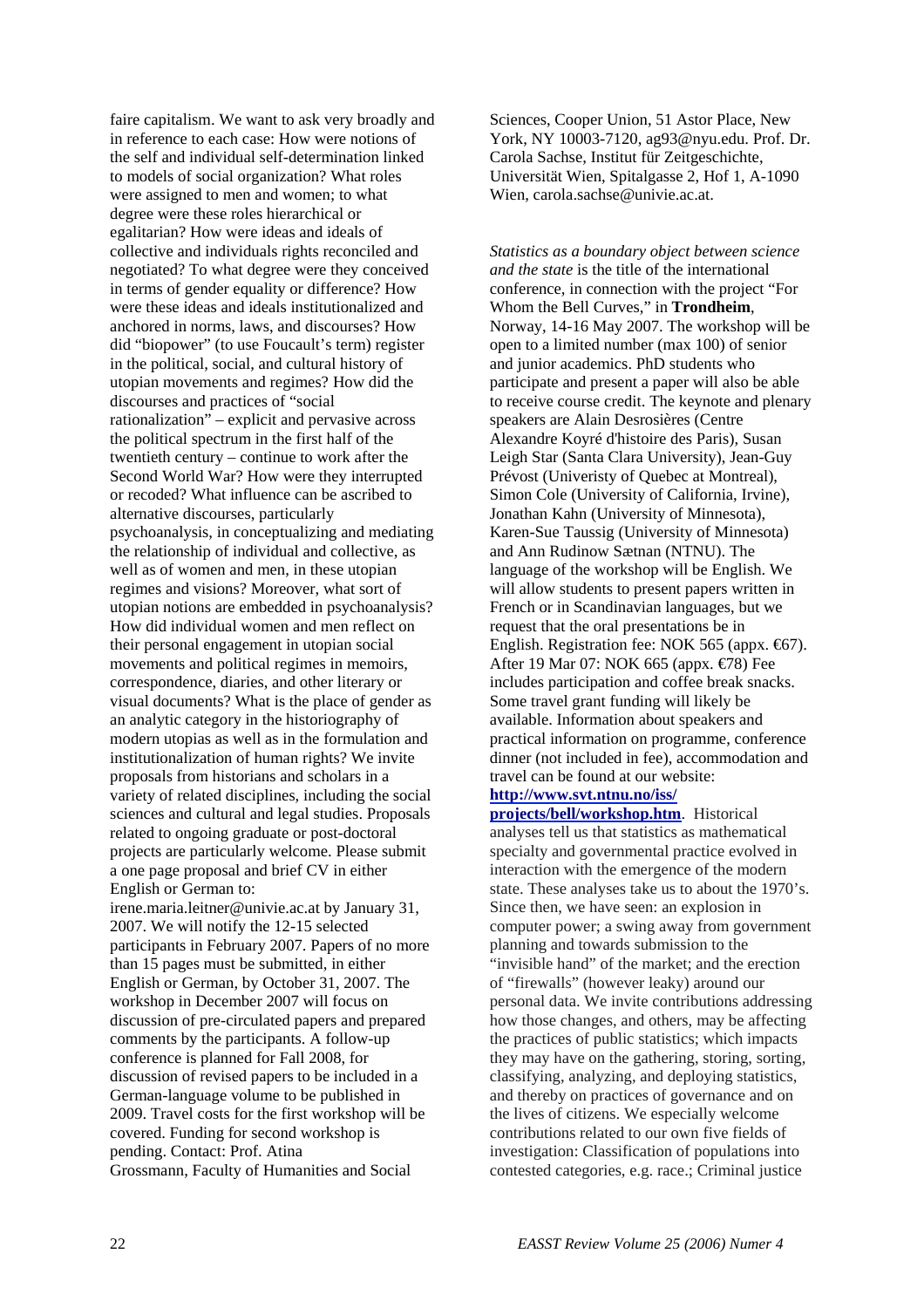faire capitalism. We want to ask very broadly and in reference to each case: How were notions of the self and individual self-determination linked to models of social organization? What roles were assigned to men and women; to what degree were these roles hierarchical or egalitarian? How were ideas and ideals of collective and individuals rights reconciled and negotiated? To what degree were they conceived in terms of gender equality or difference? How were these ideas and ideals institutionalized and anchored in norms, laws, and discourses? How did "biopower" (to use Foucault's term) register in the political, social, and cultural history of utopian movements and regimes? How did the discourses and practices of "social rationalization" – explicit and pervasive across the political spectrum in the first half of the twentieth century – continue to work after the Second World War? How were they interrupted or recoded? What influence can be ascribed to alternative discourses, particularly psychoanalysis, in conceptualizing and mediating the relationship of individual and collective, as well as of women and men, in these utopian regimes and visions? Moreover, what sort of utopian notions are embedded in psychoanalysis? How did individual women and men reflect on their personal engagement in utopian social movements and political regimes in memoirs, correspondence, diaries, and other literary or visual documents? What is the place of gender as an analytic category in the historiography of modern utopias as well as in the formulation and institutionalization of human rights? We invite proposals from historians and scholars in a variety of related disciplines, including the social sciences and cultural and legal studies. Proposals related to ongoing graduate or post-doctoral projects are particularly welcome. Please submit a one page proposal and brief CV in either English or German to: irene.maria.leitner@univie.ac.at by January 31, 2007. We will notify the 12-15 selected participants in February 2007. Papers of no more than 15 pages must be submitted, in either English or German, by October 31, 2007. The workshop in December 2007 will focus on discussion of pre-circulated papers and prepared comments by the participants. A follow-up conference is planned for Fall 2008, for discussion of revised papers to be included in a German-language volume to be published in 2009. Travel costs for the first workshop will be covered. Funding for second workshop is pending. Contact: Prof. Atina Grossmann, Faculty of Humanities and Social Sciences, Cooper Union, 51 Astor Place, New York, NY 10003-7120, ag93@nyu.edu. Prof. Dr. Carola Sachse, Institut für Zeitgeschichte, Universität Wien, Spitalgasse 2, Hof 1, A-1090 Wien, carola.sachse@univie.ac.at.

*Statistics as a boundary object between science and the state* is the title of the international conference, in connection with the project "For Whom the Bell Curves," in **Trondheim**, Norway, 14-16 May 2007. The workshop will be open to a limited number (max 100) of senior and junior academics. PhD students who participate and present a paper will also be able to receive course credit. The keynote and plenary speakers are Alain Desrosières (Centre Alexandre Koyré d'histoire des Paris), Susan Leigh Star (Santa Clara University), Jean-Guy Prévost (Univeristy of Quebec at Montreal), Simon Cole (University of California, Irvine), Jonathan Kahn (University of Minnesota), Karen-Sue Taussig (University of Minnesota) and Ann Rudinow Sætnan (NTNU). The language of the workshop will be English. We will allow students to present papers written in French or in Scandinavian languages, but we request that the oral presentations be in English. Registration fee: NOK 565 (appx. €67). After 19 Mar 07: NOK 665 (appx. €78) Fee includes participation and coffee break snacks. Some travel grant funding will likely be available. Information about speakers and practical information on programme, conference dinner (not included in fee), accommodation and travel can be found at our website: **http://www.svt.ntnu.no/iss/projects/bell/workshop.htm**. Historical analyses tell us that statistics as mathematical specialty and governmental practice evolved in interaction with the emergence of the modern state. These analyses take us to about the 1970's. Since then, we have seen: an explosion in computer power; a swing away from government planning and towards submission to the "invisible hand" of the market; and the erection of "firewalls" (however leaky) around our personal data. We invite contributions addressing how those changes, and others, may be affecting the practices of public statistics; which impacts they may have on the gathering, storing, sorting, classifying, analyzing, and deploying statistics, and thereby on practices of governance and on the lives of citizens. We especially welcome contributions related to our own five fields of investigation: Classification of populations into contested categories, e.g. race.; Criminal justice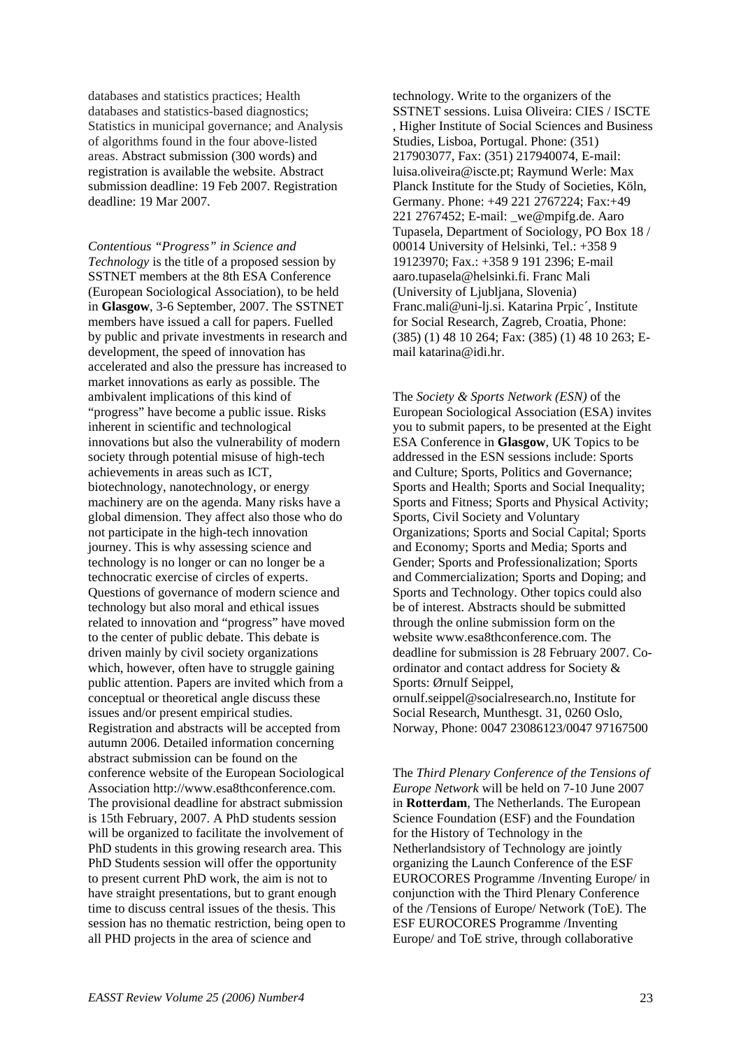databases and statistics practices; Health databases and statistics-based diagnostics; Statistics in municipal governance; and Analysis of algorithms found in the four above-listed areas. Abstract submission (300 words) and registration is available the website. Abstract submission deadline: 19 Feb 2007. Registration deadline: 19 Mar 2007.

*Contentious "Progress" in Science and Technology* is the title of a proposed session by SSTNET members at the 8th ESA Conference (European Sociological Association), to be held in **Glasgow**, 3-6 September, 2007. The SSTNET members have issued a call for papers. Fuelled by public and private investments in research and development, the speed of innovation has accelerated and also the pressure has increased to market innovations as early as possible. The ambivalent implications of this kind of "progress" have become a public issue. Risks inherent in scientific and technological innovations but also the vulnerability of modern society through potential misuse of high-tech achievements in areas such as ICT, biotechnology, nanotechnology, or energy machinery are on the agenda. Many risks have a global dimension. They affect also those who do not participate in the high-tech innovation journey. This is why assessing science and technology is no longer or can no longer be a technocratic exercise of circles of experts. Questions of governance of modern science and technology but also moral and ethical issues related to innovation and "progress" have moved to the center of public debate. This debate is driven mainly by civil society organizations which, however, often have to struggle gaining public attention. Papers are invited which from a conceptual or theoretical angle discuss these issues and/or present empirical studies. Registration and abstracts will be accepted from autumn 2006. Detailed information concerning abstract submission can be found on the conference website of the European Sociological Association http://www.esa8thconference.com. The provisional deadline for abstract submission is 15th February, 2007. A PhD students session will be organized to facilitate the involvement of PhD students in this growing research area. This PhD Students session will offer the opportunity to present current PhD work, the aim is not to have straight presentations, but to grant enough time to discuss central issues of the thesis. This session has no thematic restriction, being open to all PHD projects in the area of science and technology. Write to the organizers of the SSTNET sessions. Luisa Oliveira: CIES / ISCTE , Higher Institute of Social Sciences and Business Studies, Lisboa, Portugal. Phone: (351) 217903077, Fax: (351) 217940074, E-mail: luisa.oliveira@iscte.pt; Raymund Werle: Max Planck Institute for the Study of Societies, Köln, Germany. Phone: +49 221 2767224; Fax:+49 221 2767452; E-mail: _we@mpifg.de. Aaro Tupasela, Department of Sociology, PO Box 18 / 00014 University of Helsinki, Tel.: +358 9 19123970; Fax.: +358 9 191 2396; E-mail aaro.tupasela@helsinki.fi. Franc Mali (University of Ljubljana, Slovenia) Franc.mali@uni-lj.si. Katarina Prpic´, Institute for Social Research, Zagreb, Croatia, Phone: (385) (1) 48 10 264; Fax: (385) (1) 48 10 263; E-mail katarina@idi.hr.

The *Society & Sports Network (ESN)* of the European Sociological Association (ESA) invites you to submit papers, to be presented at the Eight ESA Conference in **Glasgow**, UK Topics to be addressed in the ESN sessions include: Sports and Culture; Sports, Politics and Governance; Sports and Health; Sports and Social Inequality; Sports and Fitness; Sports and Physical Activity; Sports, Civil Society and Voluntary Organizations; Sports and Social Capital; Sports and Economy; Sports and Media; Sports and Gender; Sports and Professionalization; Sports and Commercialization; Sports and Doping; and Sports and Technology. Other topics could also be of interest. Abstracts should be submitted through the online submission form on the website www.esa8thconference.com. The deadline for submission is 28 February 2007. Co-ordinator and contact address for Society & Sports: Ørnulf Seippel, ornulf.seippel@socialresearch.no, Institute for Social Research, Munthesgt. 31, 0260 Oslo, Norway, Phone: 0047 23086123/0047 97167500

The *Third Plenary Conference of the Tensions of Europe Network* will be held on 7-10 June 2007 in **Rotterdam**, The Netherlands. The European Science Foundation (ESF) and the Foundation for the History of Technology in the Netherlandsistory of Technology are jointly organizing the Launch Conference of the ESF EUROCORES Programme /Inventing Europe/ in conjunction with the Third Plenary Conference of the /Tensions of Europe/ Network (ToE). The ESF EUROCORES Programme /Inventing Europe/ and ToE strive, through collaborative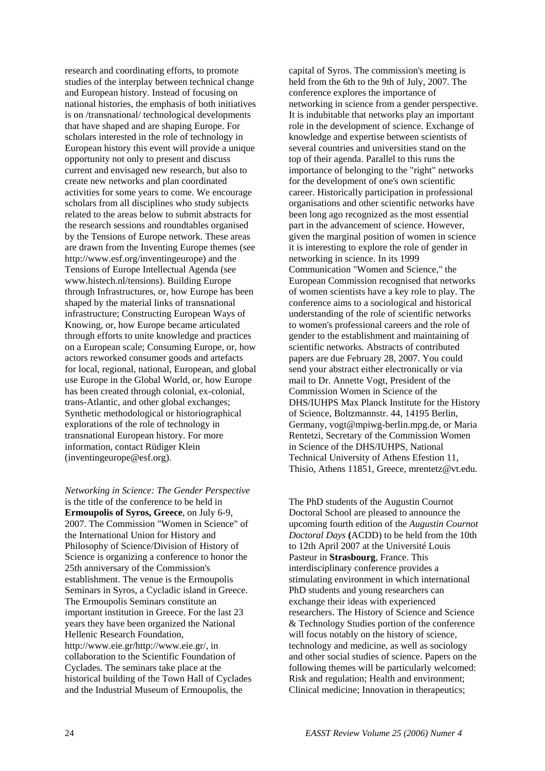research and coordinating efforts, to promote studies of the interplay between technical change and European history. Instead of focusing on national histories, the emphasis of both initiatives is on /transnational/ technological developments that have shaped and are shaping Europe. For scholars interested in the role of technology in European history this event will provide a unique opportunity not only to present and discuss current and envisaged new research, but also to create new networks and plan coordinated activities for some years to come. We encourage scholars from all disciplines who study subjects related to the areas below to submit abstracts for the research sessions and roundtables organised by the Tensions of Europe network. These areas are drawn from the Inventing Europe themes (see http://www.esf.org/inventingeurope) and the Tensions of Europe Intellectual Agenda (see www.histech.nl/tensions). Building Europe through Infrastructures, or, how Europe has been shaped by the material links of transnational infrastructure; Constructing European Ways of Knowing, or, how Europe became articulated through efforts to unite knowledge and practices on a European scale; Consuming Europe, or, how actors reworked consumer goods and artefacts for local, regional, national, European, and global use Europe in the Global World, or, how Europe has been created through colonial, ex-colonial, trans-Atlantic, and other global exchanges; Synthetic methodological or historiographical explorations of the role of technology in transnational European history. For more information, contact Rüdiger Klein (inventingeurope@esf.org).

*Networking in Science: The Gender Perspective* is the title of the conference to be held in **Ermoupolis of Syros, Greece**, on July 6-9, 2007. The Commission "Women in Science" of the International Union for History and Philosophy of Science/Division of History of Science is organizing a conference to honor the 25th anniversary of the Commission's establishment. The venue is the Ermoupolis Seminars in Syros, a Cycladic island in Greece. The Ermoupolis Seminars constitute an important institution in Greece. For the last 23 years they have been organized the National Hellenic Research Foundation, http://www.eie.gr/http://www.eie.gr/, in collaboration to the Scientific Foundation of Cyclades. The seminars take place at the historical building of the Town Hall of Cyclades and the Industrial Museum of Ermoupolis, the capital of Syros. The commission's meeting is held from the 6th to the 9th of July, 2007. The conference explores the importance of networking in science from a gender perspective. It is indubitable that networks play an important role in the development of science. Exchange of knowledge and expertise between scientists of several countries and universities stand on the top of their agenda. Parallel to this runs the importance of belonging to the "right" networks for the development of one's own scientific career. Historically participation in professional organisations and other scientific networks have been long ago recognized as the most essential part in the advancement of science. However, given the marginal position of women in science it is interesting to explore the role of gender in networking in science. In its 1999 Communication "Women and Science," the European Commission recognised that networks of women scientists have a key role to play. The conference aims to a sociological and historical understanding of the role of scientific networks to women's professional careers and the role of gender to the establishment and maintaining of scientific networks. Abstracts of contributed papers are due February 28, 2007. You could send your abstract either electronically or via mail to Dr. Annette Vogt, President of the Commission Women in Science of the DHS/IUHPS Max Planck Institute for the History of Science, Boltzmannstr. 44, 14195 Berlin, Germany, vogt@mpiwg-berlin.mpg.de, or Maria Rentetzi, Secretary of the Commission Women in Science of the DHS/IUHPS, National Technical University of Athens Efestion 11, Thisio, Athens 11851, Greece, mrentetz@vt.edu.

The PhD students of the Augustin Cournot Doctoral School are pleased to announce the upcoming fourth edition of the *Augustin Cournot Doctoral Days* **(**ACDD) to be held from the 10th to 12th April 2007 at the Université Louis Pasteur in **Strasbourg**, France. This interdisciplinary conference provides a stimulating environment in which international PhD students and young researchers can exchange their ideas with experienced researchers. The History of Science and Science & Technology Studies portion of the conference will focus notably on the history of science, technology and medicine, as well as sociology and other social studies of science. Papers on the following themes will be particularly welcomed: Risk and regulation; Health and environment; Clinical medicine; Innovation in therapeutics;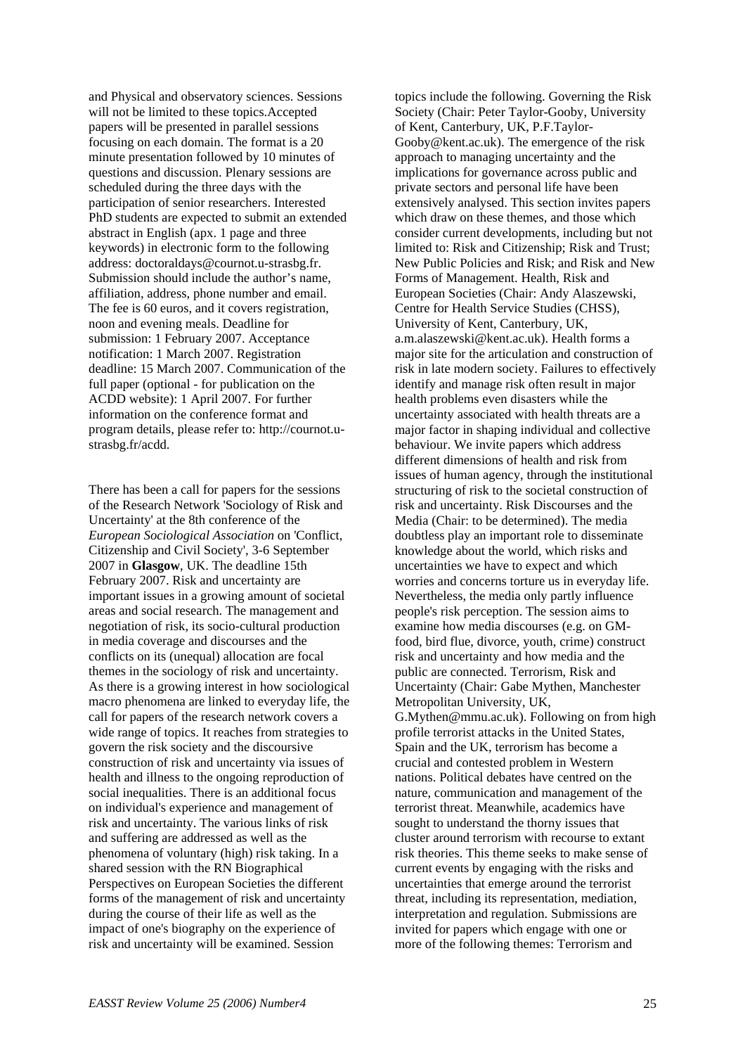and Physical and observatory sciences. Sessions will not be limited to these topics.Accepted papers will be presented in parallel sessions focusing on each domain. The format is a 20 minute presentation followed by 10 minutes of questions and discussion. Plenary sessions are scheduled during the three days with the participation of senior researchers. Interested PhD students are expected to submit an extended abstract in English (apx. 1 page and three keywords) in electronic form to the following address: doctoraldays@cournot.u-strasbg.fr. Submission should include the author's name, affiliation, address, phone number and email. The fee is 60 euros, and it covers registration, noon and evening meals. Deadline for submission: 1 February 2007. Acceptance notification: 1 March 2007. Registration deadline: 15 March 2007. Communication of the full paper (optional - for publication on the ACDD website): 1 April 2007. For further information on the conference format and program details, please refer to: http://cournot.u-strasbg.fr/acdd.

There has been a call for papers for the sessions of the Research Network 'Sociology of Risk and Uncertainty' at the 8th conference of the *European Sociological Association* on 'Conflict, Citizenship and Civil Society', 3-6 September 2007 in **Glasgow**, UK. The deadline 15th February 2007. Risk and uncertainty are important issues in a growing amount of societal areas and social research. The management and negotiation of risk, its socio-cultural production in media coverage and discourses and the conflicts on its (unequal) allocation are focal themes in the sociology of risk and uncertainty. As there is a growing interest in how sociological macro phenomena are linked to everyday life, the call for papers of the research network covers a wide range of topics. It reaches from strategies to govern the risk society and the discoursive construction of risk and uncertainty via issues of health and illness to the ongoing reproduction of social inequalities. There is an additional focus on individual's experience and management of risk and uncertainty. The various links of risk and suffering are addressed as well as the phenomena of voluntary (high) risk taking. In a shared session with the RN Biographical Perspectives on European Societies the different forms of the management of risk and uncertainty during the course of their life as well as the impact of one's biography on the experience of risk and uncertainty will be examined. Session topics include the following. Governing the Risk Society (Chair: Peter Taylor-Gooby, University of Kent, Canterbury, UK, P.F.Taylor-Gooby@kent.ac.uk). The emergence of the risk approach to managing uncertainty and the implications for governance across public and private sectors and personal life have been extensively analysed. This section invites papers which draw on these themes, and those which consider current developments, including but not limited to: Risk and Citizenship; Risk and Trust; New Public Policies and Risk; and Risk and New Forms of Management. Health, Risk and European Societies (Chair: Andy Alaszewski, Centre for Health Service Studies (CHSS), University of Kent, Canterbury, UK, a.m.alaszewski@kent.ac.uk). Health forms a major site for the articulation and construction of risk in late modern society. Failures to effectively identify and manage risk often result in major health problems even disasters while the uncertainty associated with health threats are a major factor in shaping individual and collective behaviour. We invite papers which address different dimensions of health and risk from issues of human agency, through the institutional structuring of risk to the societal construction of risk and uncertainty. Risk Discourses and the Media (Chair: to be determined). The media doubtless play an important role to disseminate knowledge about the world, which risks and uncertainties we have to expect and which worries and concerns torture us in everyday life. Nevertheless, the media only partly influence people's risk perception. The session aims to examine how media discourses (e.g. on GM-food, bird flue, divorce, youth, crime) construct risk and uncertainty and how media and the public are connected. Terrorism, Risk and Uncertainty (Chair: Gabe Mythen, Manchester Metropolitan University, UK, G.Mythen@mmu.ac.uk). Following on from high profile terrorist attacks in the United States, Spain and the UK, terrorism has become a crucial and contested problem in Western nations. Political debates have centred on the nature, communication and management of the terrorist threat. Meanwhile, academics have sought to understand the thorny issues that cluster around terrorism with recourse to extant risk theories. This theme seeks to make sense of current events by engaging with the risks and uncertainties that emerge around the terrorist threat, including its representation, mediation, interpretation and regulation. Submissions are invited for papers which engage with one or more of the following themes: Terrorism and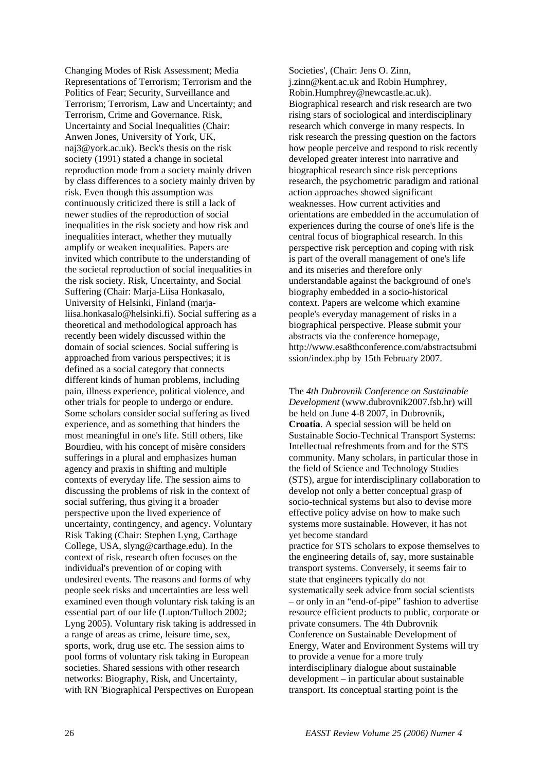Changing Modes of Risk Assessment; Media Representations of Terrorism; Terrorism and the Politics of Fear; Security, Surveillance and Terrorism; Terrorism, Law and Uncertainty; and Terrorism, Crime and Governance. Risk, Uncertainty and Social Inequalities (Chair: Anwen Jones, University of York, UK, naj3@york.ac.uk). Beck's thesis on the risk society (1991) stated a change in societal reproduction mode from a society mainly driven by class differences to a society mainly driven by risk. Even though this assumption was continuously criticized there is still a lack of newer studies of the reproduction of social inequalities in the risk society and how risk and inequalities interact, whether they mutually amplify or weaken inequalities. Papers are invited which contribute to the understanding of the societal reproduction of social inequalities in the risk society. Risk, Uncertainty, and Social Suffering (Chair: Marja-Liisa Honkasalo, University of Helsinki, Finland (marja-liisa.honkasalo@helsinki.fi). Social suffering as a theoretical and methodological approach has recently been widely discussed within the domain of social sciences. Social suffering is approached from various perspectives; it is defined as a social category that connects different kinds of human problems, including pain, illness experience, political violence, and other trials for people to undergo or endure. Some scholars consider social suffering as lived experience, and as something that hinders the most meaningful in one's life. Still others, like Bourdieu, with his concept of misère considers sufferings in a plural and emphasizes human agency and praxis in shifting and multiple contexts of everyday life. The session aims to discussing the problems of risk in the context of social suffering, thus giving it a broader perspective upon the lived experience of uncertainty, contingency, and agency. Voluntary Risk Taking (Chair: Stephen Lyng, Carthage College, USA, slyng@carthage.edu). In the context of risk, research often focuses on the individual's prevention of or coping with undesired events. The reasons and forms of why people seek risks and uncertainties are less well examined even though voluntary risk taking is an essential part of our life (Lupton/Tulloch 2002; Lyng 2005). Voluntary risk taking is addressed in a range of areas as crime, leisure time, sex, sports, work, drug use etc. The session aims to pool forms of voluntary risk taking in European societies. Shared sessions with other research networks: Biography, Risk, and Uncertainty, with RN 'Biographical Perspectives on European Societies', (Chair: Jens O. Zinn, j.zinn@kent.ac.uk and Robin Humphrey, Robin.Humphrey@newcastle.ac.uk). Biographical research and risk research are two rising stars of sociological and interdisciplinary research which converge in many respects. In risk research the pressing question on the factors how people perceive and respond to risk recently developed greater interest into narrative and biographical research since risk perceptions research, the psychometric paradigm and rational action approaches showed significant weaknesses. How current activities and orientations are embedded in the accumulation of experiences during the course of one's life is the central focus of biographical research. In this perspective risk perception and coping with risk is part of the overall management of one's life and its miseries and therefore only understandable against the background of one's biography embedded in a socio-historical context. Papers are welcome which examine people's everyday management of risks in a biographical perspective. Please submit your abstracts via the conference homepage, http://www.esa8thconference.com/abstractsubmission/index.php by 15th February 2007.

The *4th Dubrovnik Conference on Sustainable Development* (www.dubrovnik2007.fsb.hr) will be held on June 4-8 2007, in Dubrovnik, **Croatia**. A special session will be held on Sustainable Socio-Technical Transport Systems: Intellectual refreshments from and for the STS community. Many scholars, in particular those in the field of Science and Technology Studies (STS), argue for interdisciplinary collaboration to develop not only a better conceptual grasp of socio-technical systems but also to devise more effective policy advise on how to make such systems more sustainable. However, it has not yet become standard practice for STS scholars to expose themselves to the engineering details of, say, more sustainable transport systems. Conversely, it seems fair to state that engineers typically do not systematically seek advice from social scientists – or only in an "end-of-pipe" fashion to advertise resource efficient products to public, corporate or private consumers. The 4th Dubrovnik Conference on Sustainable Development of Energy, Water and Environment Systems will try to provide a venue for a more truly interdisciplinary dialogue about sustainable development – in particular about sustainable transport. Its conceptual starting point is the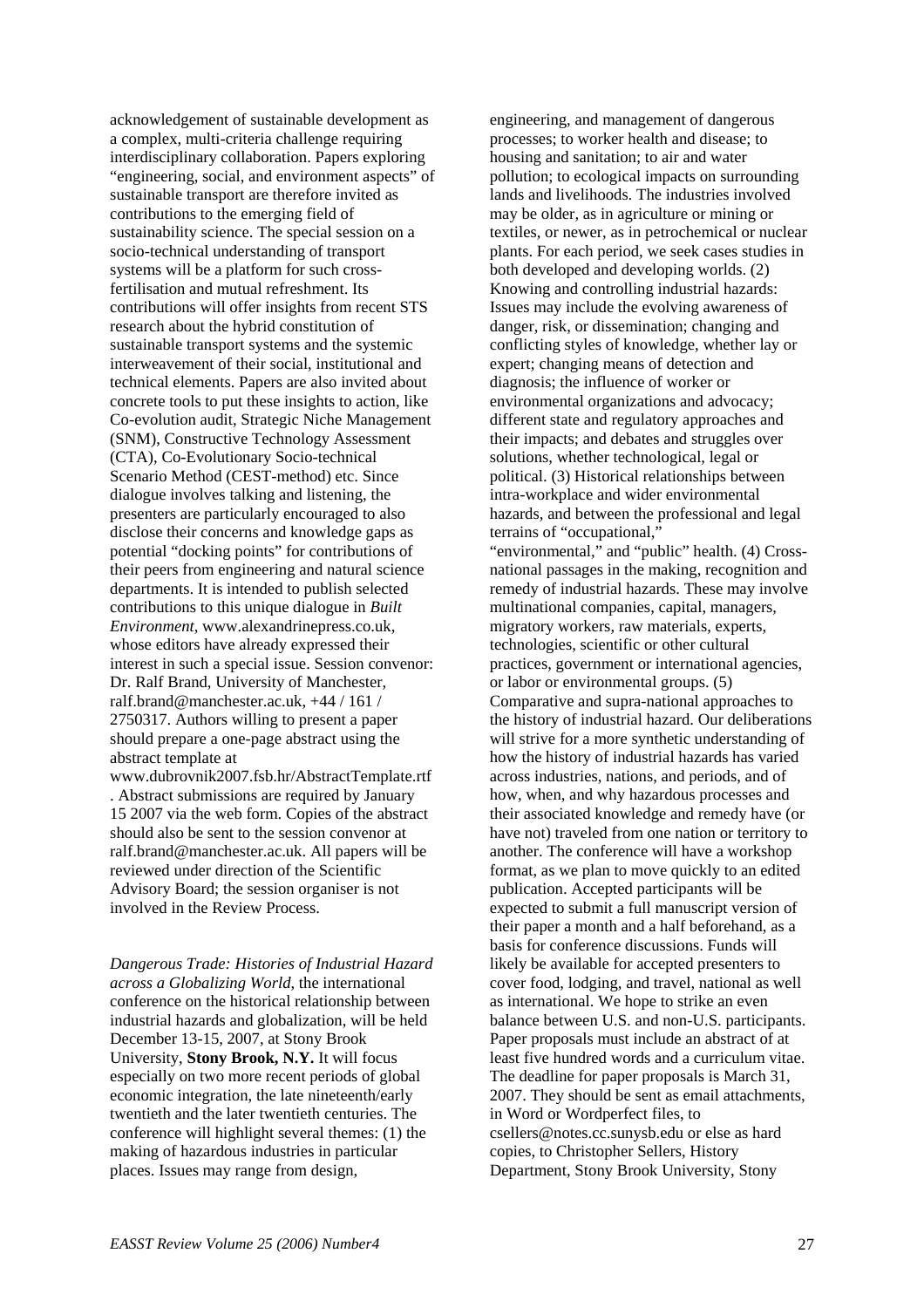acknowledgement of sustainable development as a complex, multi-criteria challenge requiring interdisciplinary collaboration. Papers exploring "engineering, social, and environment aspects" of sustainable transport are therefore invited as contributions to the emerging field of sustainability science. The special session on a socio-technical understanding of transport systems will be a platform for such cross-fertilisation and mutual refreshment. Its contributions will offer insights from recent STS research about the hybrid constitution of sustainable transport systems and the systemic interweavement of their social, institutional and technical elements. Papers are also invited about concrete tools to put these insights to action, like Co-evolution audit, Strategic Niche Management (SNM), Constructive Technology Assessment (CTA), Co-Evolutionary Socio-technical Scenario Method (CEST-method) etc. Since dialogue involves talking and listening, the presenters are particularly encouraged to also disclose their concerns and knowledge gaps as potential "docking points" for contributions of their peers from engineering and natural science departments. It is intended to publish selected contributions to this unique dialogue in *Built Environment*, www.alexandrinepress.co.uk, whose editors have already expressed their interest in such a special issue. Session convenor: Dr. Ralf Brand, University of Manchester, ralf.brand@manchester.ac.uk, +44 / 161 / 2750317. Authors willing to present a paper should prepare a one-page abstract using the abstract template at www.dubrovnik2007.fsb.hr/AbstractTemplate.rtf. Abstract submissions are required by January 15 2007 via the web form. Copies of the abstract should also be sent to the session convenor at ralf.brand@manchester.ac.uk. All papers will be reviewed under direction of the Scientific Advisory Board; the session organiser is not involved in the Review Process.

*Dangerous Trade: Histories of Industrial Hazard across a Globalizing World*, the international conference on the historical relationship between industrial hazards and globalization, will be held December 13-15, 2007, at Stony Brook University, **Stony Brook, N.Y.** It will focus especially on two more recent periods of global economic integration, the late nineteenth/early twentieth and the later twentieth centuries. The conference will highlight several themes: (1) the making of hazardous industries in particular places. Issues may range from design, engineering, and management of dangerous processes; to worker health and disease; to housing and sanitation; to air and water pollution; to ecological impacts on surrounding lands and livelihoods. The industries involved may be older, as in agriculture or mining or textiles, or newer, as in petrochemical or nuclear plants. For each period, we seek cases studies in both developed and developing worlds. (2) Knowing and controlling industrial hazards: Issues may include the evolving awareness of danger, risk, or dissemination; changing and conflicting styles of knowledge, whether lay or expert; changing means of detection and diagnosis; the influence of worker or environmental organizations and advocacy; different state and regulatory approaches and their impacts; and debates and struggles over solutions, whether technological, legal or political. (3) Historical relationships between intra-workplace and wider environmental hazards, and between the professional and legal terrains of "occupational," "environmental," and "public" health. (4) Cross-national passages in the making, recognition and remedy of industrial hazards. These may involve multinational companies, capital, managers, migratory workers, raw materials, experts, technologies, scientific or other cultural practices, government or international agencies, or labor or environmental groups. (5) Comparative and supra-national approaches to the history of industrial hazard. Our deliberations will strive for a more synthetic understanding of how the history of industrial hazards has varied across industries, nations, and periods, and of how, when, and why hazardous processes and their associated knowledge and remedy have (or have not) traveled from one nation or territory to another. The conference will have a workshop format, as we plan to move quickly to an edited publication. Accepted participants will be expected to submit a full manuscript version of their paper a month and a half beforehand, as a basis for conference discussions. Funds will likely be available for accepted presenters to cover food, lodging, and travel, national as well as international. We hope to strike an even balance between U.S. and non-U.S. participants. Paper proposals must include an abstract of at least five hundred words and a curriculum vitae. The deadline for paper proposals is March 31, 2007. They should be sent as email attachments, in Word or Wordperfect files, to csellers@notes.cc.sunysb.edu or else as hard copies, to Christopher Sellers, History Department, Stony Brook University, Stony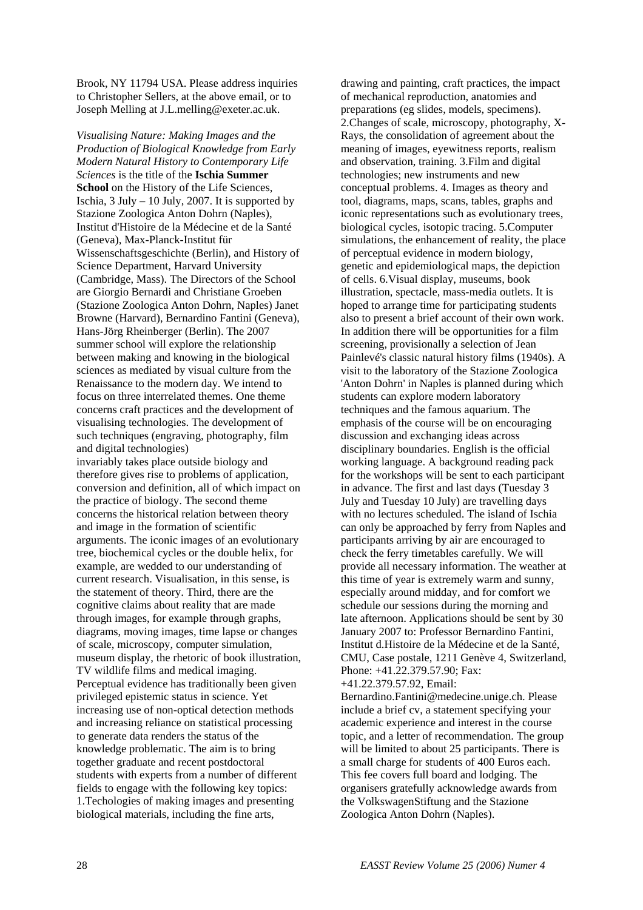Brook, NY 11794 USA. Please address inquiries to Christopher Sellers, at the above email, or to Joseph Melling at J.L.melling@exeter.ac.uk.

*Visualising Nature: Making Images and the Production of Biological Knowledge from Early Modern Natural History to Contemporary Life Sciences* is the title of the **Ischia Summer School** on the History of the Life Sciences, Ischia, 3 July – 10 July, 2007. It is supported by Stazione Zoologica Anton Dohrn (Naples), Institut d'Histoire de la Médecine et de la Santé (Geneva), Max-Planck-Institut für Wissenschaftsgeschichte (Berlin), and History of Science Department, Harvard University (Cambridge, Mass). The Directors of the School are Giorgio Bernardi and Christiane Groeben (Stazione Zoologica Anton Dohrn, Naples) Janet Browne (Harvard), Bernardino Fantini (Geneva), Hans-Jörg Rheinberger (Berlin). The 2007 summer school will explore the relationship between making and knowing in the biological sciences as mediated by visual culture from the Renaissance to the modern day. We intend to focus on three interrelated themes. One theme concerns craft practices and the development of visualising technologies. The development of such techniques (engraving, photography, film and digital technologies) invariably takes place outside biology and therefore gives rise to problems of application, conversion and definition, all of which impact on the practice of biology. The second theme concerns the historical relation between theory and image in the formation of scientific arguments. The iconic images of an evolutionary tree, biochemical cycles or the double helix, for example, are wedded to our understanding of current research. Visualisation, in this sense, is the statement of theory. Third, there are the cognitive claims about reality that are made through images, for example through graphs, diagrams, moving images, time lapse or changes of scale, microscopy, computer simulation, museum display, the rhetoric of book illustration, TV wildlife films and medical imaging. Perceptual evidence has traditionally been given privileged epistemic status in science. Yet increasing use of non-optical detection methods and increasing reliance on statistical processing to generate data renders the status of the knowledge problematic. The aim is to bring together graduate and recent postdoctoral students with experts from a number of different fields to engage with the following key topics: 1.Techologies of making images and presenting biological materials, including the fine arts, drawing and painting, craft practices, the impact of mechanical reproduction, anatomies and preparations (eg slides, models, specimens). 2.Changes of scale, microscopy, photography, X-Rays, the consolidation of agreement about the meaning of images, eyewitness reports, realism and observation, training. 3.Film and digital technologies; new instruments and new conceptual problems. 4. Images as theory and tool, diagrams, maps, scans, tables, graphs and iconic representations such as evolutionary trees, biological cycles, isotopic tracing. 5.Computer simulations, the enhancement of reality, the place of perceptual evidence in modern biology, genetic and epidemiological maps, the depiction of cells. 6.Visual display, museums, book illustration, spectacle, mass-media outlets. It is hoped to arrange time for participating students also to present a brief account of their own work. In addition there will be opportunities for a film screening, provisionally a selection of Jean Painlevé's classic natural history films (1940s). A visit to the laboratory of the Stazione Zoologica 'Anton Dohrn' in Naples is planned during which students can explore modern laboratory techniques and the famous aquarium. The emphasis of the course will be on encouraging discussion and exchanging ideas across disciplinary boundaries. English is the official working language. A background reading pack for the workshops will be sent to each participant in advance. The first and last days (Tuesday 3 July and Tuesday 10 July) are travelling days with no lectures scheduled. The island of Ischia can only be approached by ferry from Naples and participants arriving by air are encouraged to check the ferry timetables carefully. We will provide all necessary information. The weather at this time of year is extremely warm and sunny, especially around midday, and for comfort we schedule our sessions during the morning and late afternoon. Applications should be sent by 30 January 2007 to: Professor Bernardino Fantini, Institut d.Histoire de la Médecine et de la Santé, CMU, Case postale, 1211 Genève 4, Switzerland, Phone: +41.22.379.57.90; Fax: +41.22.379.57.92, Email: Bernardino.Fantini@medecine.unige.ch. Please include a brief cv, a statement specifying your academic experience and interest in the course topic, and a letter of recommendation. The group will be limited to about 25 participants. There is a small charge for students of 400 Euros each. This fee covers full board and lodging. The organisers gratefully acknowledge awards from the VolkswagenStiftung and the Stazione Zoologica Anton Dohrn (Naples).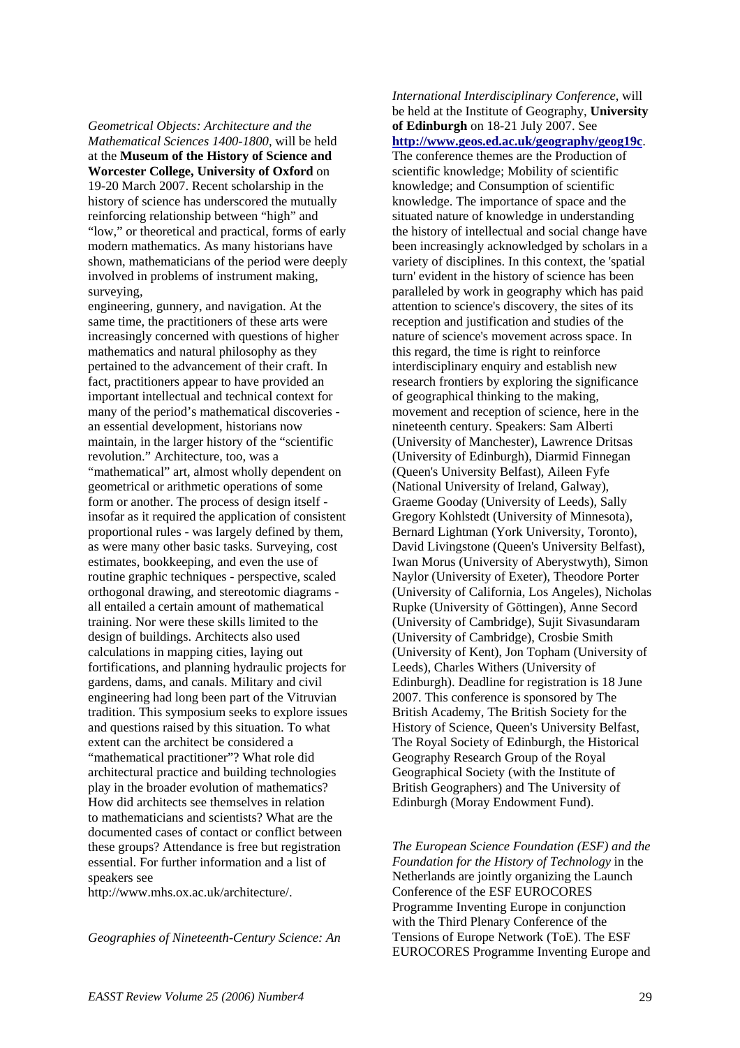*Geometrical Objects: Architecture and the Mathematical Sciences 1400-1800*, will be held at the **Museum of the History of Science and Worcester College, University of Oxford** on 19-20 March 2007. Recent scholarship in the history of science has underscored the mutually reinforcing relationship between "high" and "low," or theoretical and practical, forms of early modern mathematics. As many historians have shown, mathematicians of the period were deeply involved in problems of instrument making, surveying, engineering, gunnery, and navigation. At the same time, the practitioners of these arts were increasingly concerned with questions of higher mathematics and natural philosophy as they pertained to the advancement of their craft. In fact, practitioners appear to have provided an important intellectual and technical context for many of the period's mathematical discoveries - an essential development, historians now maintain, in the larger history of the "scientific revolution." Architecture, too, was a "mathematical" art, almost wholly dependent on geometrical or arithmetic operations of some form or another. The process of design itself - insofar as it required the application of consistent proportional rules - was largely defined by them, as were many other basic tasks. Surveying, cost estimates, bookkeeping, and even the use of routine graphic techniques - perspective, scaled orthogonal drawing, and stereotomic diagrams - all entailed a certain amount of mathematical training. Nor were these skills limited to the design of buildings. Architects also used calculations in mapping cities, laying out fortifications, and planning hydraulic projects for gardens, dams, and canals. Military and civil engineering had long been part of the Vitruvian tradition. This symposium seeks to explore issues and questions raised by this situation. To what extent can the architect be considered a "mathematical practitioner"? What role did architectural practice and building technologies play in the broader evolution of mathematics? How did architects see themselves in relation to mathematicians and scientists? What are the documented cases of contact or conflict between these groups? Attendance is free but registration essential. For further information and a list of speakers see http://www.mhs.ox.ac.uk/architecture/.

*Geographies of Nineteenth-Century Science: An International Interdisciplinary Conference*, will be held at the Institute of Geography, **University of Edinburgh** on 18-21 July 2007. See **http://www.geos.ed.ac.uk/geography/geog19c**. The conference themes are the Production of scientific knowledge; Mobility of scientific knowledge; and Consumption of scientific knowledge. The importance of space and the situated nature of knowledge in understanding the history of intellectual and social change have been increasingly acknowledged by scholars in a variety of disciplines. In this context, the 'spatial turn' evident in the history of science has been paralleled by work in geography which has paid attention to science's discovery, the sites of its reception and justification and studies of the nature of science's movement across space. In this regard, the time is right to reinforce interdisciplinary enquiry and establish new research frontiers by exploring the significance of geographical thinking to the making, movement and reception of science, here in the nineteenth century. Speakers: Sam Alberti (University of Manchester), Lawrence Dritsas (University of Edinburgh), Diarmid Finnegan (Queen's University Belfast), Aileen Fyfe (National University of Ireland, Galway), Graeme Gooday (University of Leeds), Sally Gregory Kohlstedt (University of Minnesota), Bernard Lightman (York University, Toronto), David Livingstone (Queen's University Belfast), Iwan Morus (University of Aberystwyth), Simon Naylor (University of Exeter), Theodore Porter (University of California, Los Angeles), Nicholas Rupke (University of Göttingen), Anne Secord (University of Cambridge), Sujit Sivasundaram (University of Cambridge), Crosbie Smith (University of Kent), Jon Topham (University of Leeds), Charles Withers (University of Edinburgh). Deadline for registration is 18 June 2007. This conference is sponsored by The British Academy, The British Society for the History of Science, Queen's University Belfast, The Royal Society of Edinburgh, the Historical Geography Research Group of the Royal Geographical Society (with the Institute of British Geographers) and The University of Edinburgh (Moray Endowment Fund).

*The European Science Foundation (ESF) and the Foundation for the History of Technology* in the Netherlands are jointly organizing the Launch Conference of the ESF EUROCORES Programme Inventing Europe in conjunction with the Third Plenary Conference of the Tensions of Europe Network (ToE). The ESF EUROCORES Programme Inventing Europe and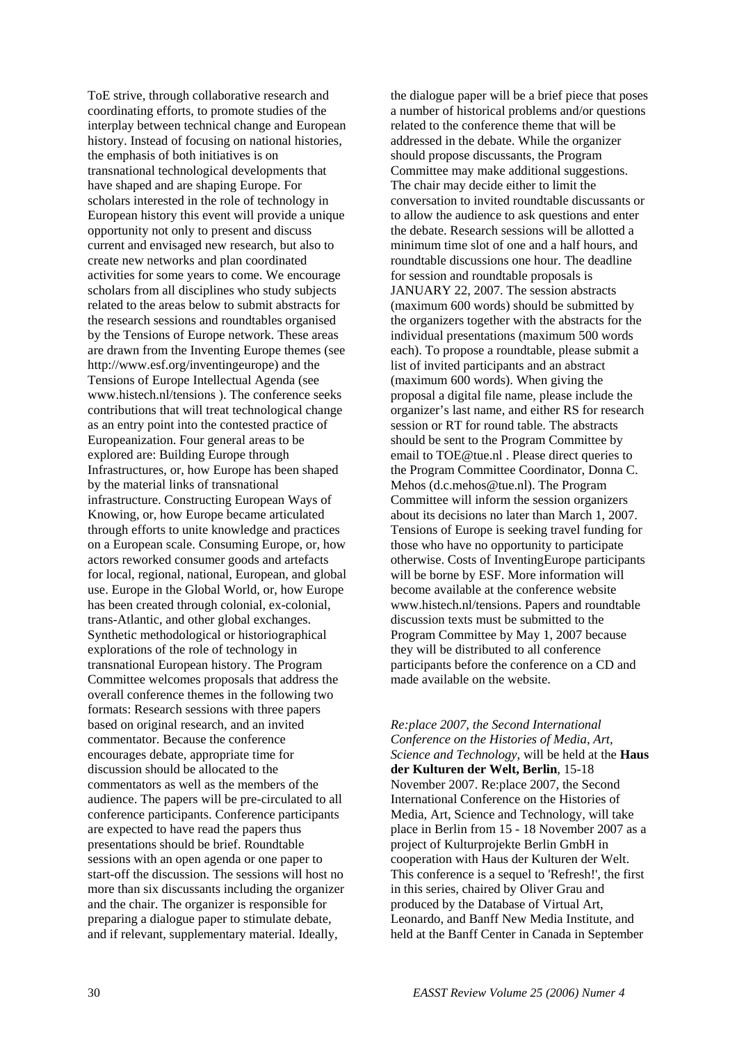ToE strive, through collaborative research and coordinating efforts, to promote studies of the interplay between technical change and European history. Instead of focusing on national histories, the emphasis of both initiatives is on transnational technological developments that have shaped and are shaping Europe. For scholars interested in the role of technology in European history this event will provide a unique opportunity not only to present and discuss current and envisaged new research, but also to create new networks and plan coordinated activities for some years to come. We encourage scholars from all disciplines who study subjects related to the areas below to submit abstracts for the research sessions and roundtables organised by the Tensions of Europe network. These areas are drawn from the Inventing Europe themes (see http://www.esf.org/inventingeurope) and the Tensions of Europe Intellectual Agenda (see www.histech.nl/tensions ). The conference seeks contributions that will treat technological change as an entry point into the contested practice of Europeanization. Four general areas to be explored are: Building Europe through Infrastructures, or, how Europe has been shaped by the material links of transnational infrastructure. Constructing European Ways of Knowing, or, how Europe became articulated through efforts to unite knowledge and practices on a European scale. Consuming Europe, or, how actors reworked consumer goods and artefacts for local, regional, national, European, and global use. Europe in the Global World, or, how Europe has been created through colonial, ex-colonial, trans-Atlantic, and other global exchanges. Synthetic methodological or historiographical explorations of the role of technology in transnational European history. The Program Committee welcomes proposals that address the overall conference themes in the following two formats: Research sessions with three papers based on original research, and an invited commentator. Because the conference encourages debate, appropriate time for discussion should be allocated to the commentators as well as the members of the audience. The papers will be pre-circulated to all conference participants. Conference participants are expected to have read the papers thus presentations should be brief. Roundtable sessions with an open agenda or one paper to start-off the discussion. The sessions will host no more than six discussants including the organizer and the chair. The organizer is responsible for preparing a dialogue paper to stimulate debate, and if relevant, supplementary material. Ideally, the dialogue paper will be a brief piece that poses a number of historical problems and/or questions related to the conference theme that will be addressed in the debate. While the organizer should propose discussants, the Program Committee may make additional suggestions. The chair may decide either to limit the conversation to invited roundtable discussants or to allow the audience to ask questions and enter the debate. Research sessions will be allotted a minimum time slot of one and a half hours, and roundtable discussions one hour. The deadline for session and roundtable proposals is JANUARY 22, 2007. The session abstracts (maximum 600 words) should be submitted by the organizers together with the abstracts for the individual presentations (maximum 500 words each). To propose a roundtable, please submit a list of invited participants and an abstract (maximum 600 words). When giving the proposal a digital file name, please include the organizer's last name, and either RS for research session or RT for round table. The abstracts should be sent to the Program Committee by email to TOE@tue.nl . Please direct queries to the Program Committee Coordinator, Donna C. Mehos (d.c.mehos@tue.nl). The Program Committee will inform the session organizers about its decisions no later than March 1, 2007. Tensions of Europe is seeking travel funding for those who have no opportunity to participate otherwise. Costs of InventingEurope participants will be borne by ESF. More information will become available at the conference website www.histech.nl/tensions. Papers and roundtable discussion texts must be submitted to the Program Committee by May 1, 2007 because they will be distributed to all conference participants before the conference on a CD and made available on the website.

*Re:place 2007, the Second International Conference on the Histories of Media, Art, Science and Technology*, will be held at the **Haus der Kulturen der Welt, Berlin**, 15-18 November 2007. Re:place 2007, the Second International Conference on the Histories of Media, Art, Science and Technology, will take place in Berlin from 15 - 18 November 2007 as a project of Kulturprojekte Berlin GmbH in cooperation with Haus der Kulturen der Welt. This conference is a sequel to 'Refresh!', the first in this series, chaired by Oliver Grau and produced by the Database of Virtual Art, Leonardo, and Banff New Media Institute, and held at the Banff Center in Canada in September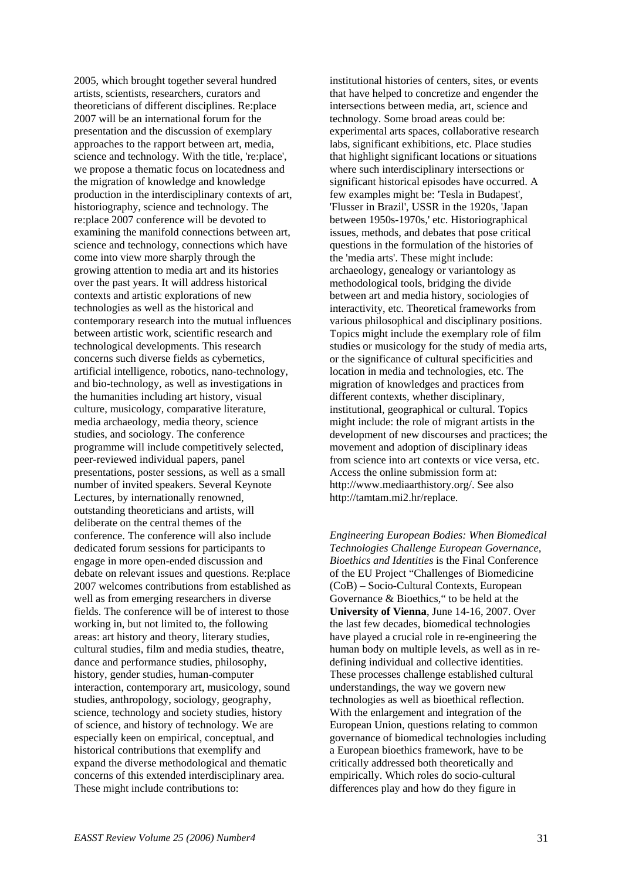2005, which brought together several hundred artists, scientists, researchers, curators and theoreticians of different disciplines. Re:place 2007 will be an international forum for the presentation and the discussion of exemplary approaches to the rapport between art, media, science and technology. With the title, 're:place', we propose a thematic focus on locatedness and the migration of knowledge and knowledge production in the interdisciplinary contexts of art, historiography, science and technology. The re:place 2007 conference will be devoted to examining the manifold connections between art, science and technology, connections which have come into view more sharply through the growing attention to media art and its histories over the past years. It will address historical contexts and artistic explorations of new technologies as well as the historical and contemporary research into the mutual influences between artistic work, scientific research and technological developments. This research concerns such diverse fields as cybernetics, artificial intelligence, robotics, nano-technology, and bio-technology, as well as investigations in the humanities including art history, visual culture, musicology, comparative literature, media archaeology, media theory, science studies, and sociology. The conference programme will include competitively selected, peer-reviewed individual papers, panel presentations, poster sessions, as well as a small number of invited speakers. Several Keynote Lectures, by internationally renowned, outstanding theoreticians and artists, will deliberate on the central themes of the conference. The conference will also include dedicated forum sessions for participants to engage in more open-ended discussion and debate on relevant issues and questions. Re:place 2007 welcomes contributions from established as well as from emerging researchers in diverse fields. The conference will be of interest to those working in, but not limited to, the following areas: art history and theory, literary studies, cultural studies, film and media studies, theatre, dance and performance studies, philosophy, history, gender studies, human-computer interaction, contemporary art, musicology, sound studies, anthropology, sociology, geography, science, technology and society studies, history of science, and history of technology. We are especially keen on empirical, conceptual, and historical contributions that exemplify and expand the diverse methodological and thematic concerns of this extended interdisciplinary area. These might include contributions to: institutional histories of centers, sites, or events that have helped to concretize and engender the intersections between media, art, science and technology. Some broad areas could be: experimental arts spaces, collaborative research labs, significant exhibitions, etc. Place studies that highlight significant locations or situations where such interdisciplinary intersections or significant historical episodes have occurred. A few examples might be: 'Tesla in Budapest', 'Flusser in Brazil', USSR in the 1920s, 'Japan between 1950s-1970s,' etc. Historiographical issues, methods, and debates that pose critical questions in the formulation of the histories of the 'media arts'. These might include: archaeology, genealogy or variantology as methodological tools, bridging the divide between art and media history, sociologies of interactivity, etc. Theoretical frameworks from various philosophical and disciplinary positions. Topics might include the exemplary role of film studies or musicology for the study of media arts, or the significance of cultural specificities and location in media and technologies, etc. The migration of knowledges and practices from different contexts, whether disciplinary, institutional, geographical or cultural. Topics might include: the role of migrant artists in the development of new discourses and practices; the movement and adoption of disciplinary ideas from science into art contexts or vice versa, etc. Access the online submission form at: http://www.mediaarthistory.org/. See also http://tamtam.mi2.hr/replace.

*Engineering European Bodies: When Biomedical Technologies Challenge European Governance, Bioethics and Identities* is the Final Conference of the EU Project “Challenges of Biomedicine (CoB) – Socio-Cultural Contexts, European Governance & Bioethics,“ to be held at the **University of Vienna**, June 14-16, 2007. Over the last few decades, biomedical technologies have played a crucial role in re-engineering the human body on multiple levels, as well as in re-defining individual and collective identities. These processes challenge established cultural understandings, the way we govern new technologies as well as bioethical reflection. With the enlargement and integration of the European Union, questions relating to common governance of biomedical technologies including a European bioethics framework, have to be critically addressed both theoretically and empirically. Which roles do socio-cultural differences play and how do they figure in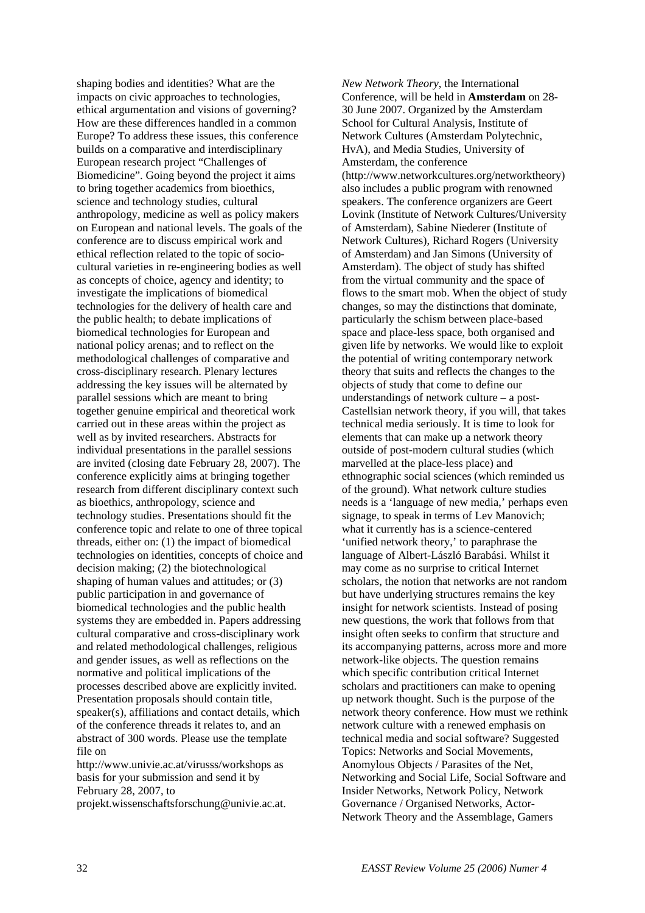shaping bodies and identities? What are the impacts on civic approaches to technologies, ethical argumentation and visions of governing? How are these differences handled in a common Europe? To address these issues, this conference builds on a comparative and interdisciplinary European research project "Challenges of Biomedicine". Going beyond the project it aims to bring together academics from bioethics, science and technology studies, cultural anthropology, medicine as well as policy makers on European and national levels. The goals of the conference are to discuss empirical work and ethical reflection related to the topic of socio-cultural varieties in re-engineering bodies as well as concepts of choice, agency and identity; to investigate the implications of biomedical technologies for the delivery of health care and the public health; to debate implications of biomedical technologies for European and national policy arenas; and to reflect on the methodological challenges of comparative and cross-disciplinary research. Plenary lectures addressing the key issues will be alternated by parallel sessions which are meant to bring together genuine empirical and theoretical work carried out in these areas within the project as well as by invited researchers. Abstracts for individual presentations in the parallel sessions are invited (closing date February 28, 2007). The conference explicitly aims at bringing together research from different disciplinary context such as bioethics, anthropology, science and technology studies. Presentations should fit the conference topic and relate to one of three topical threads, either on: (1) the impact of biomedical technologies on identities, concepts of choice and decision making; (2) the biotechnological shaping of human values and attitudes; or (3) public participation in and governance of biomedical technologies and the public health systems they are embedded in. Papers addressing cultural comparative and cross-disciplinary work and related methodological challenges, religious and gender issues, as well as reflections on the normative and political implications of the processes described above are explicitly invited. Presentation proposals should contain title, speaker(s), affiliations and contact details, which of the conference threads it relates to, and an abstract of 300 words. Please use the template file on http://www.univie.ac.at/virusss/workshops as basis for your submission and send it by February 28, 2007, to projekt.wissenschaftsforschung@univie.ac.at.

*New Network Theory*, the International Conference, will be held in **Amsterdam** on 28-30 June 2007. Organized by the Amsterdam School for Cultural Analysis, Institute of Network Cultures (Amsterdam Polytechnic, HvA), and Media Studies, University of Amsterdam, the conference (http://www.networkcultures.org/networktheory) also includes a public program with renowned speakers. The conference organizers are Geert Lovink (Institute of Network Cultures/University of Amsterdam), Sabine Niederer (Institute of Network Cultures), Richard Rogers (University of Amsterdam) and Jan Simons (University of Amsterdam). The object of study has shifted from the virtual community and the space of flows to the smart mob. When the object of study changes, so may the distinctions that dominate, particularly the schism between place-based space and place-less space, both organised and given life by networks. We would like to exploit the potential of writing contemporary network theory that suits and reflects the changes to the objects of study that come to define our understandings of network culture – a post-Castellsian network theory, if you will, that takes technical media seriously. It is time to look for elements that can make up a network theory outside of post-modern cultural studies (which marvelled at the place-less place) and ethnographic social sciences (which reminded us of the ground). What network culture studies needs is a 'language of new media,' perhaps even signage, to speak in terms of Lev Manovich; what it currently has is a science-centered 'unified network theory,' to paraphrase the language of Albert-László Barabási. Whilst it may come as no surprise to critical Internet scholars, the notion that networks are not random but have underlying structures remains the key insight for network scientists. Instead of posing new questions, the work that follows from that insight often seeks to confirm that structure and its accompanying patterns, across more and more network-like objects. The question remains which specific contribution critical Internet scholars and practitioners can make to opening up network thought. Such is the purpose of the network theory conference. How must we rethink network culture with a renewed emphasis on technical media and social software? Suggested Topics: Networks and Social Movements, Anomylous Objects / Parasites of the Net, Networking and Social Life, Social Software and Insider Networks, Network Policy, Network Governance / Organised Networks, Actor-Network Theory and the Assemblage, Gamers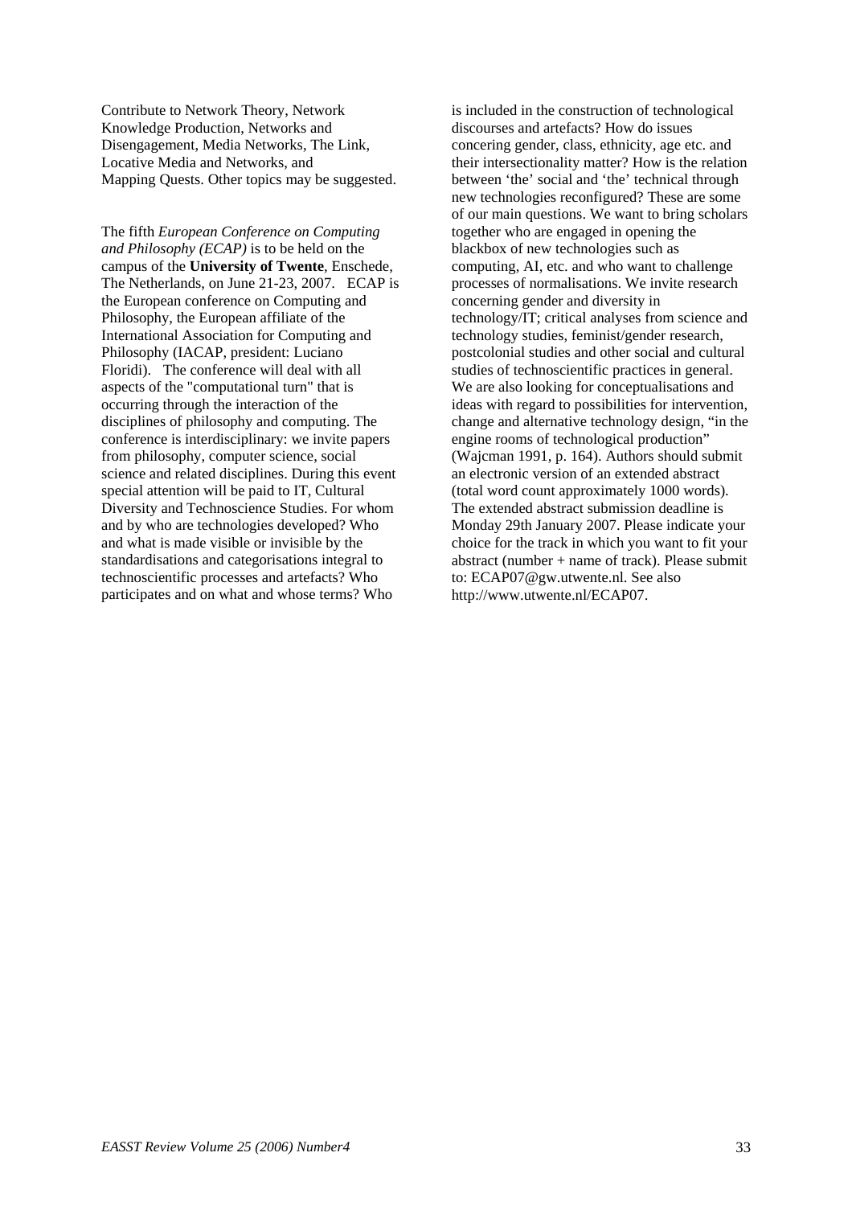Contribute to Network Theory, Network Knowledge Production, Networks and Disengagement, Media Networks, The Link, Locative Media and Networks, and Mapping Quests. Other topics may be suggested.

The fifth *European Conference on Computing and Philosophy (ECAP)* is to be held on the campus of the **University of Twente**, Enschede, The Netherlands, on June 21-23, 2007. ECAP is the European conference on Computing and Philosophy, the European affiliate of the International Association for Computing and Philosophy (IACAP, president: Luciano Floridi). The conference will deal with all aspects of the "computational turn" that is occurring through the interaction of the disciplines of philosophy and computing. The conference is interdisciplinary: we invite papers from philosophy, computer science, social science and related disciplines. During this event special attention will be paid to IT, Cultural Diversity and Technoscience Studies. For whom and by who are technologies developed? Who and what is made visible or invisible by the standardisations and categorisations integral to technoscientific processes and artefacts? Who participates and on what and whose terms? Who is included in the construction of technological discourses and artefacts? How do issues concering gender, class, ethnicity, age etc. and their intersectionality matter? How is the relation between 'the' social and 'the' technical through new technologies reconfigured? These are some of our main questions. We want to bring scholars together who are engaged in opening the blackbox of new technologies such as computing, AI, etc. and who want to challenge processes of normalisations. We invite research concerning gender and diversity in technology/IT; critical analyses from science and technology studies, feminist/gender research, postcolonial studies and other social and cultural studies of technoscientific practices in general. We are also looking for conceptualisations and ideas with regard to possibilities for intervention, change and alternative technology design, "in the engine rooms of technological production" (Wajcman 1991, p. 164). Authors should submit an electronic version of an extended abstract (total word count approximately 1000 words). The extended abstract submission deadline is Monday 29th January 2007. Please indicate your choice for the track in which you want to fit your abstract (number + name of track). Please submit to: ECAP07@gw.utwente.nl. See also http://www.utwente.nl/ECAP07.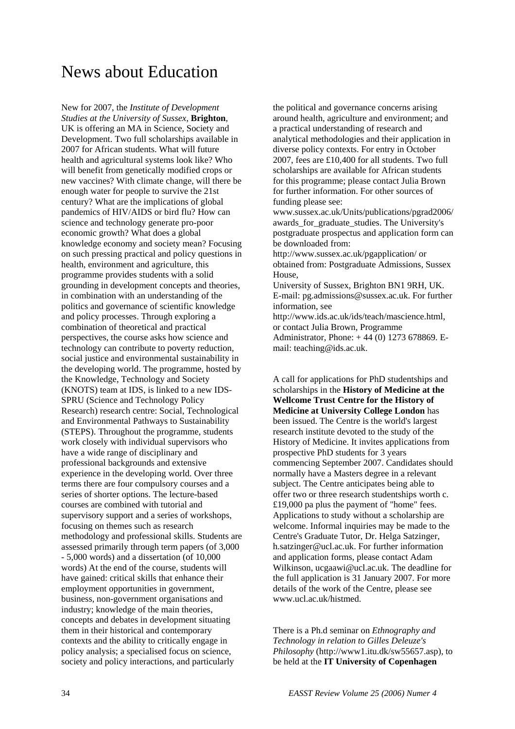# News about Education

New for 2007, the *Institute of Development Studies at the University of Sussex*, **Brighton**, UK is offering an MA in Science, Society and Development. Two full scholarships available in 2007 for African students. What will future health and agricultural systems look like? Who will benefit from genetically modified crops or new vaccines? With climate change, will there be enough water for people to survive the 21st century? What are the implications of global pandemics of HIV/AIDS or bird flu? How can science and technology generate pro-poor economic growth? What does a global knowledge economy and society mean? Focusing on such pressing practical and policy questions in health, environment and agriculture, this programme provides students with a solid grounding in development concepts and theories, in combination with an understanding of the politics and governance of scientific knowledge and policy processes. Through exploring a combination of theoretical and practical perspectives, the course asks how science and technology can contribute to poverty reduction, social justice and environmental sustainability in the developing world. The programme, hosted by the Knowledge, Technology and Society (KNOTS) team at IDS, is linked to a new IDS-SPRU (Science and Technology Policy Research) research centre: Social, Technological and Environmental Pathways to Sustainability (STEPS). Throughout the programme, students work closely with individual supervisors who have a wide range of disciplinary and professional backgrounds and extensive experience in the developing world. Over three terms there are four compulsory courses and a series of shorter options. The lecture-based courses are combined with tutorial and supervisory support and a series of workshops, focusing on themes such as research methodology and professional skills. Students are assessed primarily through term papers (of 3,000 - 5,000 words) and a dissertation (of 10,000 words) At the end of the course, students will have gained: critical skills that enhance their employment opportunities in government, business, non-government organisations and industry; knowledge of the main theories, concepts and debates in development situating them in their historical and contemporary contexts and the ability to critically engage in policy analysis; a specialised focus on science, society and policy interactions, and particularly the political and governance concerns arising around health, agriculture and environment; and a practical understanding of research and analytical methodologies and their application in diverse policy contexts. For entry in October 2007, fees are £10,400 for all students. Two full scholarships are available for African students for this programme; please contact Julia Brown for further information. For other sources of funding please see: www.sussex.ac.uk/Units/publications/pgrad2006/awards_for_graduate_studies. The University's postgraduate prospectus and application form can be downloaded from: http://www.sussex.ac.uk/pgapplication/ or obtained from: Postgraduate Admissions, Sussex House, University of Sussex, Brighton BN1 9RH, UK. E-mail: pg.admissions@sussex.ac.uk. For further information, see http://www.ids.ac.uk/ids/teach/mascience.html, or contact Julia Brown, Programme Administrator, Phone: + 44 (0) 1273 678869. E-mail: teaching@ids.ac.uk.

A call for applications for PhD studentships and scholarships in the **History of Medicine at the Wellcome Trust Centre for the History of Medicine at University College London** has been issued. The Centre is the world's largest research institute devoted to the study of the History of Medicine. It invites applications from prospective PhD students for 3 years commencing September 2007. Candidates should normally have a Masters degree in a relevant subject. The Centre anticipates being able to offer two or three research studentships worth c. £19,000 pa plus the payment of "home" fees. Applications to study without a scholarship are welcome. Informal inquiries may be made to the Centre's Graduate Tutor, Dr. Helga Satzinger, h.satzinger@ucl.ac.uk. For further information and application forms, please contact Adam Wilkinson, ucgaawi@ucl.ac.uk. The deadline for the full application is 31 January 2007. For more details of the work of the Centre, please see www.ucl.ac.uk/histmed.

There is a Ph.d seminar on *Ethnography and Technology in relation to Gilles Deleuze's Philosophy* (http://www1.itu.dk/sw55657.asp), to be held at the **IT University of Copenhagen**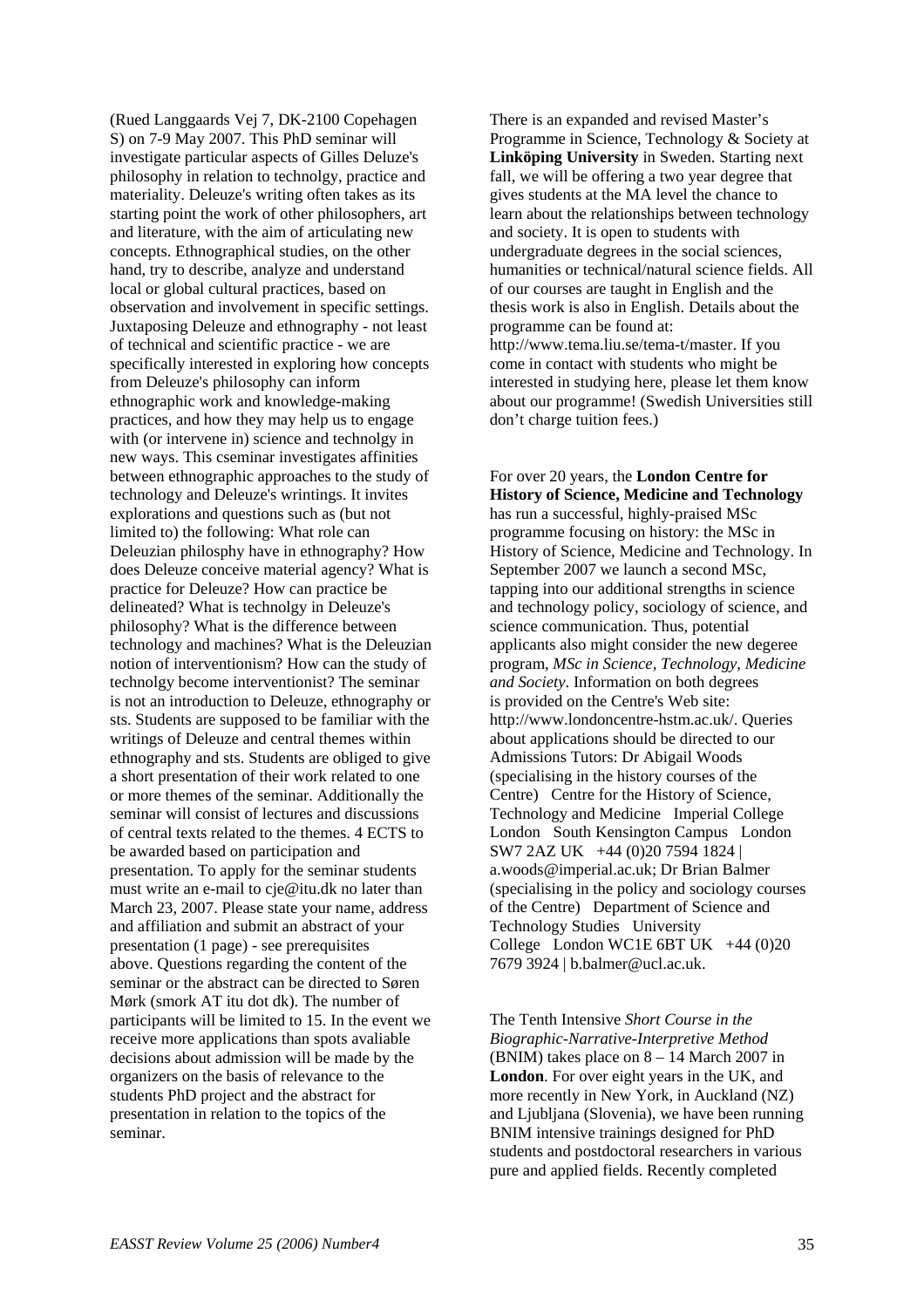(Rued Langgaards Vej 7, DK-2100 Copehagen S) on 7-9 May 2007. This PhD seminar will investigate particular aspects of Gilles Deluze's philosophy in relation to technolgy, practice and materiality. Deleuze's writing often takes as its starting point the work of other philosophers, art and literature, with the aim of articulating new concepts. Ethnographical studies, on the other hand, try to describe, analyze and understand local or global cultural practices, based on observation and involvement in specific settings. Juxtaposing Deleuze and ethnography - not least of technical and scientific practice - we are specifically interested in exploring how concepts from Deleuze's philosophy can inform ethnographic work and knowledge-making practices, and how they may help us to engage with (or intervene in) science and technolgy in new ways. This cseminar investigates affinities between ethnographic approaches to the study of technology and Deleuze's wrintings. It invites explorations and questions such as (but not limited to) the following: What role can Deleuzian philosphy have in ethnography? How does Deleuze conceive material agency? What is practice for Deleuze? How can practice be delineated? What is technolgy in Deleuze's philosophy? What is the difference between technology and machines? What is the Deleuzian notion of interventionism? How can the study of technolgy become interventionist? The seminar is not an introduction to Deleuze, ethnography or sts. Students are supposed to be familiar with the writings of Deleuze and central themes within ethnography and sts. Students are obliged to give a short presentation of their work related to one or more themes of the seminar. Additionally the seminar will consist of lectures and discussions of central texts related to the themes. 4 ECTS to be awarded based on participation and presentation. To apply for the seminar students must write an e-mail to cje@itu.dk no later than March 23, 2007. Please state your name, address and affiliation and submit an abstract of your presentation (1 page) - see prerequisites above. Questions regarding the content of the seminar or the abstract can be directed to Søren Mørk (smork AT itu dot dk). The number of participants will be limited to 15. In the event we receive more applications than spots avaliable decisions about admission will be made by the organizers on the basis of relevance to the students PhD project and the abstract for presentation in relation to the topics of the seminar.

There is an expanded and revised Master's Programme in Science, Technology & Society at **Linköping University** in Sweden. Starting next fall, we will be offering a two year degree that gives students at the MA level the chance to learn about the relationships between technology and society. It is open to students with undergraduate degrees in the social sciences, humanities or technical/natural science fields. All of our courses are taught in English and the thesis work is also in English. Details about the programme can be found at: http://www.tema.liu.se/tema-t/master. If you come in contact with students who might be interested in studying here, please let them know about our programme! (Swedish Universities still don't charge tuition fees.)

For over 20 years, the **London Centre for History of Science, Medicine and Technology** has run a successful, highly-praised MSc programme focusing on history: the MSc in History of Science, Medicine and Technology. In September 2007 we launch a second MSc, tapping into our additional strengths in science and technology policy, sociology of science, and science communication. Thus, potential applicants also might consider the new degeree program, *MSc in Science, Technology, Medicine and Society*. Information on both degrees is provided on the Centre's Web site: http://www.londoncentre-hstm.ac.uk/. Queries about applications should be directed to our Admissions Tutors: Dr Abigail Woods (specialising in the history courses of the Centre) Centre for the History of Science, Technology and Medicine Imperial College London South Kensington Campus London SW7 2AZ UK +44 (0)20 7594 1824 | a.woods@imperial.ac.uk; Dr Brian Balmer (specialising in the policy and sociology courses of the Centre) Department of Science and Technology Studies University College London WC1E 6BT UK +44 (0)20 7679 3924 | b.balmer@ucl.ac.uk.

The Tenth Intensive *Short Course in the Biographic-Narrative-Interpretive Method* (BNIM) takes place on 8 – 14 March 2007 in **London**. For over eight years in the UK, and more recently in New York, in Auckland (NZ) and Ljubljana (Slovenia), we have been running BNIM intensive trainings designed for PhD students and postdoctoral researchers in various pure and applied fields. Recently completed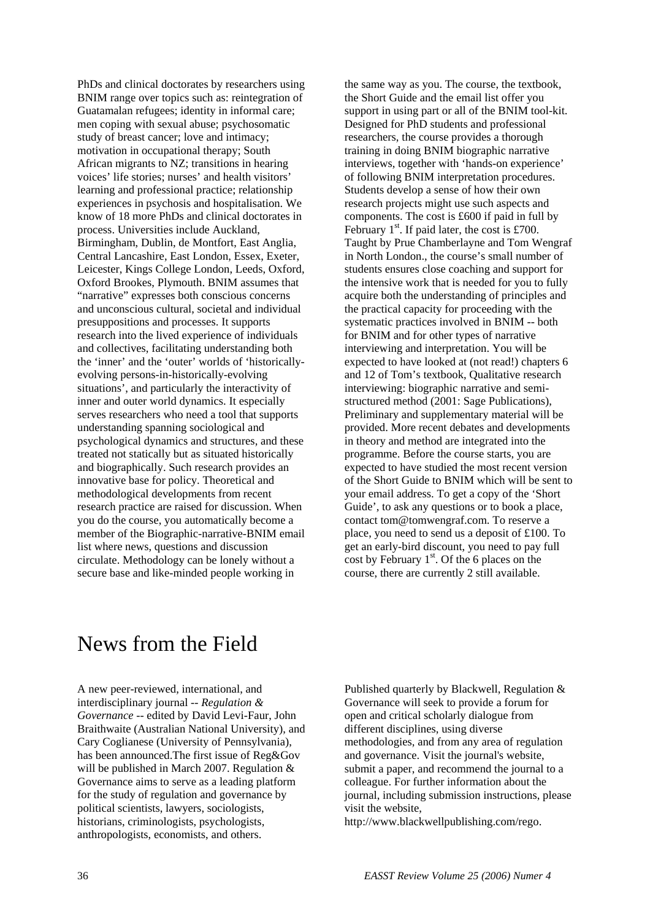PhDs and clinical doctorates by researchers using BNIM range over topics such as: reintegration of Guatamalan refugees; identity in informal care; men coping with sexual abuse; psychosomatic study of breast cancer; love and intimacy; motivation in occupational therapy; South African migrants to NZ; transitions in hearing voices' life stories; nurses' and health visitors' learning and professional practice; relationship experiences in psychosis and hospitalisation. We know of 18 more PhDs and clinical doctorates in process. Universities include Auckland, Birmingham, Dublin, de Montfort, East Anglia, Central Lancashire, East London, Essex, Exeter, Leicester, Kings College London, Leeds, Oxford, Oxford Brookes, Plymouth. BNIM assumes that "narrative" expresses both conscious concerns and unconscious cultural, societal and individual presuppositions and processes. It supports research into the lived experience of individuals and collectives, facilitating understanding both the 'inner' and the 'outer' worlds of 'historically-evolving persons-in-historically-evolving situations', and particularly the interactivity of inner and outer world dynamics. It especially serves researchers who need a tool that supports understanding spanning sociological and psychological dynamics and structures, and these treated not statically but as situated historically and biographically. Such research provides an innovative base for policy. Theoretical and methodological developments from recent research practice are raised for discussion. When you do the course, you automatically become a member of the Biographic-narrative-BNIM email list where news, questions and discussion circulate. Methodology can be lonely without a secure base and like-minded people working in the same way as you. The course, the textbook, the Short Guide and the email list offer you support in using part or all of the BNIM tool-kit. Designed for PhD students and professional researchers, the course provides a thorough training in doing BNIM biographic narrative interviews, together with 'hands-on experience' of following BNIM interpretation procedures. Students develop a sense of how their own research projects might use such aspects and components. The cost is £600 if paid in full by February 1st. If paid later, the cost is £700. Taught by Prue Chamberlayne and Tom Wengraf in North London., the course's small number of students ensures close coaching and support for the intensive work that is needed for you to fully acquire both the understanding of principles and the practical capacity for proceeding with the systematic practices involved in BNIM -- both for BNIM and for other types of narrative interviewing and interpretation. You will be expected to have looked at (not read!) chapters 6 and 12 of Tom's textbook, Qualitative research interviewing: biographic narrative and semi-structured method (2001: Sage Publications), Preliminary and supplementary material will be provided. More recent debates and developments in theory and method are integrated into the programme. Before the course starts, you are expected to have studied the most recent version of the Short Guide to BNIM which will be sent to your email address. To get a copy of the 'Short Guide', to ask any questions or to book a place, contact tom@tomwengraf.com. To reserve a place, you need to send us a deposit of £100. To get an early-bird discount, you need to pay full cost by February 1st. Of the 6 places on the course, there are currently 2 still available.

# News from the Field

A new peer-reviewed, international, and interdisciplinary journal -- *Regulation & Governance* -- edited by David Levi-Faur, John Braithwaite (Australian National University), and Cary Coglianese (University of Pennsylvania), has been announced.The first issue of Reg&Gov will be published in March 2007. Regulation & Governance aims to serve as a leading platform for the study of regulation and governance by political scientists, lawyers, sociologists, historians, criminologists, psychologists, anthropologists, economists, and others. Published quarterly by Blackwell, Regulation & Governance will seek to provide a forum for open and critical scholarly dialogue from different disciplines, using diverse methodologies, and from any area of regulation and governance. Visit the journal's website, submit a paper, and recommend the journal to a colleague. For further information about the journal, including submission instructions, please visit the website, http://www.blackwellpublishing.com/rego.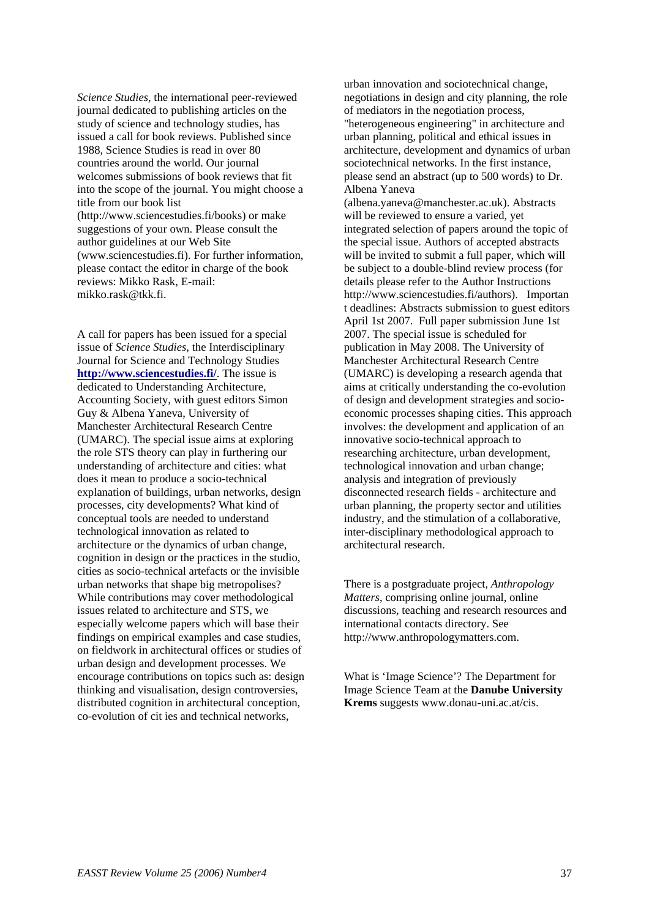*Science Studies*, the international peer-reviewed journal dedicated to publishing articles on the study of science and technology studies, has issued a call for book reviews. Published since 1988, Science Studies is read in over 80 countries around the world. Our journal welcomes submissions of book reviews that fit into the scope of the journal. You might choose a title from our book list (http://www.sciencestudies.fi/books) or make suggestions of your own. Please consult the author guidelines at our Web Site (www.sciencestudies.fi). For further information, please contact the editor in charge of the book reviews: Mikko Rask, E-mail: mikko.rask@tkk.fi.

A call for papers has been issued for a special issue of *Science Studies*, the Interdisciplinary Journal for Science and Technology Studies **http://www.sciencestudies.fi/**. The issue is dedicated to Understanding Architecture, Accounting Society, with guest editors Simon Guy & Albena Yaneva, University of Manchester Architectural Research Centre (UMARC). The special issue aims at exploring the role STS theory can play in furthering our understanding of architecture and cities: what does it mean to produce a socio-technical explanation of buildings, urban networks, design processes, city developments? What kind of conceptual tools are needed to understand technological innovation as related to architecture or the dynamics of urban change, cognition in design or the practices in the studio, cities as socio-technical artefacts or the invisible urban networks that shape big metropolises? While contributions may cover methodological issues related to architecture and STS, we especially welcome papers which will base their findings on empirical examples and case studies, on fieldwork in architectural offices or studies of urban design and development processes. We encourage contributions on topics such as: design thinking and visualisation, design controversies, distributed cognition in architectural conception, co-evolution of cit ies and technical networks, urban innovation and sociotechnical change, negotiations in design and city planning, the role of mediators in the negotiation process, "heterogeneous engineering" in architecture and urban planning, political and ethical issues in architecture, development and dynamics of urban sociotechnical networks. In the first instance, please send an abstract (up to 500 words) to Dr. Albena Yaneva (albena.yaneva@manchester.ac.uk). Abstracts will be reviewed to ensure a varied, yet integrated selection of papers around the topic of the special issue. Authors of accepted abstracts will be invited to submit a full paper, which will be subject to a double-blind review process (for details please refer to the Author Instructions http://www.sciencestudies.fi/authors). Important deadlines: Abstracts submission to guest editors April 1st 2007. Full paper submission June 1st 2007. The special issue is scheduled for publication in May 2008. The University of Manchester Architectural Research Centre (UMARC) is developing a research agenda that aims at critically understanding the co-evolution of design and development strategies and socio-economic processes shaping cities. This approach involves: the development and application of an innovative socio-technical approach to researching architecture, urban development, technological innovation and urban change; analysis and integration of previously disconnected research fields - architecture and urban planning, the property sector and utilities industry, and the stimulation of a collaborative, inter-disciplinary methodological approach to architectural research.

There is a postgraduate project, *Anthropology Matters*, comprising online journal, online discussions, teaching and research resources and international contacts directory. See http://www.anthropologymatters.com.

What is 'Image Science'? The Department for Image Science Team at the **Danube University Krems** suggests www.donau-uni.ac.at/cis.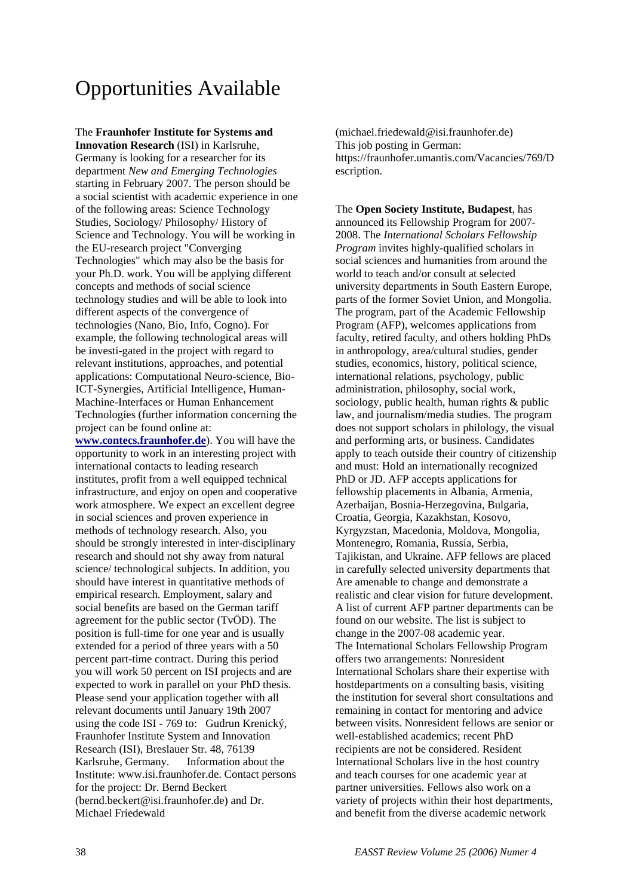# Opportunities Available

The **Fraunhofer Institute for Systems and Innovation Research** (ISI) in Karlsruhe, Germany is looking for a researcher for its department *New and Emerging Technologies* starting in February 2007. The person should be a social scientist with academic experience in one of the following areas: Science Technology Studies, Sociology/ Philosophy/ History of Science and Technology. You will be working in the EU-research project "Converging Technologies" which may also be the basis for your Ph.D. work. You will be applying different concepts and methods of social science technology studies and will be able to look into different aspects of the convergence of technologies (Nano, Bio, Info, Cogno). For example, the following technological areas will be investi-gated in the project with regard to relevant institutions, approaches, and potential applications: Computational Neuro-science, Bio-ICT-Synergies, Artificial Intelligence, Human-Machine-Interfaces or Human Enhancement Technologies (further information concerning the project can be found online at: **www.contecs.fraunhofer.de**). You will have the opportunity to work in an interesting project with international contacts to leading research institutes, profit from a well equipped technical infrastructure, and enjoy on open and cooperative work atmosphere. We expect an excellent degree in social sciences and proven experience in methods of technology research. Also, you should be strongly interested in inter-disciplinary research and should not shy away from natural science/ technological subjects. In addition, you should have interest in quantitative methods of empirical research. Employment, salary and social benefits are based on the German tariff agreement for the public sector (TvÖD). The position is full-time for one year and is usually extended for a period of three years with a 50 percent part-time contract. During this period you will work 50 percent on ISI projects and are expected to work in parallel on your PhD thesis. Please send your application together with all relevant documents until January 19th 2007 using the code ISI - 769 to: Gudrun Krenický, Fraunhofer Institute System and Innovation Research (ISI), Breslauer Str. 48, 76139 Karlsruhe, Germany. Information about the Institute: www.isi.fraunhofer.de. Contact persons for the project: Dr. Bernd Beckert (bernd.beckert@isi.fraunhofer.de) and Dr. Michael Friedewald (michael.friedewald@isi.fraunhofer.de)
This job posting in German: https://fraunhofer.umantis.com/Vacancies/769/Description.

The **Open Society Institute, Budapest**, has announced its Fellowship Program for 2007-2008. The *International Scholars Fellowship Program* invites highly-qualified scholars in social sciences and humanities from around the world to teach and/or consult at selected university departments in South Eastern Europe, parts of the former Soviet Union, and Mongolia. The program, part of the Academic Fellowship Program (AFP), welcomes applications from faculty, retired faculty, and others holding PhDs in anthropology, area/cultural studies, gender studies, economics, history, political science, international relations, psychology, public administration, philosophy, social work, sociology, public health, human rights & public law, and journalism/media studies. The program does not support scholars in philology, the visual and performing arts, or business. Candidates apply to teach outside their country of citizenship and must: Hold an internationally recognized PhD or JD. AFP accepts applications for fellowship placements in Albania, Armenia, Azerbaijan, Bosnia-Herzegovina, Bulgaria, Croatia, Georgia, Kazakhstan, Kosovo, Kyrgyzstan, Macedonia, Moldova, Mongolia, Montenegro, Romania, Russia, Serbia, Tajikistan, and Ukraine. AFP fellows are placed in carefully selected university departments that Are amenable to change and demonstrate a realistic and clear vision for future development. A list of current AFP partner departments can be found on our website. The list is subject to change in the 2007-08 academic year.
The International Scholars Fellowship Program offers two arrangements: Nonresident International Scholars share their expertise with hostdepartments on a consulting basis, visiting the institution for several short consultations and remaining in contact for mentoring and advice between visits. Nonresident fellows are senior or well-established academics; recent PhD recipients are not be considered. Resident International Scholars live in the host country and teach courses for one academic year at partner universities. Fellows also work on a variety of projects within their host departments, and benefit from the diverse academic network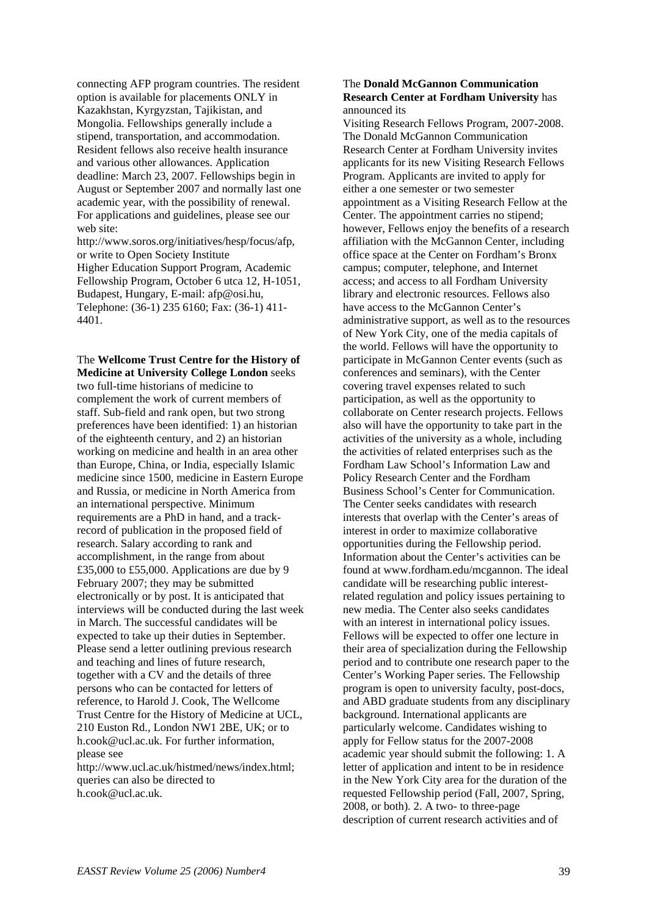connecting AFP program countries. The resident option is available for placements ONLY in Kazakhstan, Kyrgyzstan, Tajikistan, and Mongolia. Fellowships generally include a stipend, transportation, and accommodation. Resident fellows also receive health insurance and various other allowances. Application deadline: March 23, 2007. Fellowships begin in August or September 2007 and normally last one academic year, with the possibility of renewal. For applications and guidelines, please see our web site:
http://www.soros.org/initiatives/hesp/focus/afp, or write to Open Society Institute
Higher Education Support Program, Academic Fellowship Program, October 6 utca 12, H-1051, Budapest, Hungary, E-mail: afp@osi.hu, Telephone: (36-1) 235 6160; Fax: (36-1) 411-4401.

The **Wellcome Trust Centre for the History of Medicine at University College London** seeks two full-time historians of medicine to complement the work of current members of staff. Sub-field and rank open, but two strong preferences have been identified: 1) an historian of the eighteenth century, and 2) an historian working on medicine and health in an area other than Europe, China, or India, especially Islamic medicine since 1500, medicine in Eastern Europe and Russia, or medicine in North America from an international perspective. Minimum requirements are a PhD in hand, and a track-record of publication in the proposed field of research. Salary according to rank and accomplishment, in the range from about £35,000 to £55,000. Applications are due by 9 February 2007; they may be submitted electronically or by post. It is anticipated that interviews will be conducted during the last week in March. The successful candidates will be expected to take up their duties in September. Please send a letter outlining previous research and teaching and lines of future research, together with a CV and the details of three persons who can be contacted for letters of reference, to Harold J. Cook, The Wellcome Trust Centre for the History of Medicine at UCL, 210 Euston Rd., London NW1 2BE, UK; or to h.cook@ucl.ac.uk. For further information, please see
http://www.ucl.ac.uk/histmed/news/index.html; queries can also be directed to h.cook@ucl.ac.uk.

The **Donald McGannon Communication Research Center at Fordham University** has announced its
Visiting Research Fellows Program, 2007-2008. The Donald McGannon Communication Research Center at Fordham University invites applicants for its new Visiting Research Fellows Program. Applicants are invited to apply for either a one semester or two semester appointment as a Visiting Research Fellow at the Center. The appointment carries no stipend; however, Fellows enjoy the benefits of a research affiliation with the McGannon Center, including office space at the Center on Fordham's Bronx campus; computer, telephone, and Internet access; and access to all Fordham University library and electronic resources. Fellows also have access to the McGannon Center's administrative support, as well as to the resources of New York City, one of the media capitals of the world. Fellows will have the opportunity to participate in McGannon Center events (such as conferences and seminars), with the Center covering travel expenses related to such participation, as well as the opportunity to collaborate on Center research projects. Fellows also will have the opportunity to take part in the activities of the university as a whole, including the activities of related enterprises such as the Fordham Law School's Information Law and Policy Research Center and the Fordham Business School's Center for Communication. The Center seeks candidates with research interests that overlap with the Center's areas of interest in order to maximize collaborative opportunities during the Fellowship period. Information about the Center's activities can be found at www.fordham.edu/mcgannon. The ideal candidate will be researching public interest-related regulation and policy issues pertaining to new media. The Center also seeks candidates with an interest in international policy issues. Fellows will be expected to offer one lecture in their area of specialization during the Fellowship period and to contribute one research paper to the Center's Working Paper series. The Fellowship program is open to university faculty, post-docs, and ABD graduate students from any disciplinary background. International applicants are particularly welcome. Candidates wishing to apply for Fellow status for the 2007-2008 academic year should submit the following: 1. A letter of application and intent to be in residence in the New York City area for the duration of the requested Fellowship period (Fall, 2007, Spring, 2008, or both). 2. A two- to three-page description of current research activities and of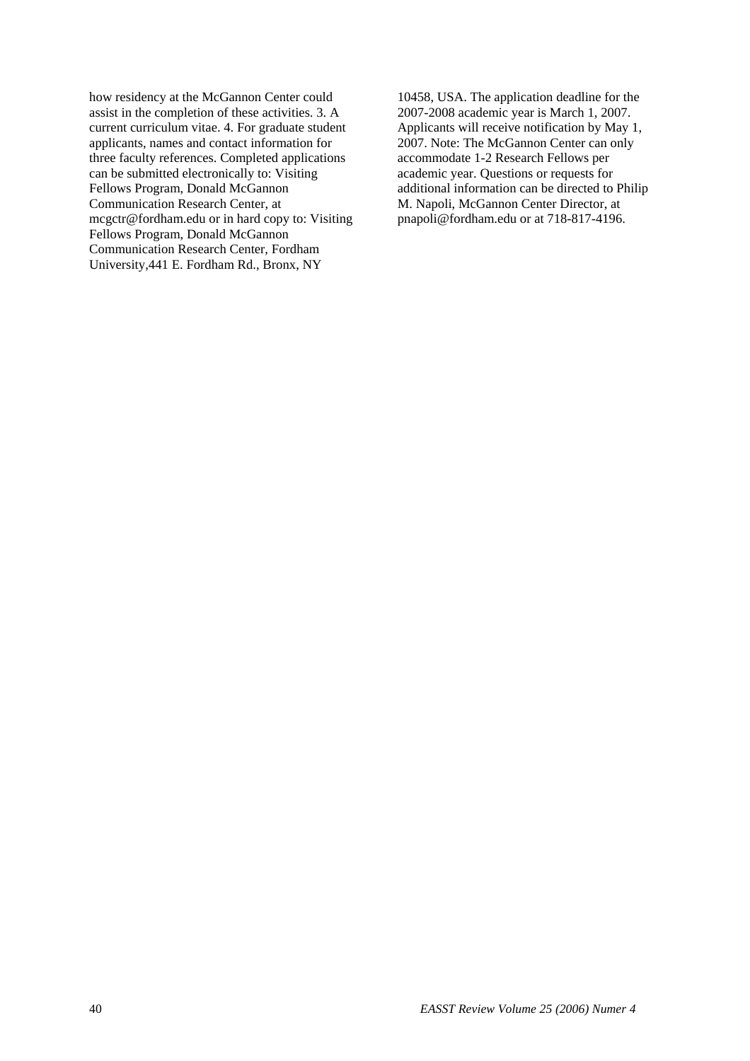how residency at the McGannon Center could assist in the completion of these activities. 3. A current curriculum vitae. 4. For graduate student applicants, names and contact information for three faculty references. Completed applications can be submitted electronically to: Visiting Fellows Program, Donald McGannon Communication Research Center, at mcgctr@fordham.edu or in hard copy to: Visiting Fellows Program, Donald McGannon Communication Research Center, Fordham University,441 E. Fordham Rd., Bronx, NY 10458, USA. The application deadline for the 2007-2008 academic year is March 1, 2007. Applicants will receive notification by May 1, 2007. Note: The McGannon Center can only accommodate 1-2 Research Fellows per academic year. Questions or requests for additional information can be directed to Philip M. Napoli, McGannon Center Director, at pnapoli@fordham.edu or at 718-817-4196.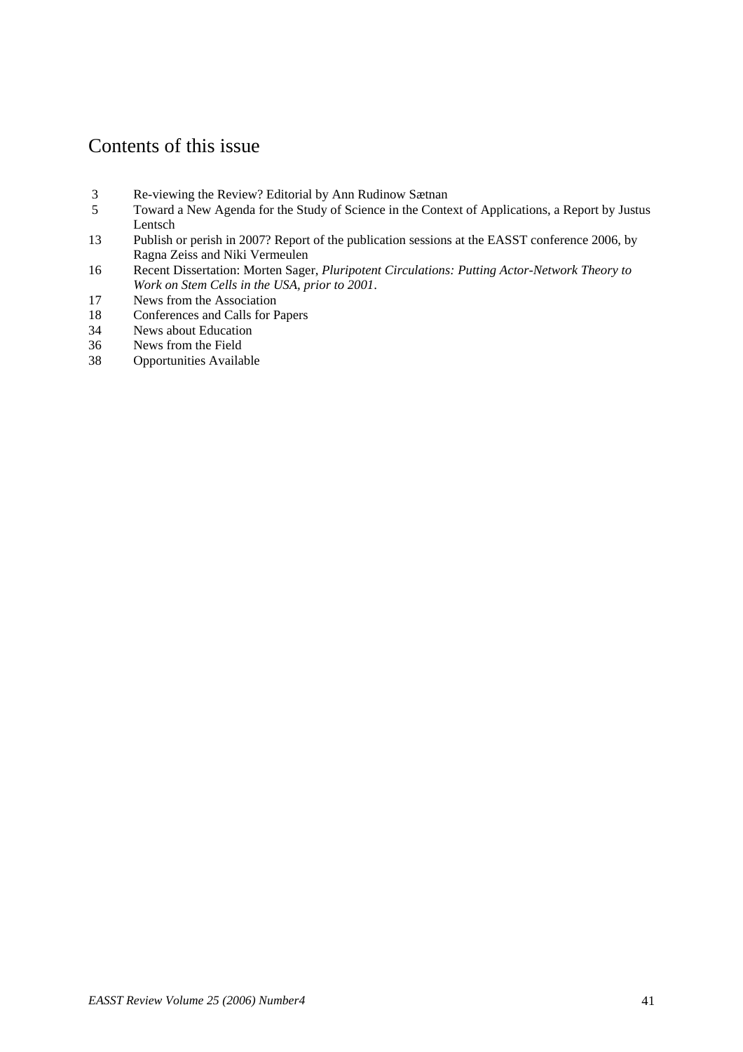# Contents of this issue

| | |
|---|---|
| 3 | Re-viewing the Review? Editorial by Ann Rudinow Sætnan |
| 5 | Toward a New Agenda for the Study of Science in the Context of Applications, a Report by Justus Lentsch |
| 13 | Publish or perish in 2007? Report of the publication sessions at the EASST conference 2006, by Ragna Zeiss and Niki Vermeulen |
| 16 | Recent Dissertation: Morten Sager, *Pluripotent Circulations: Putting Actor-Network Theory to Work on Stem Cells in the USA, prior to 2001*. |
| 17 | News from the Association |
| 18 | Conferences and Calls for Papers |
| 34 | News about Education |
| 36 | News from the Field |
| 38 | Opportunities Available |